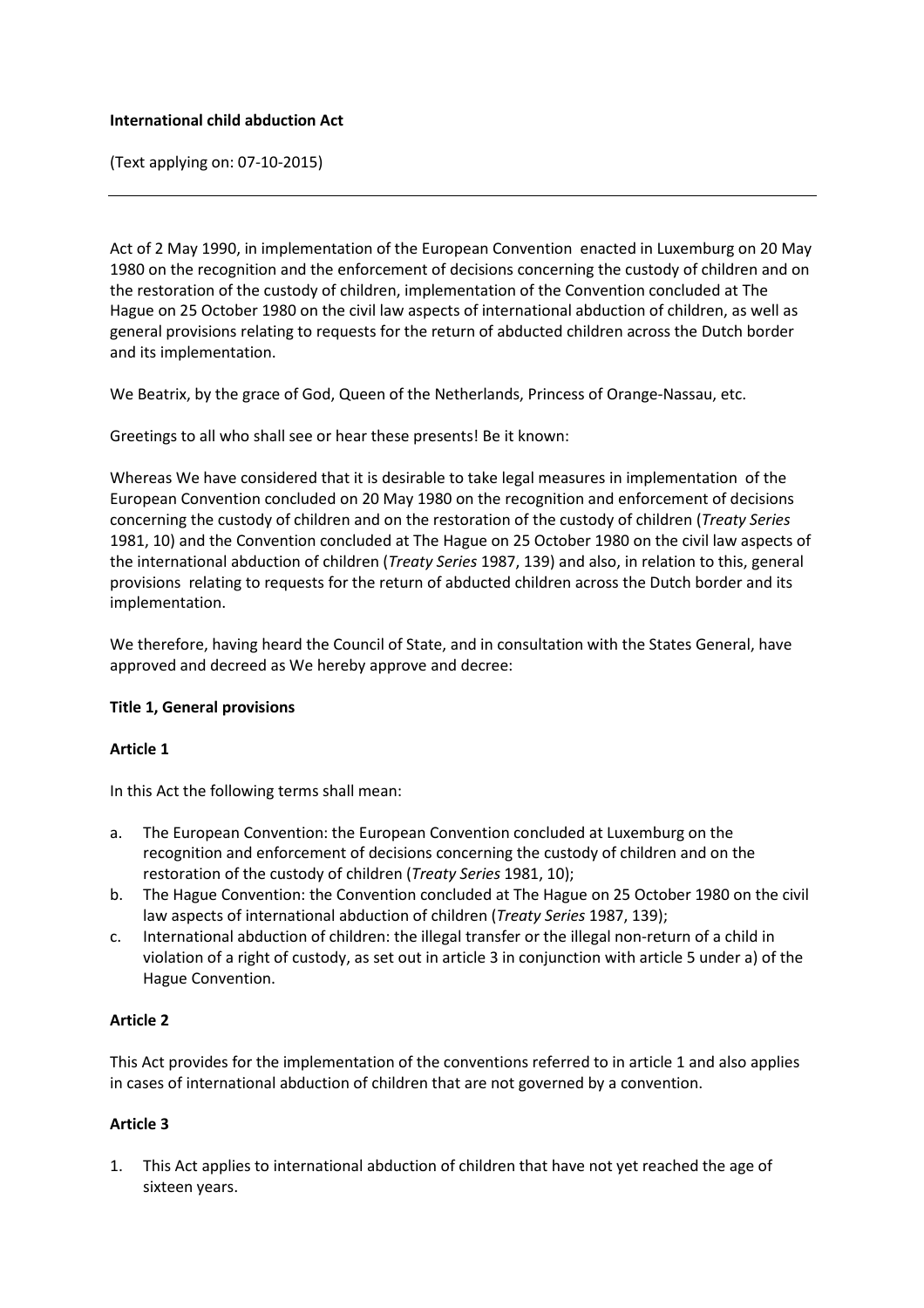**International child abduction Act**

(Text applying on: 07-10-2015)

---

Act of 2 May 1990, in implementation of the European Convention enacted in Luxemburg on 20 May 1980 on the recognition and the enforcement of decisions concerning the custody of children and on the restoration of the custody of children, implementation of the Convention concluded at The Hague on 25 October 1980 on the civil law aspects of international abduction of children, as well as general provisions relating to requests for the return of abducted children across the Dutch border and its implementation.

We Beatrix, by the grace of God, Queen of the Netherlands, Princess of Orange-Nassau, etc.

Greetings to all who shall see or hear these presents! Be it known:

Whereas We have considered that it is desirable to take legal measures in implementation of the European Convention concluded on 20 May 1980 on the recognition and enforcement of decisions concerning the custody of children and on the restoration of the custody of children (*Treaty Series* 1981, 10) and the Convention concluded at The Hague on 25 October 1980 on the civil law aspects of the international abduction of children (*Treaty Series* 1987, 139) and also, in relation to this, general provisions relating to requests for the return of abducted children across the Dutch border and its implementation.

We therefore, having heard the Council of State, and in consultation with the States General, have approved and decreed as We hereby approve and decree:

**Title 1, General provisions**

**Article 1**

In this Act the following terms shall mean:

a. The European Convention: the European Convention concluded at Luxemburg on the recognition and enforcement of decisions concerning the custody of children and on the restoration of the custody of children (*Treaty Series* 1981, 10);
b. The Hague Convention: the Convention concluded at The Hague on 25 October 1980 on the civil law aspects of international abduction of children (*Treaty Series* 1987, 139);
c. International abduction of children: the illegal transfer or the illegal non-return of a child in violation of a right of custody, as set out in article 3 in conjunction with article 5 under a) of the Hague Convention.

**Article 2**

This Act provides for the implementation of the conventions referred to in article 1 and also applies in cases of international abduction of children that are not governed by a convention.

**Article 3**

1. This Act applies to international abduction of children that have not yet reached the age of sixteen years.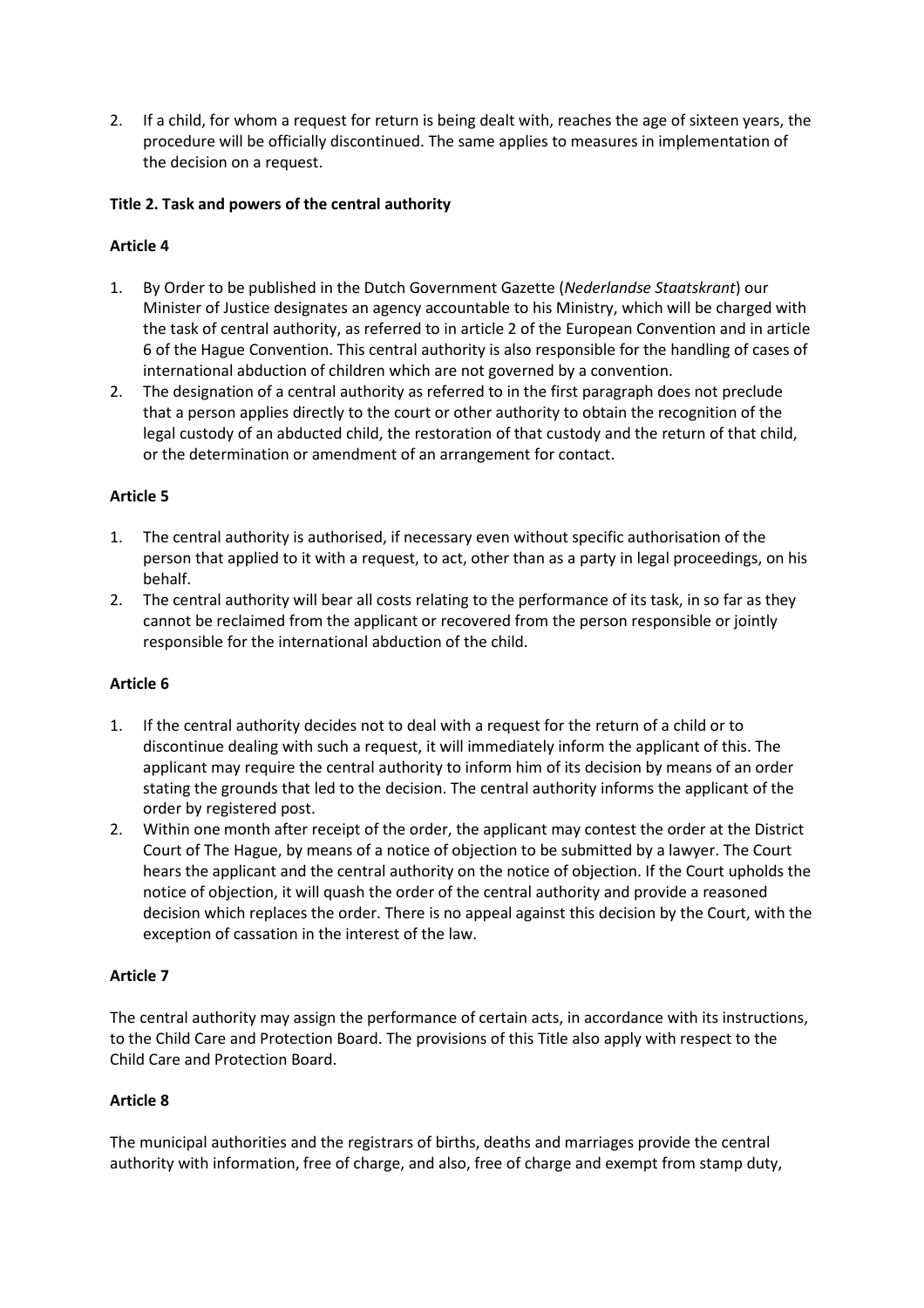2. If a child, for whom a request for return is being dealt with, reaches the age of sixteen years, the procedure will be officially discontinued. The same applies to measures in implementation of the decision on a request.

**Title 2. Task and powers of the central authority**

**Article 4**

1. By Order to be published in the Dutch Government Gazette (*Nederlandse Staatskrant*) our Minister of Justice designates an agency accountable to his Ministry, which will be charged with the task of central authority, as referred to in article 2 of the European Convention and in article 6 of the Hague Convention. This central authority is also responsible for the handling of cases of international abduction of children which are not governed by a convention.
2. The designation of a central authority as referred to in the first paragraph does not preclude that a person applies directly to the court or other authority to obtain the recognition of the legal custody of an abducted child, the restoration of that custody and the return of that child, or the determination or amendment of an arrangement for contact.

**Article 5**

1. The central authority is authorised, if necessary even without specific authorisation of the person that applied to it with a request, to act, other than as a party in legal proceedings, on his behalf.
2. The central authority will bear all costs relating to the performance of its task, in so far as they cannot be reclaimed from the applicant or recovered from the person responsible or jointly responsible for the international abduction of the child.

**Article 6**

1. If the central authority decides not to deal with a request for the return of a child or to discontinue dealing with such a request, it will immediately inform the applicant of this. The applicant may require the central authority to inform him of its decision by means of an order stating the grounds that led to the decision. The central authority informs the applicant of the order by registered post.
2. Within one month after receipt of the order, the applicant may contest the order at the District Court of The Hague, by means of a notice of objection to be submitted by a lawyer. The Court hears the applicant and the central authority on the notice of objection. If the Court upholds the notice of objection, it will quash the order of the central authority and provide a reasoned decision which replaces the order. There is no appeal against this decision by the Court, with the exception of cassation in the interest of the law.

**Article 7**

The central authority may assign the performance of certain acts, in accordance with its instructions, to the Child Care and Protection Board. The provisions of this Title also apply with respect to the Child Care and Protection Board.

**Article 8**

The municipal authorities and the registrars of births, deaths and marriages provide the central authority with information, free of charge, and also, free of charge and exempt from stamp duty,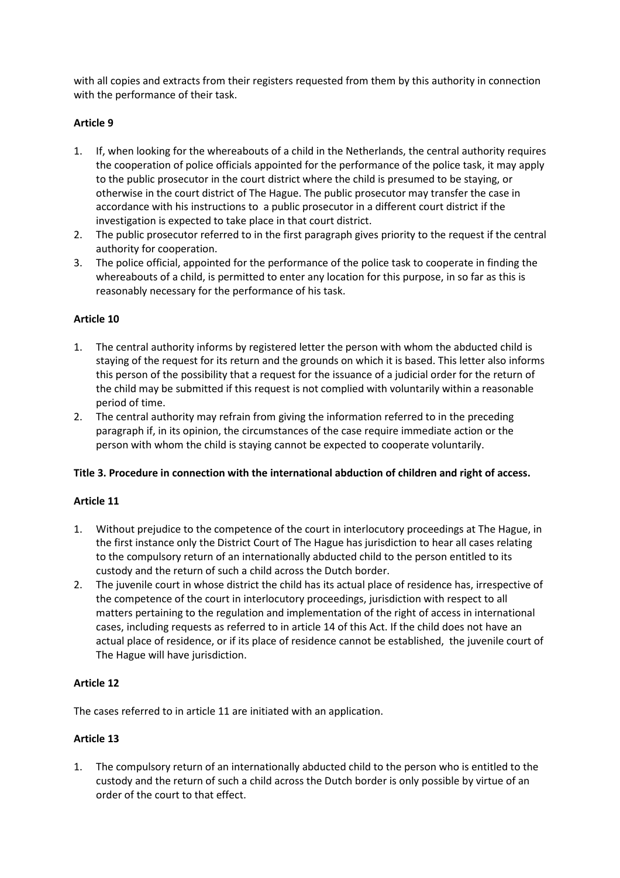with all copies and extracts from their registers requested from them by this authority in connection with the performance of their task.

**Article 9**

1. If, when looking for the whereabouts of a child in the Netherlands, the central authority requires the cooperation of police officials appointed for the performance of the police task, it may apply to the public prosecutor in the court district where the child is presumed to be staying, or otherwise in the court district of The Hague. The public prosecutor may transfer the case in accordance with his instructions to a public prosecutor in a different court district if the investigation is expected to take place in that court district.
2. The public prosecutor referred to in the first paragraph gives priority to the request if the central authority for cooperation.
3. The police official, appointed for the performance of the police task to cooperate in finding the whereabouts of a child, is permitted to enter any location for this purpose, in so far as this is reasonably necessary for the performance of his task.

**Article 10**

1. The central authority informs by registered letter the person with whom the abducted child is staying of the request for its return and the grounds on which it is based. This letter also informs this person of the possibility that a request for the issuance of a judicial order for the return of the child may be submitted if this request is not complied with voluntarily within a reasonable period of time.
2. The central authority may refrain from giving the information referred to in the preceding paragraph if, in its opinion, the circumstances of the case require immediate action or the person with whom the child is staying cannot be expected to cooperate voluntarily.

**Title 3. Procedure in connection with the international abduction of children and right of access.**

**Article 11**

1. Without prejudice to the competence of the court in interlocutory proceedings at The Hague, in the first instance only the District Court of The Hague has jurisdiction to hear all cases relating to the compulsory return of an internationally abducted child to the person entitled to its custody and the return of such a child across the Dutch border.
2. The juvenile court in whose district the child has its actual place of residence has, irrespective of the competence of the court in interlocutory proceedings, jurisdiction with respect to all matters pertaining to the regulation and implementation of the right of access in international cases, including requests as referred to in article 14 of this Act. If the child does not have an actual place of residence, or if its place of residence cannot be established, the juvenile court of The Hague will have jurisdiction.

**Article 12**

The cases referred to in article 11 are initiated with an application.

**Article 13**

1. The compulsory return of an internationally abducted child to the person who is entitled to the custody and the return of such a child across the Dutch border is only possible by virtue of an order of the court to that effect.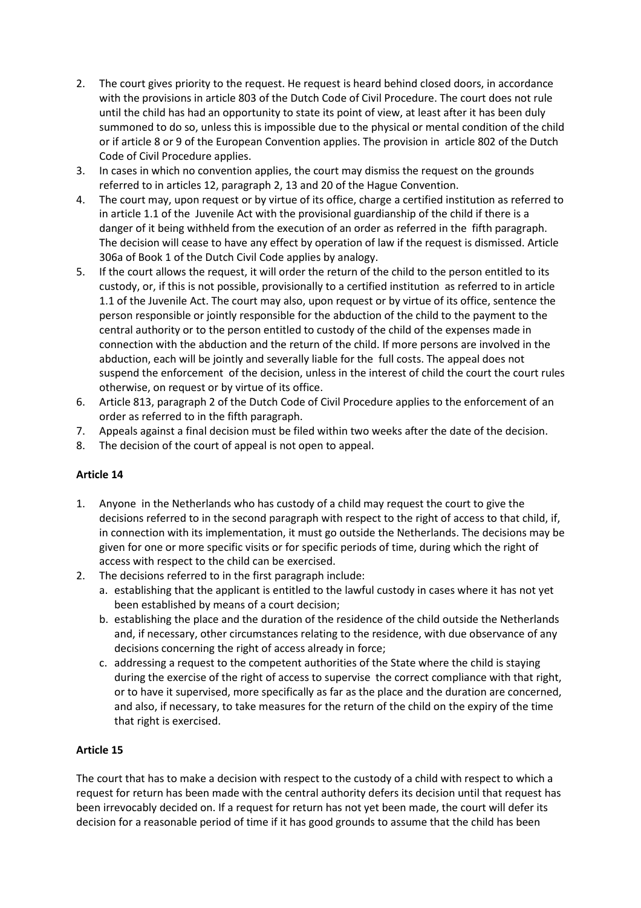2. The court gives priority to the request. He request is heard behind closed doors, in accordance with the provisions in article 803 of the Dutch Code of Civil Procedure. The court does not rule until the child has had an opportunity to state its point of view, at least after it has been duly summoned to do so, unless this is impossible due to the physical or mental condition of the child or if article 8 or 9 of the European Convention applies. The provision in article 802 of the Dutch Code of Civil Procedure applies.
3. In cases in which no convention applies, the court may dismiss the request on the grounds referred to in articles 12, paragraph 2, 13 and 20 of the Hague Convention.
4. The court may, upon request or by virtue of its office, charge a certified institution as referred to in article 1.1 of the Juvenile Act with the provisional guardianship of the child if there is a danger of it being withheld from the execution of an order as referred in the fifth paragraph. The decision will cease to have any effect by operation of law if the request is dismissed. Article 306a of Book 1 of the Dutch Civil Code applies by analogy.
5. If the court allows the request, it will order the return of the child to the person entitled to its custody, or, if this is not possible, provisionally to a certified institution as referred to in article 1.1 of the Juvenile Act. The court may also, upon request or by virtue of its office, sentence the person responsible or jointly responsible for the abduction of the child to the payment to the central authority or to the person entitled to custody of the child of the expenses made in connection with the abduction and the return of the child. If more persons are involved in the abduction, each will be jointly and severally liable for the full costs. The appeal does not suspend the enforcement of the decision, unless in the interest of child the court the court rules otherwise, on request or by virtue of its office.
6. Article 813, paragraph 2 of the Dutch Code of Civil Procedure applies to the enforcement of an order as referred to in the fifth paragraph.
7. Appeals against a final decision must be filed within two weeks after the date of the decision.
8. The decision of the court of appeal is not open to appeal.

**Article 14**

1. Anyone in the Netherlands who has custody of a child may request the court to give the decisions referred to in the second paragraph with respect to the right of access to that child, if, in connection with its implementation, it must go outside the Netherlands. The decisions may be given for one or more specific visits or for specific periods of time, during which the right of access with respect to the child can be exercised.
2. The decisions referred to in the first paragraph include:
   a. establishing that the applicant is entitled to the lawful custody in cases where it has not yet been established by means of a court decision;
   b. establishing the place and the duration of the residence of the child outside the Netherlands and, if necessary, other circumstances relating to the residence, with due observance of any decisions concerning the right of access already in force;
   c. addressing a request to the competent authorities of the State where the child is staying during the exercise of the right of access to supervise the correct compliance with that right, or to have it supervised, more specifically as far as the place and the duration are concerned, and also, if necessary, to take measures for the return of the child on the expiry of the time that right is exercised.

**Article 15**

The court that has to make a decision with respect to the custody of a child with respect to which a request for return has been made with the central authority defers its decision until that request has been irrevocably decided on. If a request for return has not yet been made, the court will defer its decision for a reasonable period of time if it has good grounds to assume that the child has been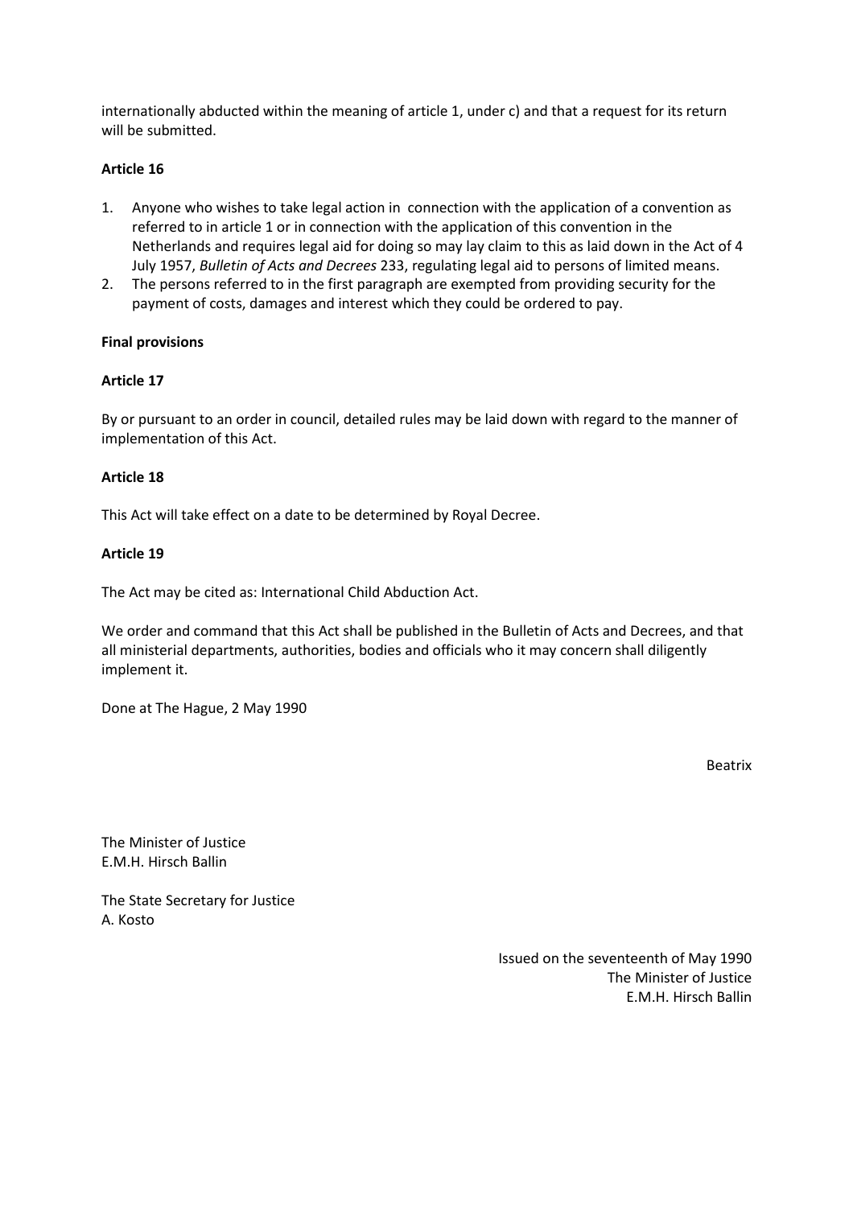internationally abducted within the meaning of article 1, under c) and that a request for its return will be submitted.

**Article 16**

1. Anyone who wishes to take legal action in connection with the application of a convention as referred to in article 1 or in connection with the application of this convention in the Netherlands and requires legal aid for doing so may lay claim to this as laid down in the Act of 4 July 1957, *Bulletin of Acts and Decrees* 233, regulating legal aid to persons of limited means.
2. The persons referred to in the first paragraph are exempted from providing security for the payment of costs, damages and interest which they could be ordered to pay.

**Final provisions**

**Article 17**

By or pursuant to an order in council, detailed rules may be laid down with regard to the manner of implementation of this Act.

**Article 18**

This Act will take effect on a date to be determined by Royal Decree.

**Article 19**

The Act may be cited as: International Child Abduction Act.

We order and command that this Act shall be published in the Bulletin of Acts and Decrees, and that all ministerial departments, authorities, bodies and officials who it may concern shall diligently implement it.

Done at The Hague, 2 May 1990

Beatrix

The Minister of Justice
E.M.H. Hirsch Ballin

The State Secretary for Justice
A. Kosto

Issued on the seventeenth of May 1990
The Minister of Justice
E.M.H. Hirsch Ballin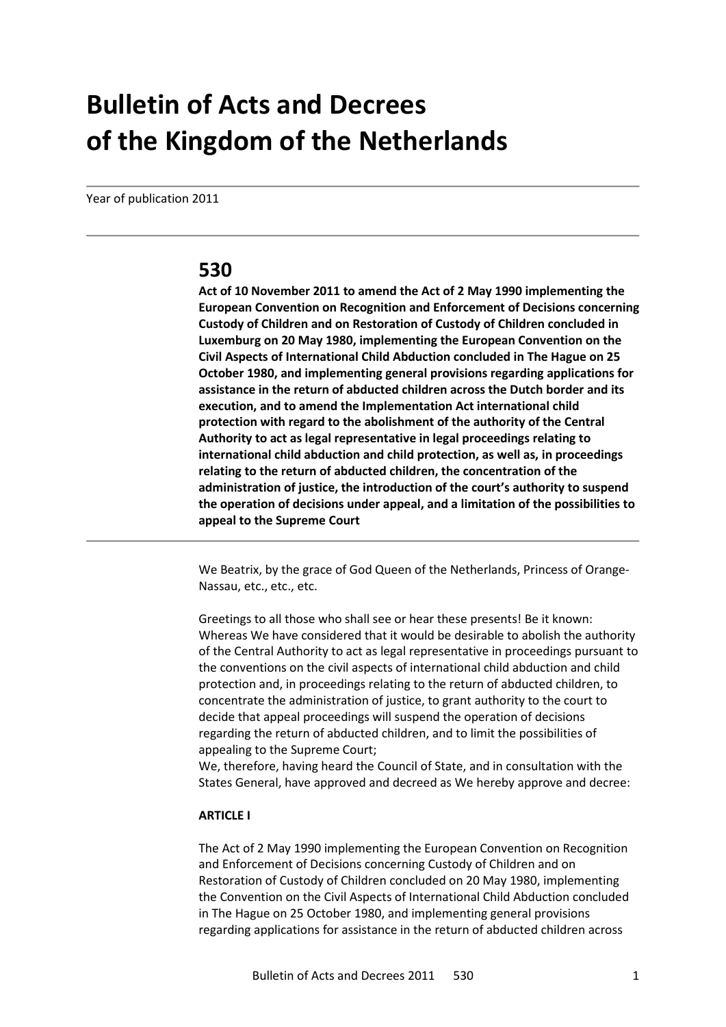# Bulletin of Acts and Decrees of the Kingdom of the Netherlands

Year of publication 2011

## 530

**Act of 10 November 2011 to amend the Act of 2 May 1990 implementing the European Convention on Recognition and Enforcement of Decisions concerning Custody of Children and on Restoration of Custody of Children concluded in Luxemburg on 20 May 1980, implementing the European Convention on the Civil Aspects of International Child Abduction concluded in The Hague on 25 October 1980, and implementing general provisions regarding applications for assistance in the return of abducted children across the Dutch border and its execution, and to amend the Implementation Act international child protection with regard to the abolishment of the authority of the Central Authority to act as legal representative in legal proceedings relating to international child abduction and child protection, as well as, in proceedings relating to the return of abducted children, the concentration of the administration of justice, the introduction of the court's authority to suspend the operation of decisions under appeal, and a limitation of the possibilities to appeal to the Supreme Court**

We Beatrix, by the grace of God Queen of the Netherlands, Princess of Orange-Nassau, etc., etc., etc.

Greetings to all those who shall see or hear these presents! Be it known:
Whereas We have considered that it would be desirable to abolish the authority of the Central Authority to act as legal representative in proceedings pursuant to the conventions on the civil aspects of international child abduction and child protection and, in proceedings relating to the return of abducted children, to concentrate the administration of justice, to grant authority to the court to decide that appeal proceedings will suspend the operation of decisions regarding the return of abducted children, and to limit the possibilities of appealing to the Supreme Court;
We, therefore, having heard the Council of State, and in consultation with the States General, have approved and decreed as We hereby approve and decree:

**ARTICLE I**

The Act of 2 May 1990 implementing the European Convention on Recognition and Enforcement of Decisions concerning Custody of Children and on Restoration of Custody of Children concluded on 20 May 1980, implementing the Convention on the Civil Aspects of International Child Abduction concluded in The Hague on 25 October 1980, and implementing general provisions regarding applications for assistance in the return of abducted children across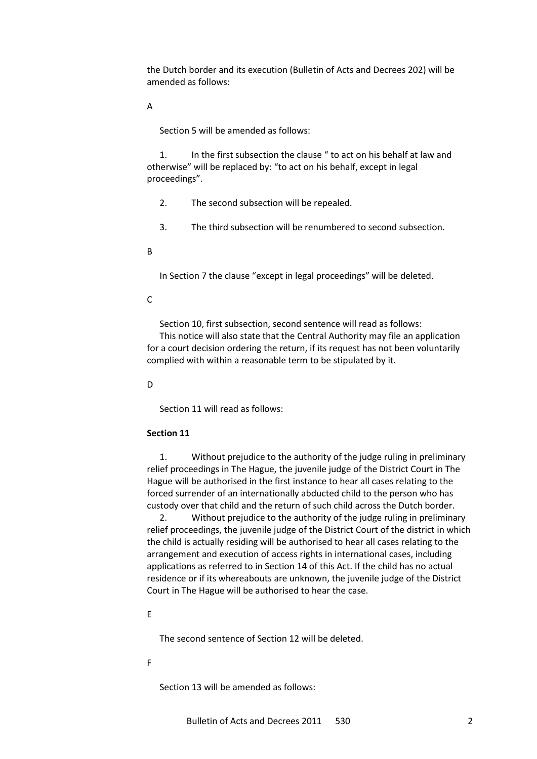the Dutch border and its execution (Bulletin of Acts and Decrees 202) will be amended as follows:

A

Section 5 will be amended as follows:

1. In the first subsection the clause " to act on his behalf at law and otherwise" will be replaced by: "to act on his behalf, except in legal proceedings".

2. The second subsection will be repealed.

3. The third subsection will be renumbered to second subsection.

B

In Section 7 the clause "except in legal proceedings" will be deleted.

C

Section 10, first subsection, second sentence will read as follows:
This notice will also state that the Central Authority may file an application for a court decision ordering the return, if its request has not been voluntarily complied with within a reasonable term to be stipulated by it.

D

Section 11 will read as follows:

**Section 11**

1. Without prejudice to the authority of the judge ruling in preliminary relief proceedings in The Hague, the juvenile judge of the District Court in The Hague will be authorised in the first instance to hear all cases relating to the forced surrender of an internationally abducted child to the person who has custody over that child and the return of such child across the Dutch border.
2. Without prejudice to the authority of the judge ruling in preliminary relief proceedings, the juvenile judge of the District Court of the district in which the child is actually residing will be authorised to hear all cases relating to the arrangement and execution of access rights in international cases, including applications as referred to in Section 14 of this Act. If the child has no actual residence or if its whereabouts are unknown, the juvenile judge of the District Court in The Hague will be authorised to hear the case.

E

The second sentence of Section 12 will be deleted.

F

Section 13 will be amended as follows: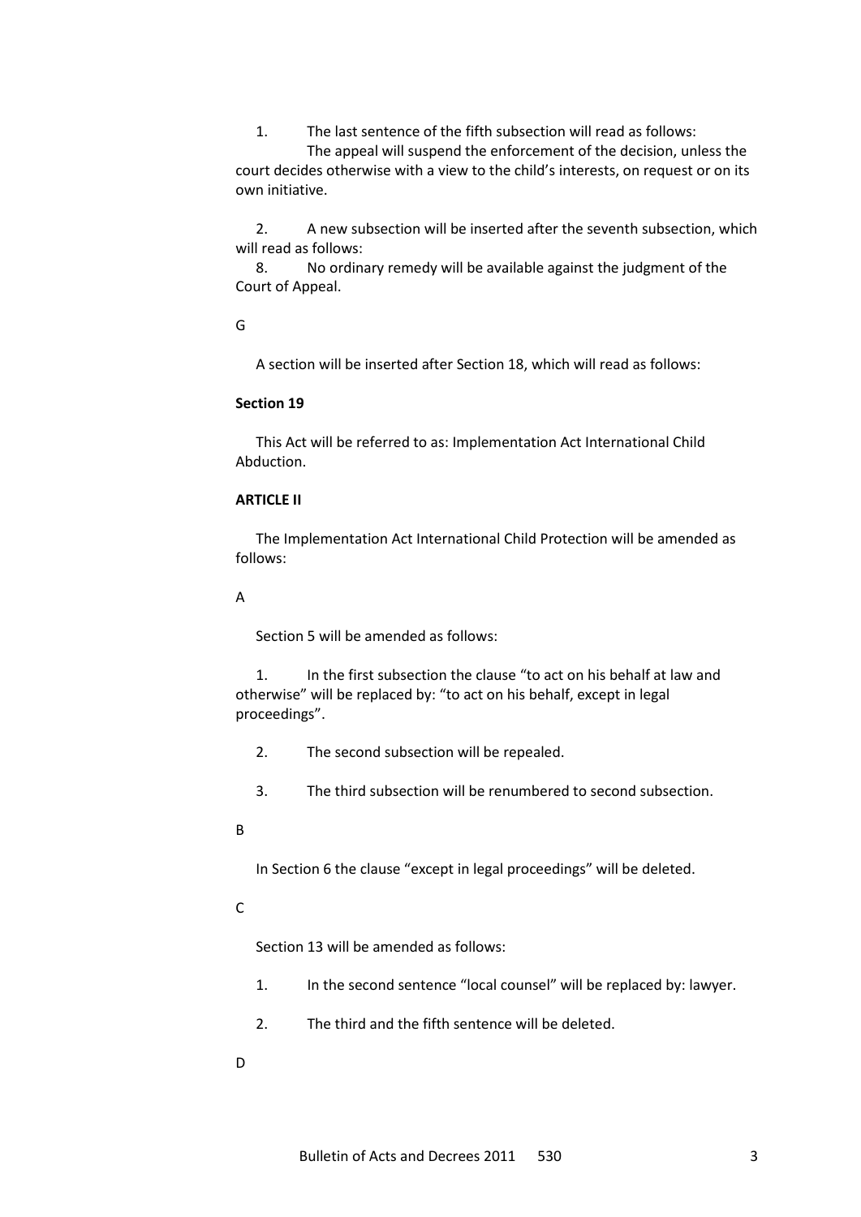1. The last sentence of the fifth subsection will read as follows:

The appeal will suspend the enforcement of the decision, unless the court decides otherwise with a view to the child's interests, on request or on its own initiative.

2. A new subsection will be inserted after the seventh subsection, which will read as follows:

8. No ordinary remedy will be available against the judgment of the Court of Appeal.

G

A section will be inserted after Section 18, which will read as follows:

**Section 19**

This Act will be referred to as: Implementation Act International Child Abduction.

**ARTICLE II**

The Implementation Act International Child Protection will be amended as follows:

A

Section 5 will be amended as follows:

1. In the first subsection the clause "to act on his behalf at law and otherwise" will be replaced by: "to act on his behalf, except in legal proceedings".

2. The second subsection will be repealed.

3. The third subsection will be renumbered to second subsection.

B

In Section 6 the clause "except in legal proceedings" will be deleted.

C

Section 13 will be amended as follows:

1. In the second sentence "local counsel" will be replaced by: lawyer.

2. The third and the fifth sentence will be deleted.

D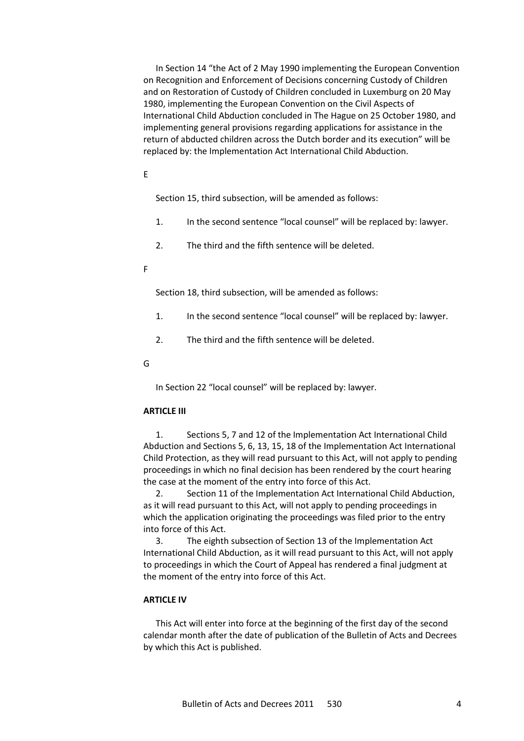In Section 14 “the Act of 2 May 1990 implementing the European Convention on Recognition and Enforcement of Decisions concerning Custody of Children and on Restoration of Custody of Children concluded in Luxemburg on 20 May 1980, implementing the European Convention on the Civil Aspects of International Child Abduction concluded in The Hague on 25 October 1980, and implementing general provisions regarding applications for assistance in the return of abducted children across the Dutch border and its execution” will be replaced by: the Implementation Act International Child Abduction.

E

Section 15, third subsection, will be amended as follows:

1. In the second sentence “local counsel” will be replaced by: lawyer.

2. The third and the fifth sentence will be deleted.

F

Section 18, third subsection, will be amended as follows:

1. In the second sentence “local counsel” will be replaced by: lawyer.

2. The third and the fifth sentence will be deleted.

G

In Section 22 “local counsel” will be replaced by: lawyer.

**ARTICLE III**

1. Sections 5, 7 and 12 of the Implementation Act International Child Abduction and Sections 5, 6, 13, 15, 18 of the Implementation Act International Child Protection, as they will read pursuant to this Act, will not apply to pending proceedings in which no final decision has been rendered by the court hearing the case at the moment of the entry into force of this Act.

2. Section 11 of the Implementation Act International Child Abduction, as it will read pursuant to this Act, will not apply to pending proceedings in which the application originating the proceedings was filed prior to the entry into force of this Act.

3. The eighth subsection of Section 13 of the Implementation Act International Child Abduction, as it will read pursuant to this Act, will not apply to proceedings in which the Court of Appeal has rendered a final judgment at the moment of the entry into force of this Act.

**ARTICLE IV**

This Act will enter into force at the beginning of the first day of the second calendar month after the date of publication of the Bulletin of Acts and Decrees by which this Act is published.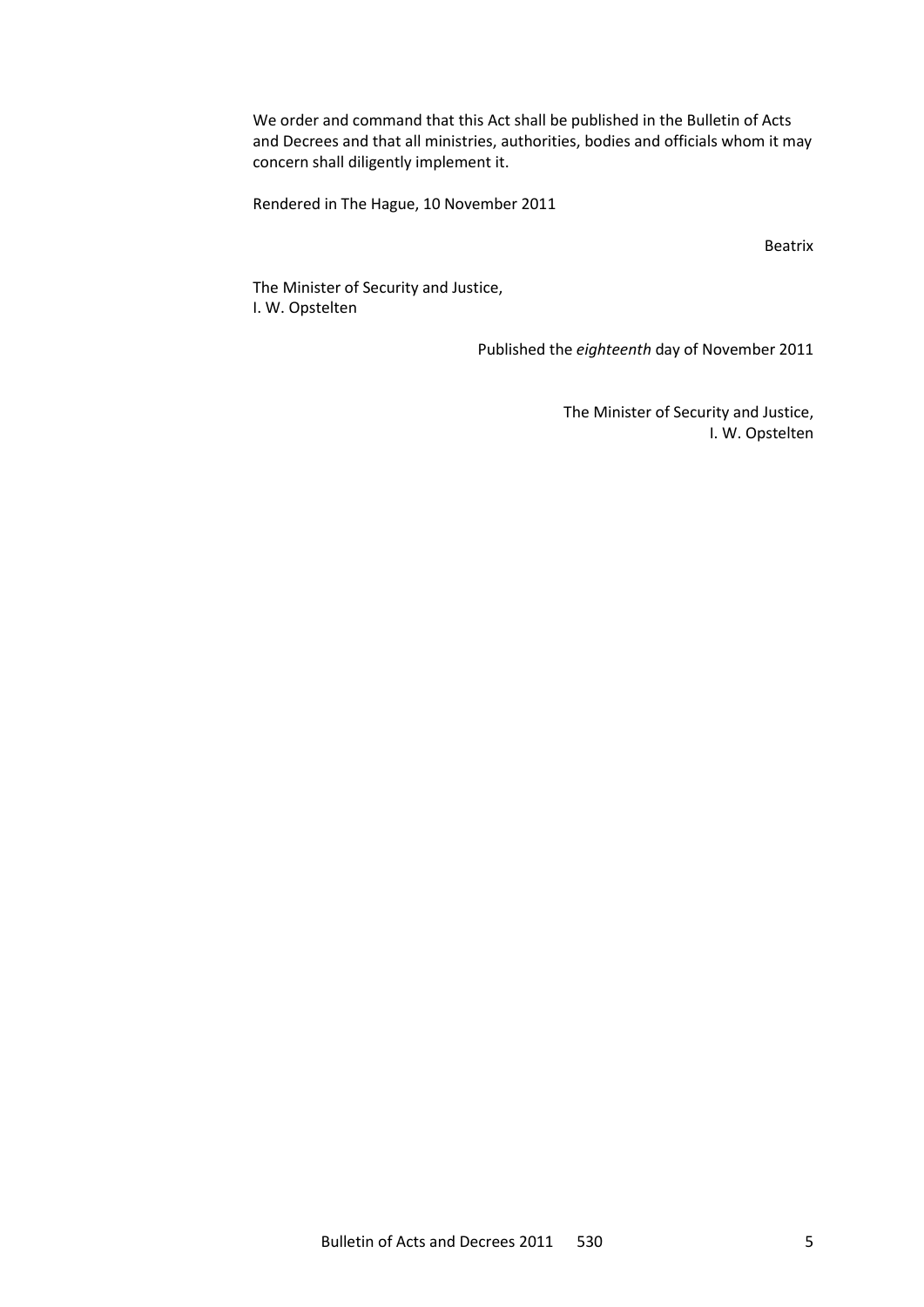We order and command that this Act shall be published in the Bulletin of Acts and Decrees and that all ministries, authorities, bodies and officials whom it may concern shall diligently implement it.

Rendered in The Hague, 10 November 2011

Beatrix

The Minister of Security and Justice,
I. W. Opstelten

Published the *eighteenth* day of November 2011

The Minister of Security and Justice,
I. W. Opstelten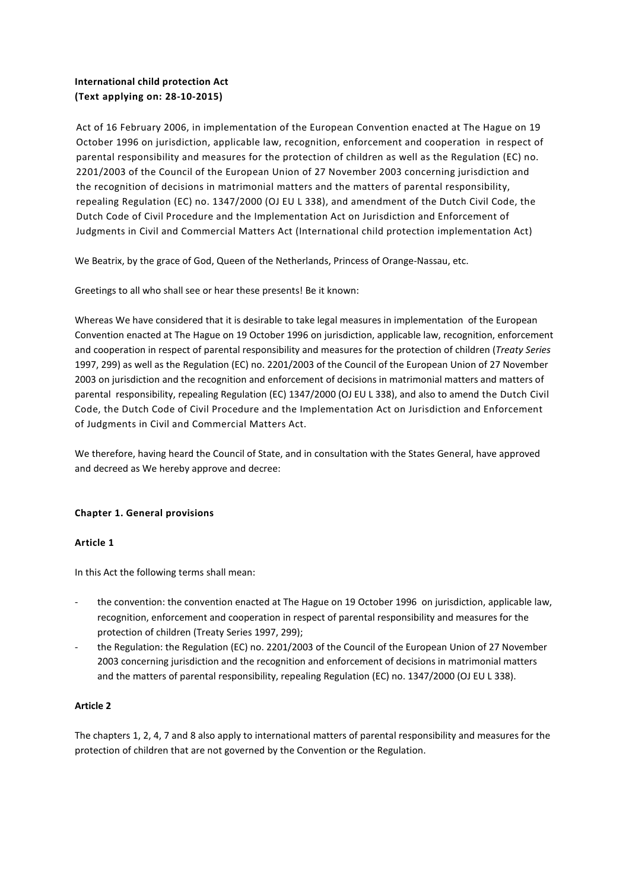**International child protection Act**
**(Text applying on: 28-10-2015)**

Act of 16 February 2006, in implementation of the European Convention enacted at The Hague on 19 October 1996 on jurisdiction, applicable law, recognition, enforcement and cooperation in respect of parental responsibility and measures for the protection of children as well as the Regulation (EC) no. 2201/2003 of the Council of the European Union of 27 November 2003 concerning jurisdiction and the recognition of decisions in matrimonial matters and the matters of parental responsibility, repealing Regulation (EC) no. 1347/2000 (OJ EU L 338), and amendment of the Dutch Civil Code, the Dutch Code of Civil Procedure and the Implementation Act on Jurisdiction and Enforcement of Judgments in Civil and Commercial Matters Act (International child protection implementation Act)

We Beatrix, by the grace of God, Queen of the Netherlands, Princess of Orange-Nassau, etc.

Greetings to all who shall see or hear these presents! Be it known:

Whereas We have considered that it is desirable to take legal measures in implementation of the European Convention enacted at The Hague on 19 October 1996 on jurisdiction, applicable law, recognition, enforcement and cooperation in respect of parental responsibility and measures for the protection of children (*Treaty Series* 1997, 299) as well as the Regulation (EC) no. 2201/2003 of the Council of the European Union of 27 November 2003 on jurisdiction and the recognition and enforcement of decisions in matrimonial matters and matters of parental responsibility, repealing Regulation (EC) 1347/2000 (OJ EU L 338), and also to amend the Dutch Civil Code, the Dutch Code of Civil Procedure and the Implementation Act on Jurisdiction and Enforcement of Judgments in Civil and Commercial Matters Act.

We therefore, having heard the Council of State, and in consultation with the States General, have approved and decreed as We hereby approve and decree:

**Chapter 1. General provisions**

**Article 1**

In this Act the following terms shall mean:

- the convention: the convention enacted at The Hague on 19 October 1996 on jurisdiction, applicable law, recognition, enforcement and cooperation in respect of parental responsibility and measures for the protection of children (Treaty Series 1997, 299);
- the Regulation: the Regulation (EC) no. 2201/2003 of the Council of the European Union of 27 November 2003 concerning jurisdiction and the recognition and enforcement of decisions in matrimonial matters and the matters of parental responsibility, repealing Regulation (EC) no. 1347/2000 (OJ EU L 338).

**Article 2**

The chapters 1, 2, 4, 7 and 8 also apply to international matters of parental responsibility and measures for the protection of children that are not governed by the Convention or the Regulation.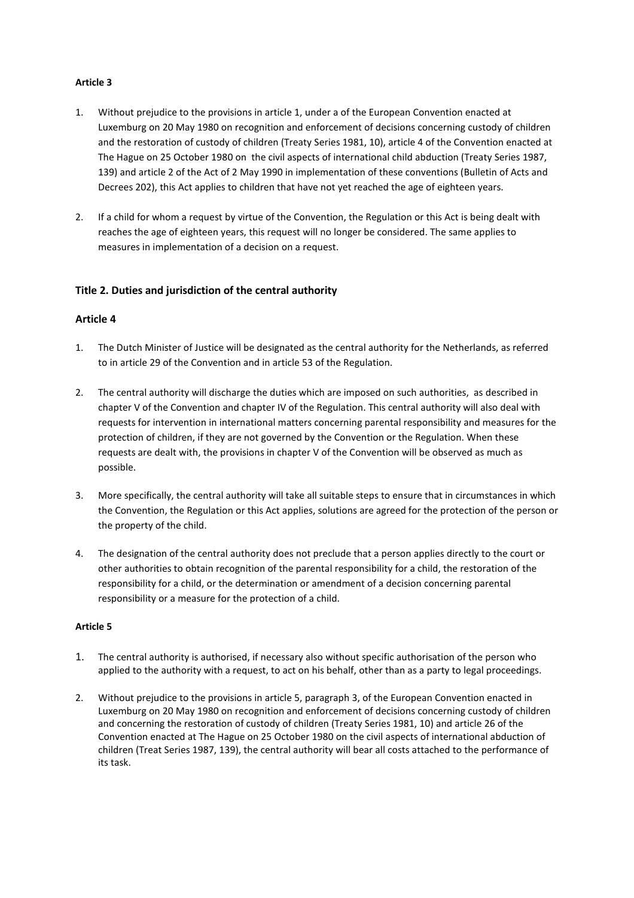**Article 3**

1. Without prejudice to the provisions in article 1, under a of the European Convention enacted at Luxemburg on 20 May 1980 on recognition and enforcement of decisions concerning custody of children and the restoration of custody of children (Treaty Series 1981, 10), article 4 of the Convention enacted at The Hague on 25 October 1980 on the civil aspects of international child abduction (Treaty Series 1987, 139) and article 2 of the Act of 2 May 1990 in implementation of these conventions (Bulletin of Acts and Decrees 202), this Act applies to children that have not yet reached the age of eighteen years.

2. If a child for whom a request by virtue of the Convention, the Regulation or this Act is being dealt with reaches the age of eighteen years, this request will no longer be considered. The same applies to measures in implementation of a decision on a request.

## Title 2. Duties and jurisdiction of the central authority

### Article 4

1. The Dutch Minister of Justice will be designated as the central authority for the Netherlands, as referred to in article 29 of the Convention and in article 53 of the Regulation.

2. The central authority will discharge the duties which are imposed on such authorities, as described in chapter V of the Convention and chapter IV of the Regulation. This central authority will also deal with requests for intervention in international matters concerning parental responsibility and measures for the protection of children, if they are not governed by the Convention or the Regulation. When these requests are dealt with, the provisions in chapter V of the Convention will be observed as much as possible.

3. More specifically, the central authority will take all suitable steps to ensure that in circumstances in which the Convention, the Regulation or this Act applies, solutions are agreed for the protection of the person or the property of the child.

4. The designation of the central authority does not preclude that a person applies directly to the court or other authorities to obtain recognition of the parental responsibility for a child, the restoration of the responsibility for a child, or the determination or amendment of a decision concerning parental responsibility or a measure for the protection of a child.

**Article 5**

1. The central authority is authorised, if necessary also without specific authorisation of the person who applied to the authority with a request, to act on his behalf, other than as a party to legal proceedings.

2. Without prejudice to the provisions in article 5, paragraph 3, of the European Convention enacted in Luxemburg on 20 May 1980 on recognition and enforcement of decisions concerning custody of children and concerning the restoration of custody of children (Treaty Series 1981, 10) and article 26 of the Convention enacted at The Hague on 25 October 1980 on the civil aspects of international abduction of children (Treat Series 1987, 139), the central authority will bear all costs attached to the performance of its task.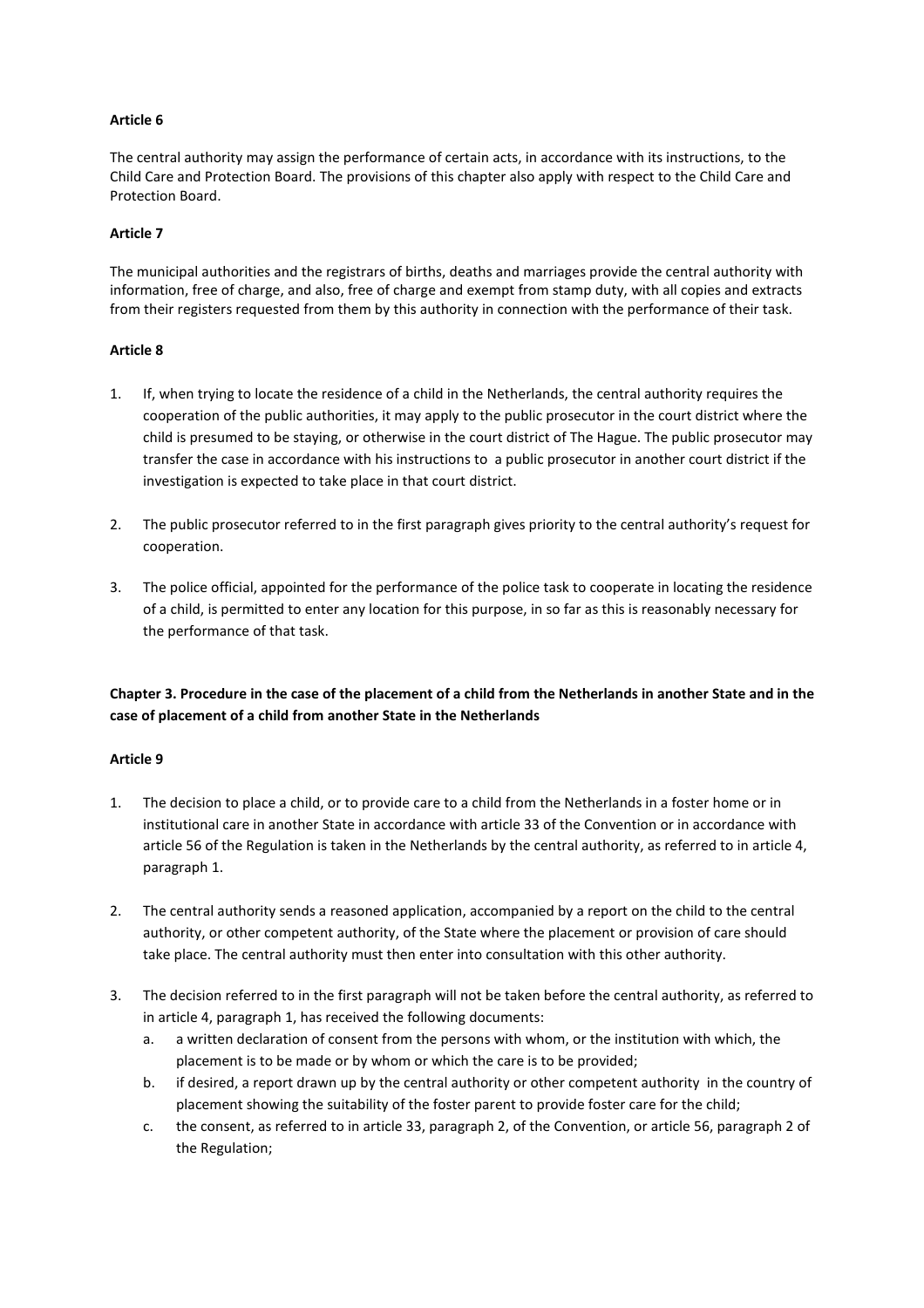**Article 6**

The central authority may assign the performance of certain acts, in accordance with its instructions, to the Child Care and Protection Board. The provisions of this chapter also apply with respect to the Child Care and Protection Board.

**Article 7**

The municipal authorities and the registrars of births, deaths and marriages provide the central authority with information, free of charge, and also, free of charge and exempt from stamp duty, with all copies and extracts from their registers requested from them by this authority in connection with the performance of their task.

**Article 8**

1. If, when trying to locate the residence of a child in the Netherlands, the central authority requires the cooperation of the public authorities, it may apply to the public prosecutor in the court district where the child is presumed to be staying, or otherwise in the court district of The Hague. The public prosecutor may transfer the case in accordance with his instructions to a public prosecutor in another court district if the investigation is expected to take place in that court district.

2. The public prosecutor referred to in the first paragraph gives priority to the central authority's request for cooperation.

3. The police official, appointed for the performance of the police task to cooperate in locating the residence of a child, is permitted to enter any location for this purpose, in so far as this is reasonably necessary for the performance of that task.

**Chapter 3. Procedure in the case of the placement of a child from the Netherlands in another State and in the case of placement of a child from another State in the Netherlands**

**Article 9**

1. The decision to place a child, or to provide care to a child from the Netherlands in a foster home or in institutional care in another State in accordance with article 33 of the Convention or in accordance with article 56 of the Regulation is taken in the Netherlands by the central authority, as referred to in article 4, paragraph 1.

2. The central authority sends a reasoned application, accompanied by a report on the child to the central authority, or other competent authority, of the State where the placement or provision of care should take place. The central authority must then enter into consultation with this other authority.

3. The decision referred to in the first paragraph will not be taken before the central authority, as referred to in article 4, paragraph 1, has received the following documents:
   a. a written declaration of consent from the persons with whom, or the institution with which, the placement is to be made or by whom or which the care is to be provided;
   b. if desired, a report drawn up by the central authority or other competent authority in the country of placement showing the suitability of the foster parent to provide foster care for the child;
   c. the consent, as referred to in article 33, paragraph 2, of the Convention, or article 56, paragraph 2 of the Regulation;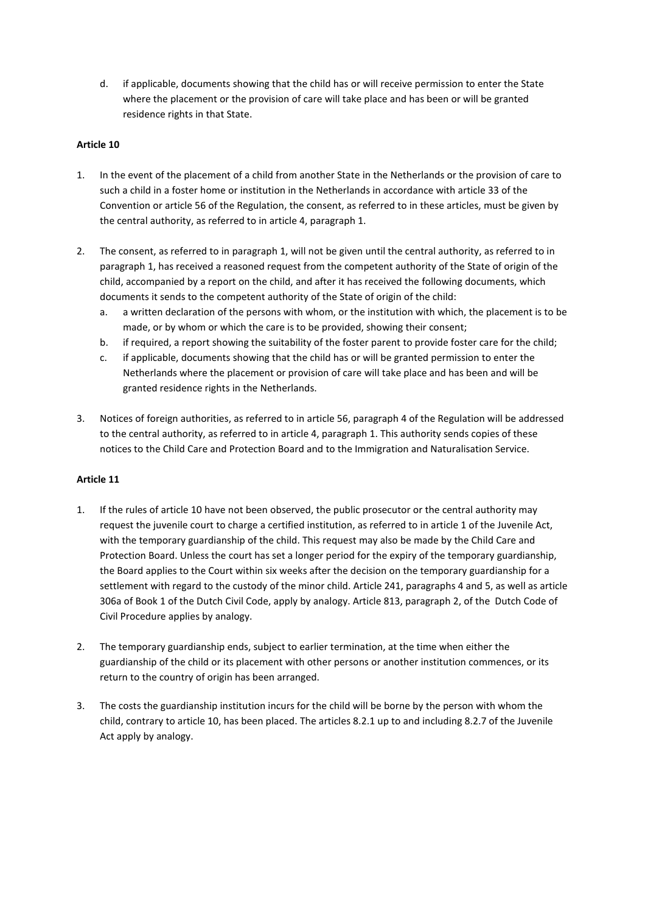d. if applicable, documents showing that the child has or will receive permission to enter the State where the placement or the provision of care will take place and has been or will be granted residence rights in that State.

**Article 10**

1. In the event of the placement of a child from another State in the Netherlands or the provision of care to such a child in a foster home or institution in the Netherlands in accordance with article 33 of the Convention or article 56 of the Regulation, the consent, as referred to in these articles, must be given by the central authority, as referred to in article 4, paragraph 1.

2. The consent, as referred to in paragraph 1, will not be given until the central authority, as referred to in paragraph 1, has received a reasoned request from the competent authority of the State of origin of the child, accompanied by a report on the child, and after it has received the following documents, which documents it sends to the competent authority of the State of origin of the child:
   a. a written declaration of the persons with whom, or the institution with which, the placement is to be made, or by whom or which the care is to be provided, showing their consent;
   b. if required, a report showing the suitability of the foster parent to provide foster care for the child;
   c. if applicable, documents showing that the child has or will be granted permission to enter the Netherlands where the placement or provision of care will take place and has been and will be granted residence rights in the Netherlands.

3. Notices of foreign authorities, as referred to in article 56, paragraph 4 of the Regulation will be addressed to the central authority, as referred to in article 4, paragraph 1. This authority sends copies of these notices to the Child Care and Protection Board and to the Immigration and Naturalisation Service.

**Article 11**

1. If the rules of article 10 have not been observed, the public prosecutor or the central authority may request the juvenile court to charge a certified institution, as referred to in article 1 of the Juvenile Act, with the temporary guardianship of the child. This request may also be made by the Child Care and Protection Board. Unless the court has set a longer period for the expiry of the temporary guardianship, the Board applies to the Court within six weeks after the decision on the temporary guardianship for a settlement with regard to the custody of the minor child. Article 241, paragraphs 4 and 5, as well as article 306a of Book 1 of the Dutch Civil Code, apply by analogy. Article 813, paragraph 2, of the Dutch Code of Civil Procedure applies by analogy.

2. The temporary guardianship ends, subject to earlier termination, at the time when either the guardianship of the child or its placement with other persons or another institution commences, or its return to the country of origin has been arranged.

3. The costs the guardianship institution incurs for the child will be borne by the person with whom the child, contrary to article 10, has been placed. The articles 8.2.1 up to and including 8.2.7 of the Juvenile Act apply by analogy.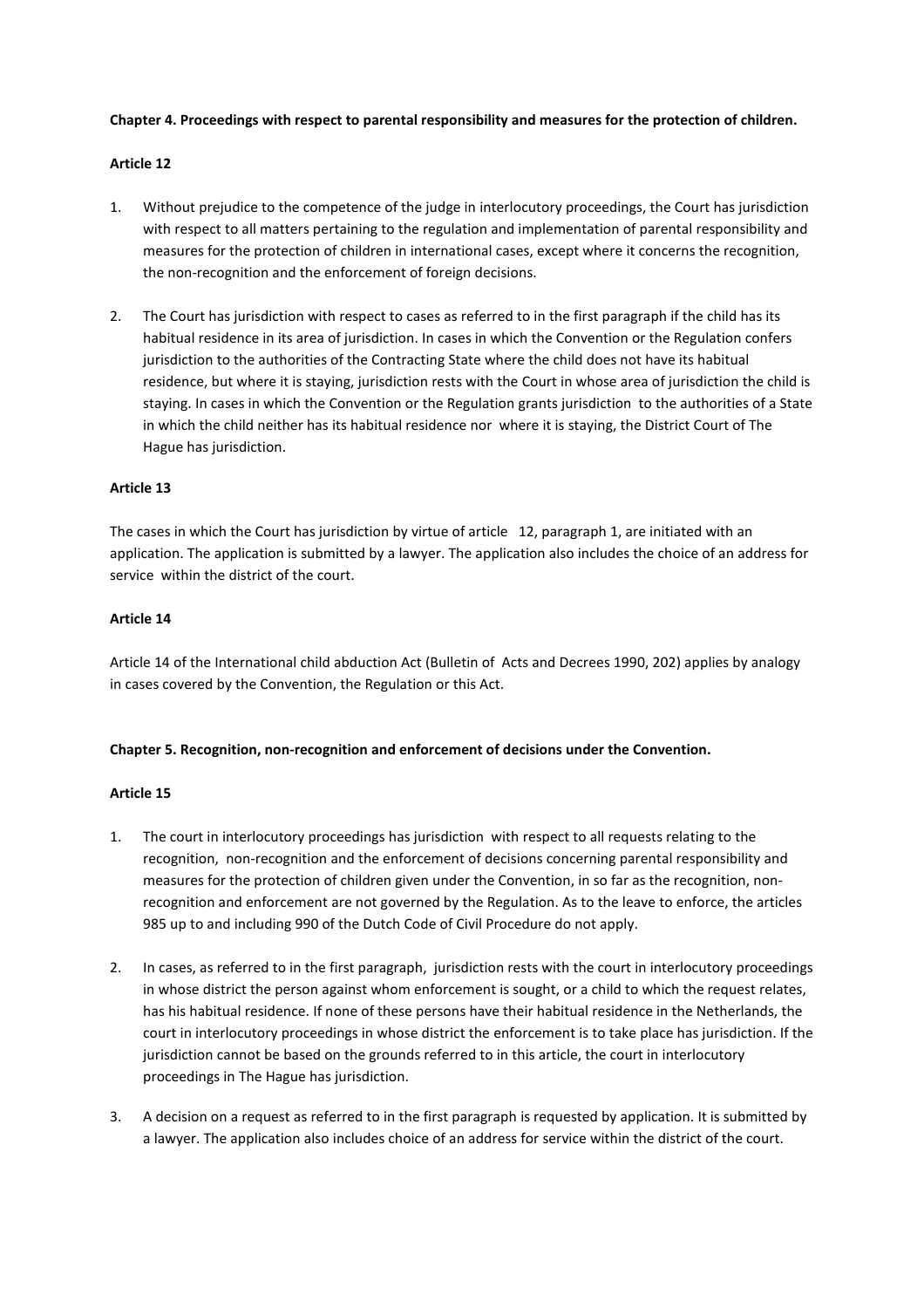**Chapter 4. Proceedings with respect to parental responsibility and measures for the protection of children.**

**Article 12**

1. Without prejudice to the competence of the judge in interlocutory proceedings, the Court has jurisdiction with respect to all matters pertaining to the regulation and implementation of parental responsibility and measures for the protection of children in international cases, except where it concerns the recognition, the non-recognition and the enforcement of foreign decisions.

2. The Court has jurisdiction with respect to cases as referred to in the first paragraph if the child has its habitual residence in its area of jurisdiction. In cases in which the Convention or the Regulation confers jurisdiction to the authorities of the Contracting State where the child does not have its habitual residence, but where it is staying, jurisdiction rests with the Court in whose area of jurisdiction the child is staying. In cases in which the Convention or the Regulation grants jurisdiction to the authorities of a State in which the child neither has its habitual residence nor where it is staying, the District Court of The Hague has jurisdiction.

**Article 13**

The cases in which the Court has jurisdiction by virtue of article 12, paragraph 1, are initiated with an application. The application is submitted by a lawyer. The application also includes the choice of an address for service within the district of the court.

**Article 14**

Article 14 of the International child abduction Act (Bulletin of Acts and Decrees 1990, 202) applies by analogy in cases covered by the Convention, the Regulation or this Act.

**Chapter 5. Recognition, non-recognition and enforcement of decisions under the Convention.**

**Article 15**

1. The court in interlocutory proceedings has jurisdiction with respect to all requests relating to the recognition, non-recognition and the enforcement of decisions concerning parental responsibility and measures for the protection of children given under the Convention, in so far as the recognition, non-recognition and enforcement are not governed by the Regulation. As to the leave to enforce, the articles 985 up to and including 990 of the Dutch Code of Civil Procedure do not apply.

2. In cases, as referred to in the first paragraph, jurisdiction rests with the court in interlocutory proceedings in whose district the person against whom enforcement is sought, or a child to which the request relates, has his habitual residence. If none of these persons have their habitual residence in the Netherlands, the court in interlocutory proceedings in whose district the enforcement is to take place has jurisdiction. If the jurisdiction cannot be based on the grounds referred to in this article, the court in interlocutory proceedings in The Hague has jurisdiction.

3. A decision on a request as referred to in the first paragraph is requested by application. It is submitted by a lawyer. The application also includes choice of an address for service within the district of the court.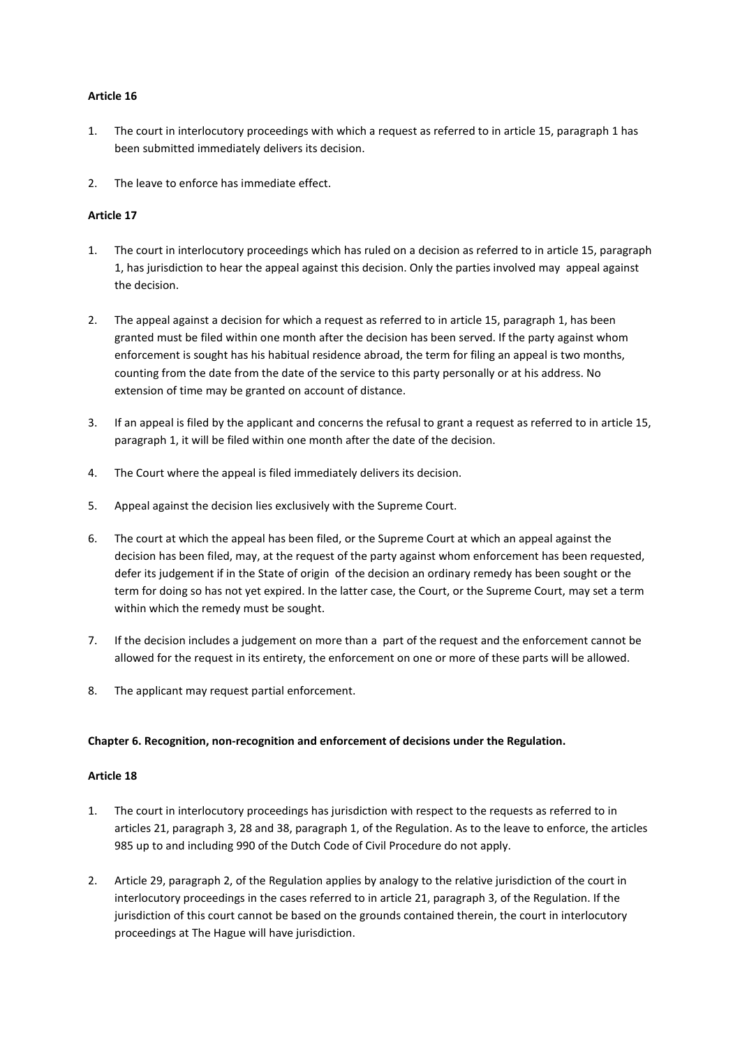**Article 16**

1. The court in interlocutory proceedings with which a request as referred to in article 15, paragraph 1 has been submitted immediately delivers its decision.

2. The leave to enforce has immediate effect.

**Article 17**

1. The court in interlocutory proceedings which has ruled on a decision as referred to in article 15, paragraph 1, has jurisdiction to hear the appeal against this decision. Only the parties involved may appeal against the decision.

2. The appeal against a decision for which a request as referred to in article 15, paragraph 1, has been granted must be filed within one month after the decision has been served. If the party against whom enforcement is sought has his habitual residence abroad, the term for filing an appeal is two months, counting from the date from the date of the service to this party personally or at his address. No extension of time may be granted on account of distance.

3. If an appeal is filed by the applicant and concerns the refusal to grant a request as referred to in article 15, paragraph 1, it will be filed within one month after the date of the decision.

4. The Court where the appeal is filed immediately delivers its decision.

5. Appeal against the decision lies exclusively with the Supreme Court.

6. The court at which the appeal has been filed, or the Supreme Court at which an appeal against the decision has been filed, may, at the request of the party against whom enforcement has been requested, defer its judgement if in the State of origin of the decision an ordinary remedy has been sought or the term for doing so has not yet expired. In the latter case, the Court, or the Supreme Court, may set a term within which the remedy must be sought.

7. If the decision includes a judgement on more than a part of the request and the enforcement cannot be allowed for the request in its entirety, the enforcement on one or more of these parts will be allowed.

8. The applicant may request partial enforcement.

**Chapter 6. Recognition, non-recognition and enforcement of decisions under the Regulation.**

**Article 18**

1. The court in interlocutory proceedings has jurisdiction with respect to the requests as referred to in articles 21, paragraph 3, 28 and 38, paragraph 1, of the Regulation. As to the leave to enforce, the articles 985 up to and including 990 of the Dutch Code of Civil Procedure do not apply.

2. Article 29, paragraph 2, of the Regulation applies by analogy to the relative jurisdiction of the court in interlocutory proceedings in the cases referred to in article 21, paragraph 3, of the Regulation. If the jurisdiction of this court cannot be based on the grounds contained therein, the court in interlocutory proceedings at The Hague will have jurisdiction.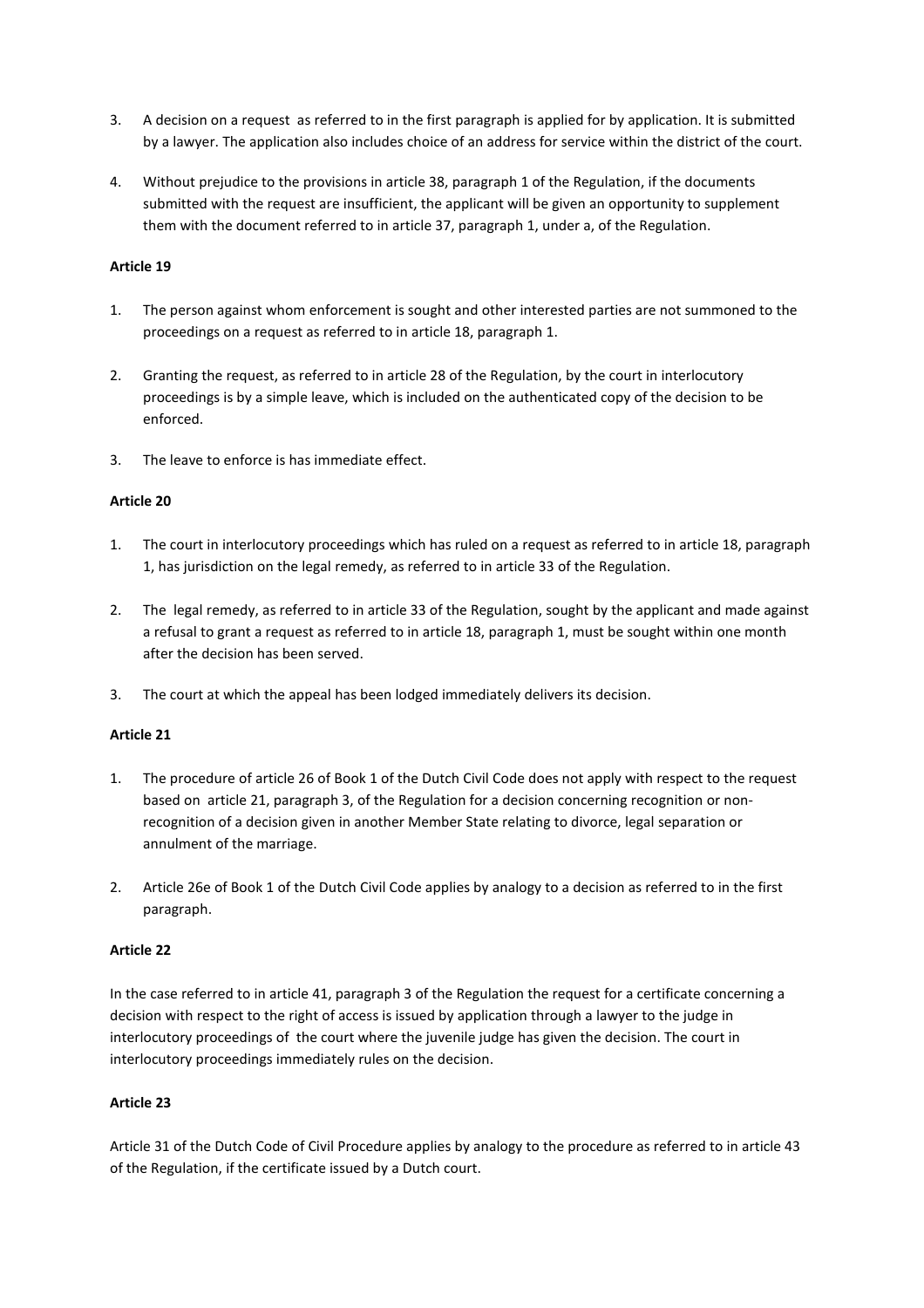3. A decision on a request as referred to in the first paragraph is applied for by application. It is submitted by a lawyer. The application also includes choice of an address for service within the district of the court.

4. Without prejudice to the provisions in article 38, paragraph 1 of the Regulation, if the documents submitted with the request are insufficient, the applicant will be given an opportunity to supplement them with the document referred to in article 37, paragraph 1, under a, of the Regulation.

**Article 19**

1. The person against whom enforcement is sought and other interested parties are not summoned to the proceedings on a request as referred to in article 18, paragraph 1.

2. Granting the request, as referred to in article 28 of the Regulation, by the court in interlocutory proceedings is by a simple leave, which is included on the authenticated copy of the decision to be enforced.

3. The leave to enforce is has immediate effect.

**Article 20**

1. The court in interlocutory proceedings which has ruled on a request as referred to in article 18, paragraph 1, has jurisdiction on the legal remedy, as referred to in article 33 of the Regulation.

2. The legal remedy, as referred to in article 33 of the Regulation, sought by the applicant and made against a refusal to grant a request as referred to in article 18, paragraph 1, must be sought within one month after the decision has been served.

3. The court at which the appeal has been lodged immediately delivers its decision.

**Article 21**

1. The procedure of article 26 of Book 1 of the Dutch Civil Code does not apply with respect to the request based on article 21, paragraph 3, of the Regulation for a decision concerning recognition or non-recognition of a decision given in another Member State relating to divorce, legal separation or annulment of the marriage.

2. Article 26e of Book 1 of the Dutch Civil Code applies by analogy to a decision as referred to in the first paragraph.

**Article 22**

In the case referred to in article 41, paragraph 3 of the Regulation the request for a certificate concerning a decision with respect to the right of access is issued by application through a lawyer to the judge in interlocutory proceedings of the court where the juvenile judge has given the decision. The court in interlocutory proceedings immediately rules on the decision.

**Article 23**

Article 31 of the Dutch Code of Civil Procedure applies by analogy to the procedure as referred to in article 43 of the Regulation, if the certificate issued by a Dutch court.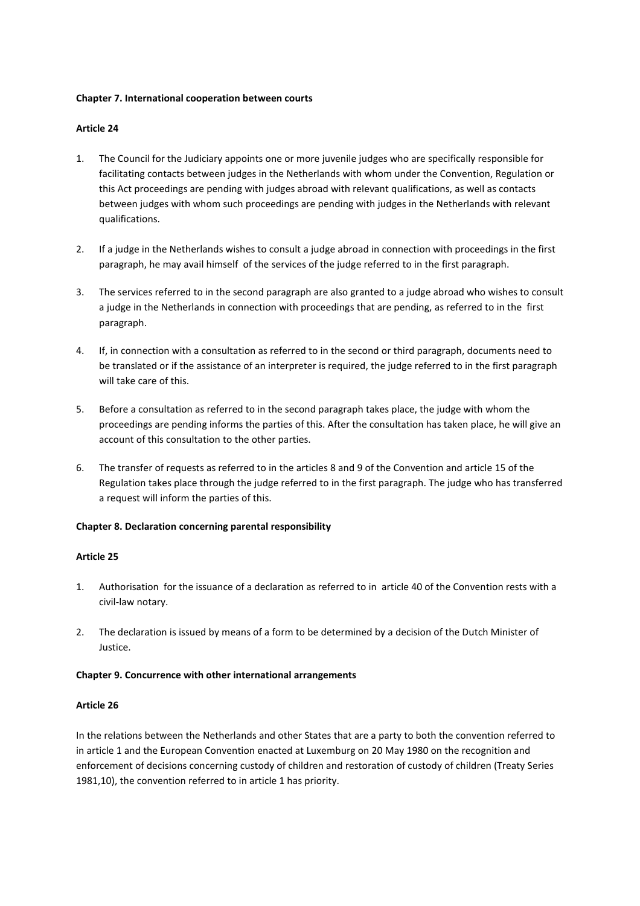## Chapter 7. International cooperation between courts

### Article 24

1. The Council for the Judiciary appoints one or more juvenile judges who are specifically responsible for facilitating contacts between judges in the Netherlands with whom under the Convention, Regulation or this Act proceedings are pending with judges abroad with relevant qualifications, as well as contacts between judges with whom such proceedings are pending with judges in the Netherlands with relevant qualifications.

2. If a judge in the Netherlands wishes to consult a judge abroad in connection with proceedings in the first paragraph, he may avail himself of the services of the judge referred to in the first paragraph.

3. The services referred to in the second paragraph are also granted to a judge abroad who wishes to consult a judge in the Netherlands in connection with proceedings that are pending, as referred to in the first paragraph.

4. If, in connection with a consultation as referred to in the second or third paragraph, documents need to be translated or if the assistance of an interpreter is required, the judge referred to in the first paragraph will take care of this.

5. Before a consultation as referred to in the second paragraph takes place, the judge with whom the proceedings are pending informs the parties of this. After the consultation has taken place, he will give an account of this consultation to the other parties.

6. The transfer of requests as referred to in the articles 8 and 9 of the Convention and article 15 of the Regulation takes place through the judge referred to in the first paragraph. The judge who has transferred a request will inform the parties of this.

## Chapter 8. Declaration concerning parental responsibility

### Article 25

1. Authorisation for the issuance of a declaration as referred to in article 40 of the Convention rests with a civil-law notary.

2. The declaration is issued by means of a form to be determined by a decision of the Dutch Minister of Justice.

## Chapter 9. Concurrence with other international arrangements

### Article 26

In the relations between the Netherlands and other States that are a party to both the convention referred to in article 1 and the European Convention enacted at Luxemburg on 20 May 1980 on the recognition and enforcement of decisions concerning custody of children and restoration of custody of children (Treaty Series 1981,10), the convention referred to in article 1 has priority.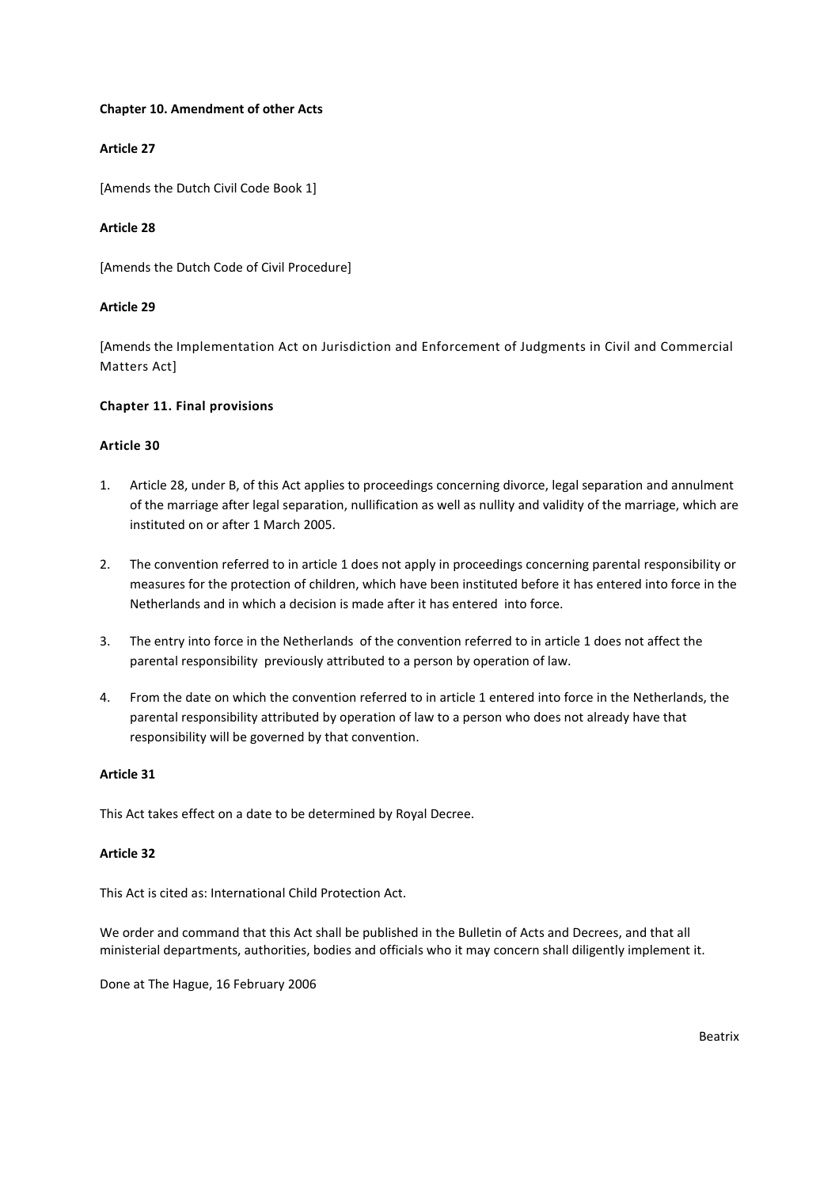**Chapter 10. Amendment of other Acts**

**Article 27**

[Amends the Dutch Civil Code Book 1]

**Article 28**

[Amends the Dutch Code of Civil Procedure]

**Article 29**

[Amends the Implementation Act on Jurisdiction and Enforcement of Judgments in Civil and Commercial Matters Act]

**Chapter 11. Final provisions**

**Article 30**

1. Article 28, under B, of this Act applies to proceedings concerning divorce, legal separation and annulment of the marriage after legal separation, nullification as well as nullity and validity of the marriage, which are instituted on or after 1 March 2005.

2. The convention referred to in article 1 does not apply in proceedings concerning parental responsibility or measures for the protection of children, which have been instituted before it has entered into force in the Netherlands and in which a decision is made after it has entered into force.

3. The entry into force in the Netherlands of the convention referred to in article 1 does not affect the parental responsibility previously attributed to a person by operation of law.

4. From the date on which the convention referred to in article 1 entered into force in the Netherlands, the parental responsibility attributed by operation of law to a person who does not already have that responsibility will be governed by that convention.

**Article 31**

This Act takes effect on a date to be determined by Royal Decree.

**Article 32**

This Act is cited as: International Child Protection Act.

We order and command that this Act shall be published in the Bulletin of Acts and Decrees, and that all ministerial departments, authorities, bodies and officials who it may concern shall diligently implement it.

Done at The Hague, 16 February 2006

Beatrix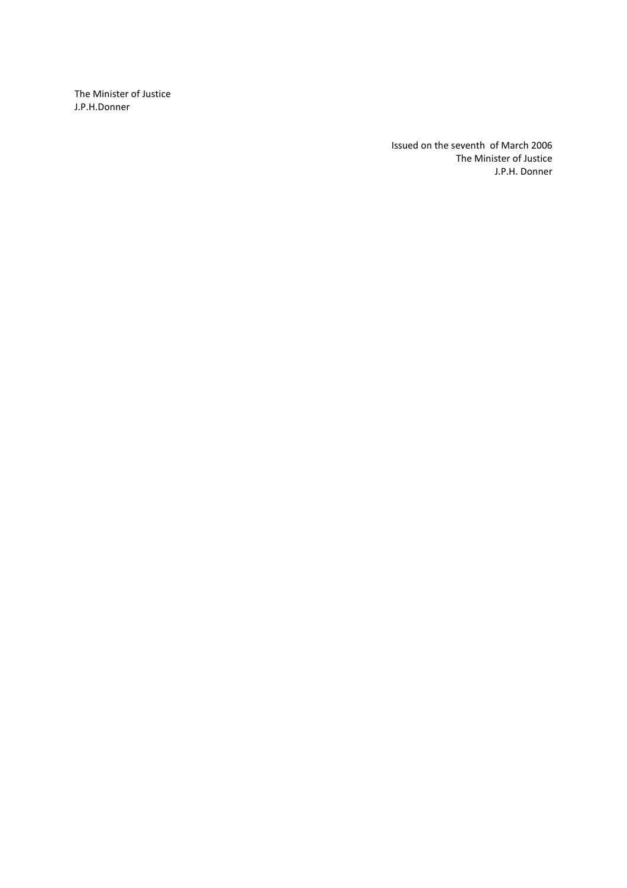The Minister of Justice
J.P.H.Donner

Issued on the seventh of March 2006
The Minister of Justice
J.P.H. Donner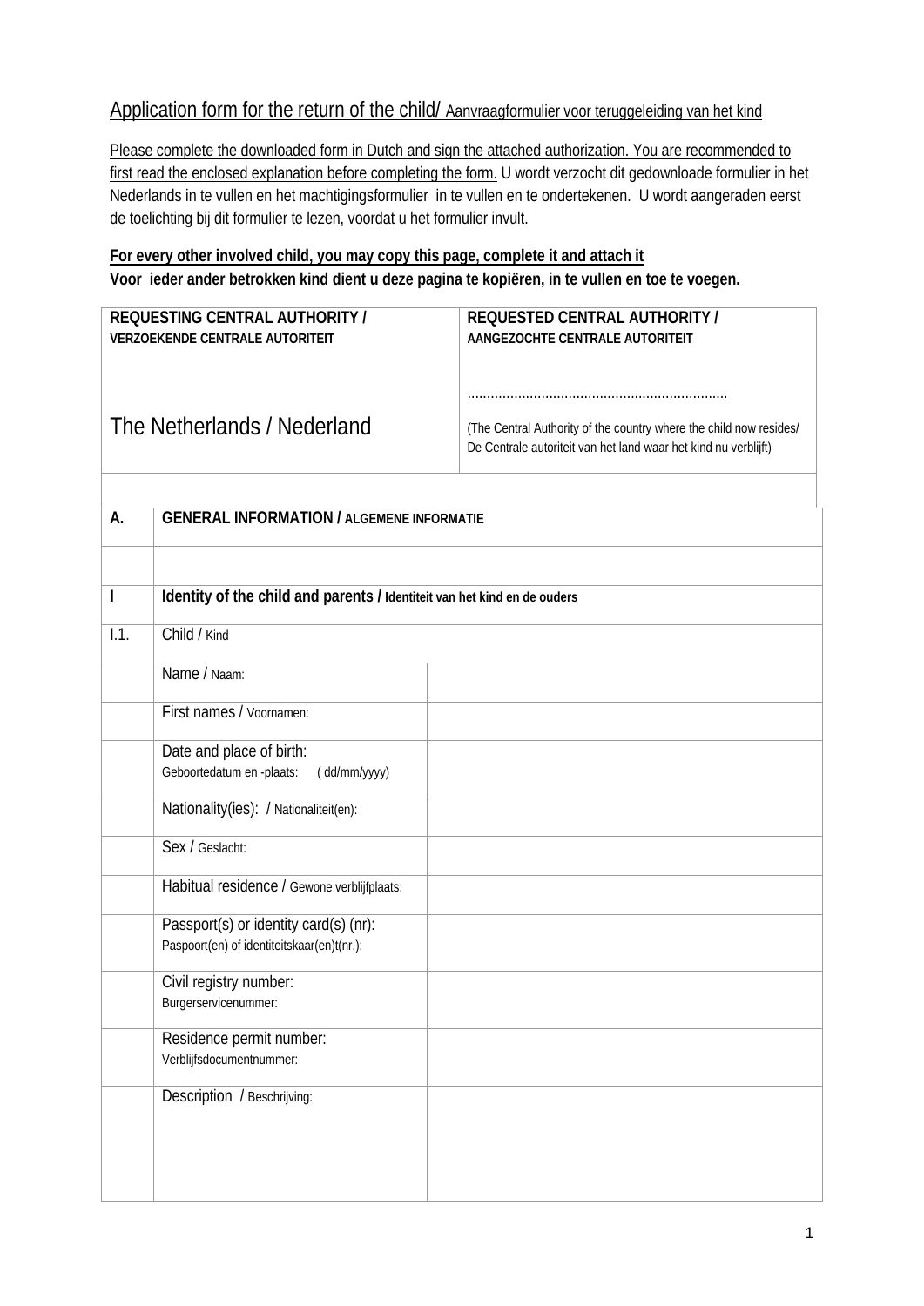Application form for the return of the child/ Aanvraagformulier voor teruggeleiding van het kind

Please complete the downloaded form in Dutch and sign the attached authorization. You are recommended to first read the enclosed explanation before completing the form. U wordt verzocht dit gedownloade formulier in het Nederlands in te vullen en het machtigingsformulier in te vullen en te ondertekenen. U wordt aangeraden eerst de toelichting bij dit formulier te lezen, voordat u het formulier invult.

**For every other involved child, you may copy this page, complete it and attach it**
**Voor ieder ander betrokken kind dient u deze pagina te kopiëren, in te vullen en toe te voegen.**

| REQUESTING CENTRAL AUTHORITY / VERZOEKENDE CENTRALE AUTORITEIT | REQUESTED CENTRAL AUTHORITY / AANGEZOCHTE CENTRALE AUTORITEIT |
|---|---|
| The Netherlands / Nederland | ………………………………………………………… (The Central Authority of the country where the child now resides/ De Centrale autoriteit van het land waar het kind nu verblijft) |

| | | |
|---|---|---|
| **A.** | **GENERAL INFORMATION / ALGEMENE INFORMATIE** | |
| | | |
| **I** | **Identity of the child and parents / Identiteit van het kind en de ouders** | |
| I.1. | Child / Kind | |
| | Name / Naam: | |
| | First names / Voornamen: | |
| | Date and place of birth: Geboortedatum en -plaats: ( dd/mm/yyyy) | |
| | Nationality(ies): / Nationaliteit(en): | |
| | Sex / Geslacht: | |
| | Habitual residence / Gewone verblijfplaats: | |
| | Passport(s) or identity card(s) (nr): Paspoort(en) of identiteitskaar(en)t(nr.): | |
| | Civil registry number: Burgerservicenummer: | |
| | Residence permit number: Verblijfsdocumentnummer: | |
| | Description / Beschrijving: | |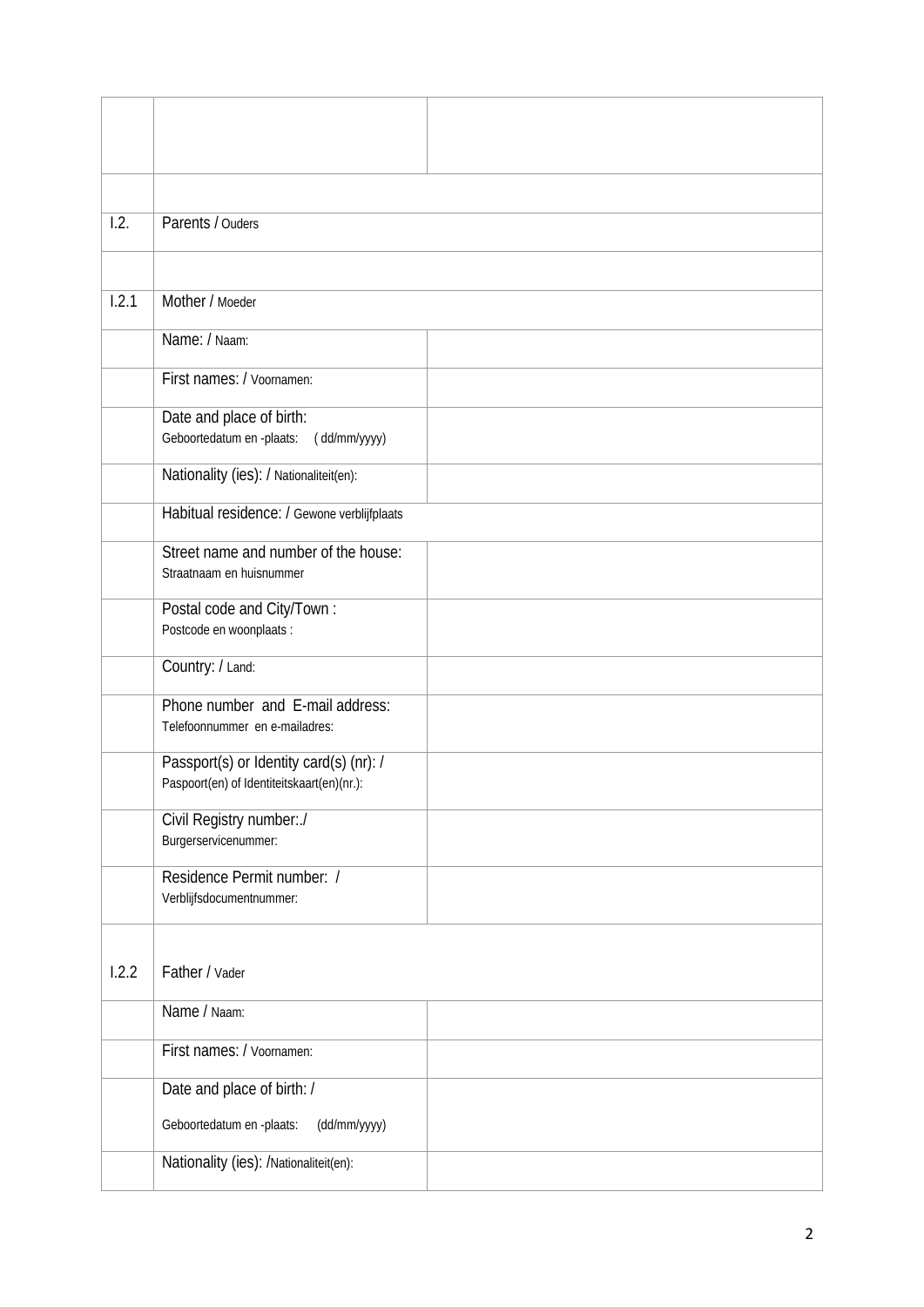| | | |
|---|---|---|
| | | |
| | | |
| I.2. | Parents / Ouders | |
| | | |
| I.2.1 | Mother / Moeder | |
| | Name: / Naam: | |
| | First names: / Voornamen: | |
| | Date and place of birth:<br>Geboortedatum en -plaats: ( dd/mm/yyyy) | |
| | Nationality (ies): / Nationaliteit(en): | |
| | Habitual residence: / Gewone verblijfplaats | |
| | Street name and number of the house:<br>Straatnaam en huisnummer | |
| | Postal code and City/Town :<br>Postcode en woonplaats : | |
| | Country: / Land: | |
| | Phone number and E-mail address:<br>Telefoonnummer en e-mailadres: | |
| | Passport(s) or Identity card(s) (nr): /<br>Paspoort(en) of Identiteitskaart(en)(nr.): | |
| | Civil Registry number:./<br>Burgerservicenummer: | |
| | Residence Permit number: /<br>Verblijfsdocumentnummer: | |
| I.2.2 | Father / Vader | |
| | Name / Naam: | |
| | First names: / Voornamen: | |
| | Date and place of birth: /<br>Geboortedatum en -plaats: (dd/mm/yyyy) | |
| | Nationality (ies): /Nationaliteit(en): | |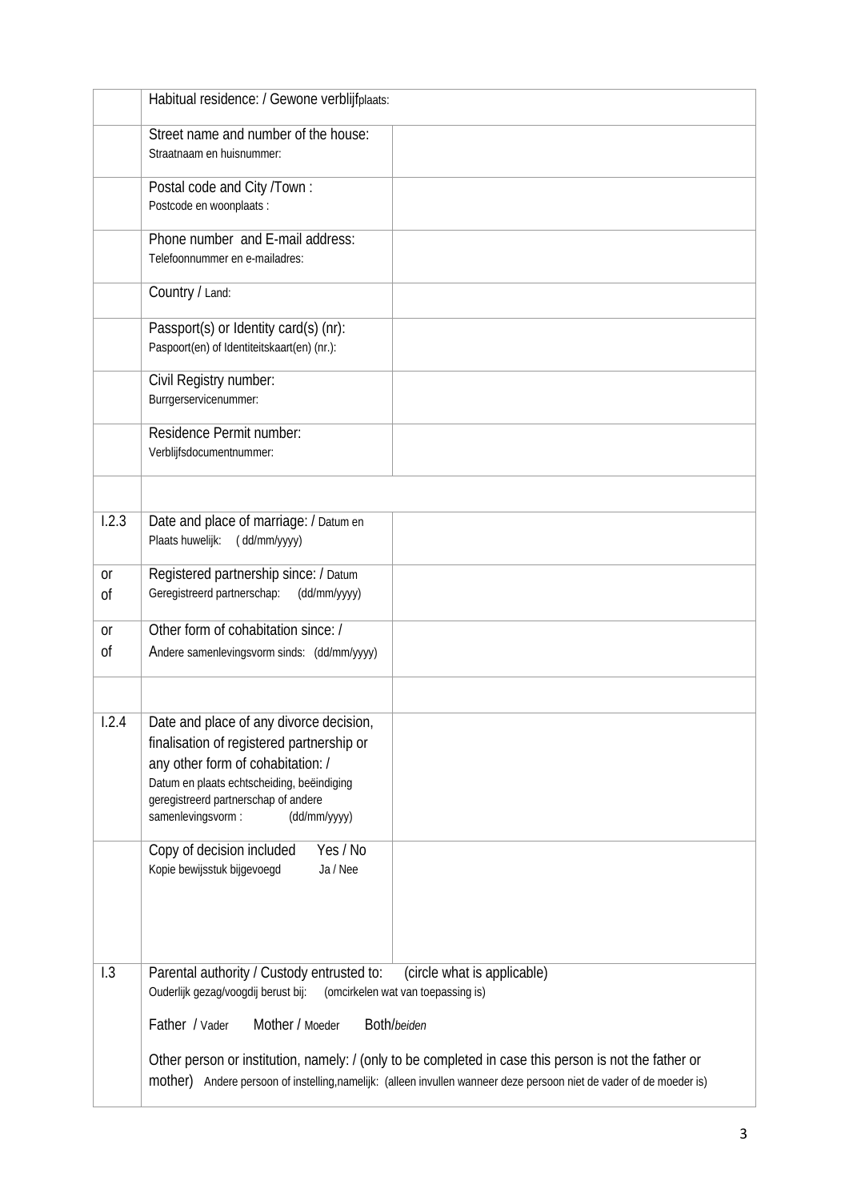|  | Habitual residence: / Gewone verblijfplaats: | |
|---|---|---|
|  | Street name and number of the house:<br>Straatnaam en huisnummer: | |
|  | Postal code and City /Town :<br>Postcode en woonplaats : | |
|  | Phone number and E-mail address:<br>Telefoonnummer en e-mailadres: | |
|  | Country / Land: | |
|  | Passport(s) or Identity card(s) (nr):<br>Paspoort(en) of Identiteitskaart(en) (nr.): | |
|  | Civil Registry number:<br>Burrgerservicenummer: | |
|  | Residence Permit number:<br>Verblijfsdocumentnummer: | |
|  |  | |
| I.2.3 | Date and place of marriage: / Datum en Plaats huwelijk: ( dd/mm/yyyy) | |
| or<br>of | Registered partnership since: / Datum Geregistreerd partnerschap: (dd/mm/yyyy) | |
| or<br>of | Other form of cohabitation since: /<br>Andere samenlevingsvorm sinds: (dd/mm/yyyy) | |
|  |  | |
| I.2.4 | Date and place of any divorce decision, finalisation of registered partnership or any other form of cohabitation: /<br>Datum en plaats echtscheiding, beëindiging geregistreerd partnerschap of andere samenlevingsvorm : (dd/mm/yyyy) | |
|  | Copy of decision included Yes / No<br>Kopie bewijsstuk bijgevoegd Ja / Nee | |
| I.3 | Parental authority / Custody entrusted to: (circle what is applicable)<br>Ouderlijk gezag/voogdij berust bij: (omcirkelen wat van toepassing is)<br><br>Father / Vader Mother / Moeder Both/*beiden*<br><br>Other person or institution, namely: / (only to be completed in case this person is not the father or mother) Andere persoon of instelling,namelijk: (alleen invullen wanneer deze persoon niet de vader of de moeder is) | |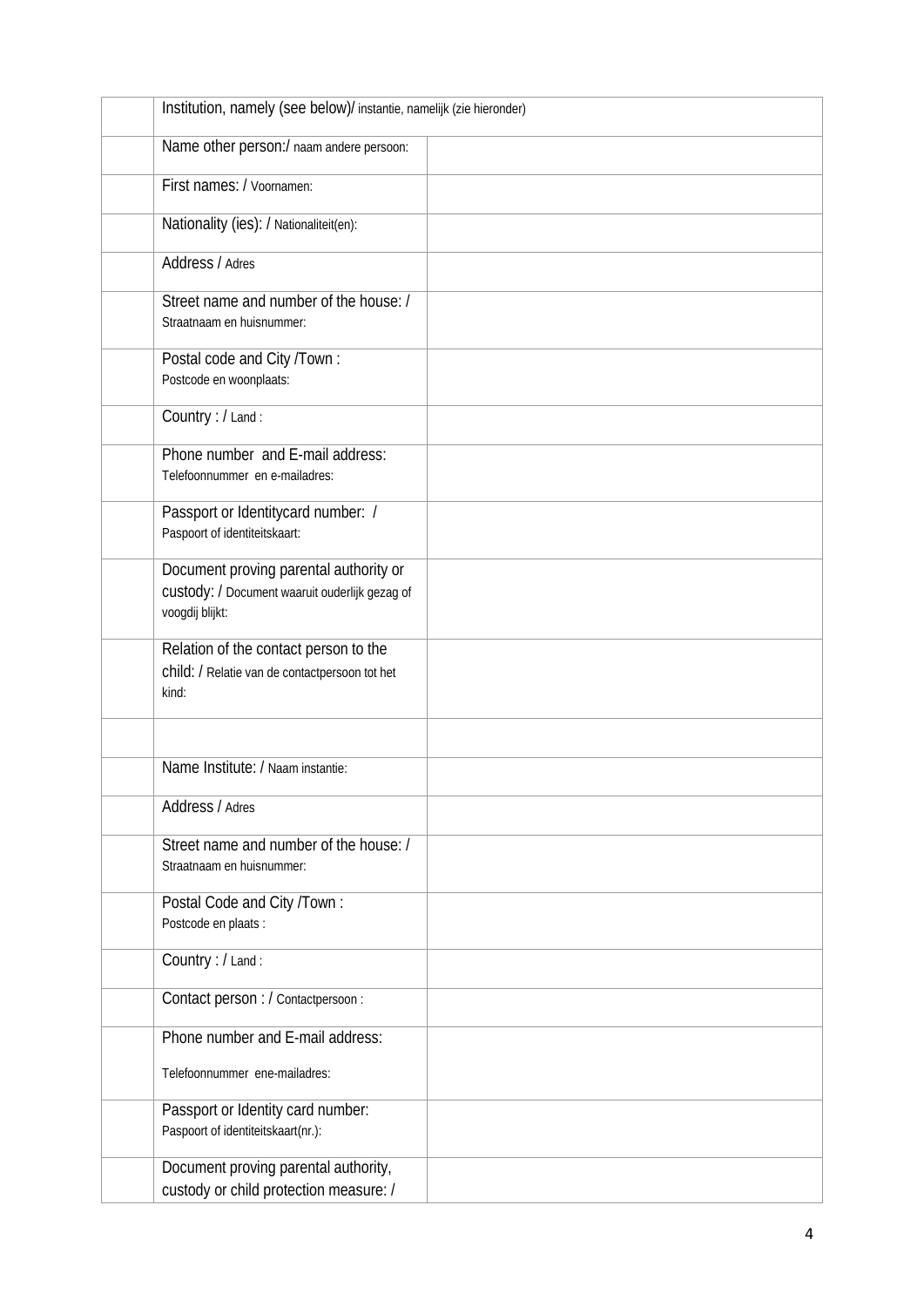| | | |
|---|---|---|
| | Institution, namely (see below)/ instantie, namelijk (zie hieronder) | |
| | Name other person:/ naam andere persoon: | |
| | First names: / Voornamen: | |
| | Nationality (ies): / Nationaliteit(en): | |
| | Address / Adres | |
| | Street name and number of the house: / Straatnaam en huisnummer: | |
| | Postal code and City /Town : Postcode en woonplaats: | |
| | Country : / Land : | |
| | Phone number and E-mail address: Telefoonnummer en e-mailadres: | |
| | Passport or Identitycard number: / Paspoort of identiteitskaart: | |
| | Document proving parental authority or custody: / Document waaruit ouderlijk gezag of voogdij blijkt: | |
| | Relation of the contact person to the child: / Relatie van de contactpersoon tot het kind: | |
| | | |
| | Name Institute: / Naam instantie: | |
| | Address / Adres | |
| | Street name and number of the house: / Straatnaam en huisnummer: | |
| | Postal Code and City /Town : Postcode en plaats : | |
| | Country : / Land : | |
| | Contact person : / Contactpersoon : | |
| | Phone number and E-mail address: Telefoonnummer ene-mailadres: | |
| | Passport or Identity card number: Paspoort of identiteitskaart(nr.): | |
| | Document proving parental authority, custody or child protection measure: / | |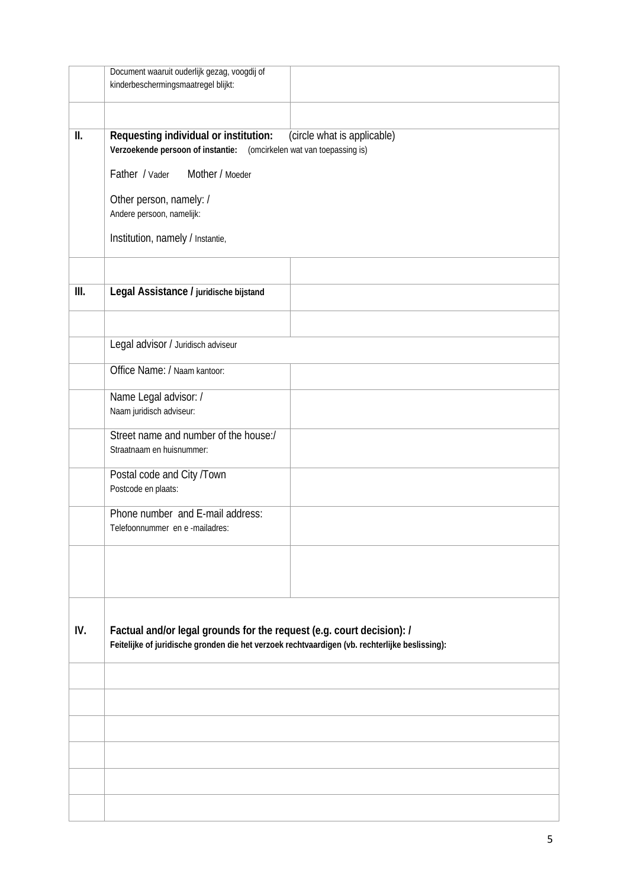| | | |
|---|---|---|
| | Document waaruit ouderlijk gezag, voogdij of kinderbeschermingsmaatregel blijkt: | |
| | | |
| **II.** | **Requesting individual or institution:** (circle what is applicable)<br>**Verzoekende persoon of instantie:** (omcirkelen wat van toepassing is)<br><br>Father / Vader Mother / Moeder<br><br>Other person, namely: /<br>Andere persoon, namelijk:<br><br>Institution, namely / Instantie, | |
| | | |
| **III.** | **Legal Assistance / juridische bijstand** | |
| | | |
| | Legal advisor / Juridisch adviseur | |
| | Office Name: / Naam kantoor: | |
| | Name Legal advisor: /<br>Naam juridisch adviseur: | |
| | Street name and number of the house:/<br>Straatnaam en huisnummer: | |
| | Postal code and City /Town<br>Postcode en plaats: | |
| | Phone number and E-mail address:<br>Telefoonnummer en e -mailadres: | |
| | | |
| **IV.** | **Factual and/or legal grounds for the request (e.g. court decision): /**<br>**Feitelijke of juridische gronden die het verzoek rechtvaardigen (vb. rechterlijke beslissing):** | |
| | | |
| | | |
| | | |
| | | |
| | | |
| | | |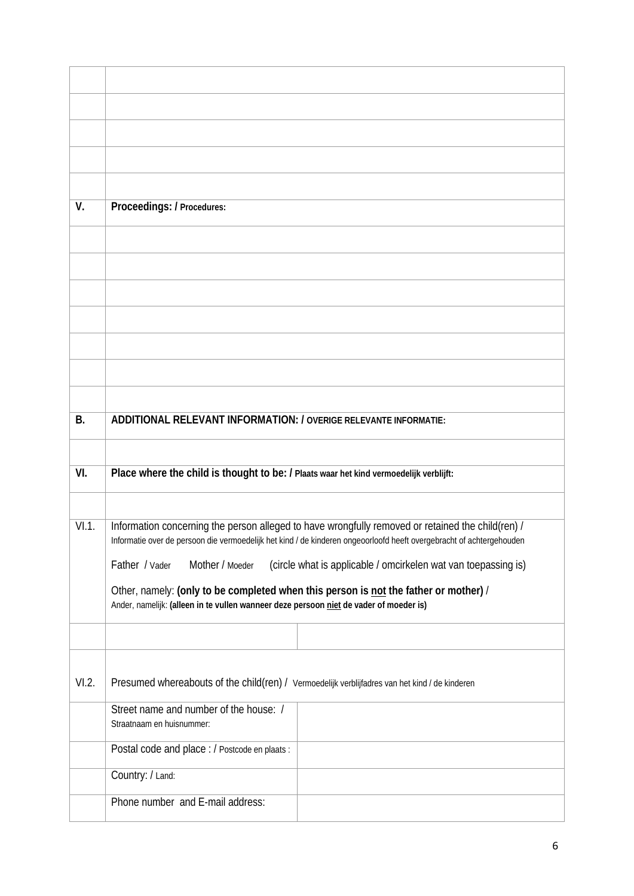|  |  |  |
|---|---|---|
|  |  |  |
|  |  |  |
|  |  |  |
|  |  |  |
|  |  |  |
| V. | **Proceedings: / Procedures:** |  |
|  |  |  |
|  |  |  |
|  |  |  |
|  |  |  |
|  |  |  |
|  |  |  |
|  |  |  |
| B. | **ADDITIONAL RELEVANT INFORMATION: / OVERIGE RELEVANTE INFORMATIE:** |  |
|  |  |  |
| VI. | **Place where the child is thought to be: / Plaats waar het kind vermoedelijk verblijft:** |  |
|  |  |  |
| VI.1. | Information concerning the person alleged to have wrongfully removed or retained the child(ren) / Informatie over de persoon die vermoedelijk het kind / de kinderen ongeoorloofd heeft overgebracht of achtergehouden<br><br>Father / Vader Mother / Moeder (circle what is applicable / omcirkelen wat van toepassing is)<br><br>Other, namely: **(only to be completed when this person is <u>not</u> the father or mother)** / Ander, namelijk: **(alleen in te vullen wanneer deze persoon <u>niet</u> de vader of moeder is)** |  |
|  |  |  |
| VI.2. | Presumed whereabouts of the child(ren) / Vermoedelijk verblijfadres van het kind / de kinderen |  |
|  | Street name and number of the house: / Straatnaam en huisnummer: |  |
|  | Postal code and place : / Postcode en plaats : |  |
|  | Country: / Land: |  |
|  | Phone number and E-mail address: |  |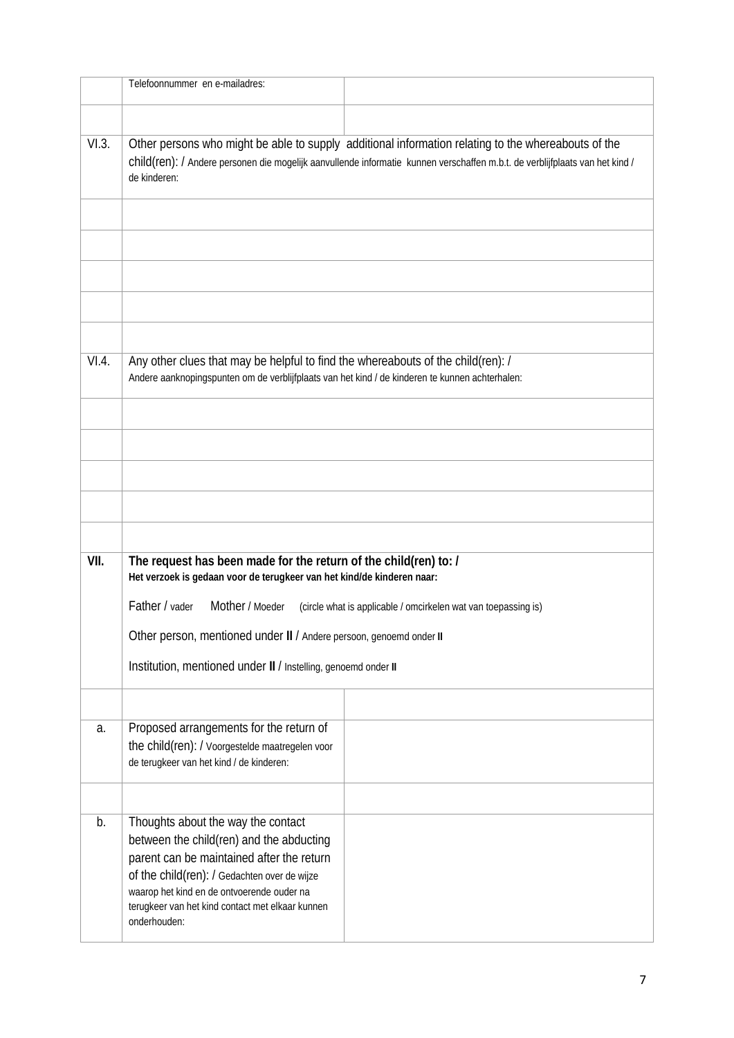| | | |
|---|---|---|
| | Telefoonnummer en e-mailadres: | |
| | | |
| VI.3. | Other persons who might be able to supply additional information relating to the whereabouts of the child(ren): / Andere personen die mogelijk aanvullende informatie kunnen verschaffen m.b.t. de verblijfplaats van het kind / de kinderen: | |
| | | |
| | | |
| | | |
| | | |
| | | |
| VI.4. | Any other clues that may be helpful to find the whereabouts of the child(ren): / Andere aanknopingspunten om de verblijfplaats van het kind / de kinderen te kunnen achterhalen: | |
| | | |
| | | |
| | | |
| | | |
| | | |
| **VII.** | **The request has been made for the return of the child(ren) to: /** **Het verzoek is gedaan voor de terugkeer van het kind/de kinderen naar:** Father / vader Mother / Moeder (circle what is applicable / omcirkelen wat van toepassing is) Other person, mentioned under **II** / Andere persoon, genoemd onder **II** Institution, mentioned under **II** / Instelling, genoemd onder **II** | |
| | | |
| a. | Proposed arrangements for the return of the child(ren): / Voorgestelde maatregelen voor de terugkeer van het kind / de kinderen: | |
| | | |
| b. | Thoughts about the way the contact between the child(ren) and the abducting parent can be maintained after the return of the child(ren): / Gedachten over de wijze waarop het kind en de ontvoerende ouder na terugkeer van het kind contact met elkaar kunnen onderhouden: | |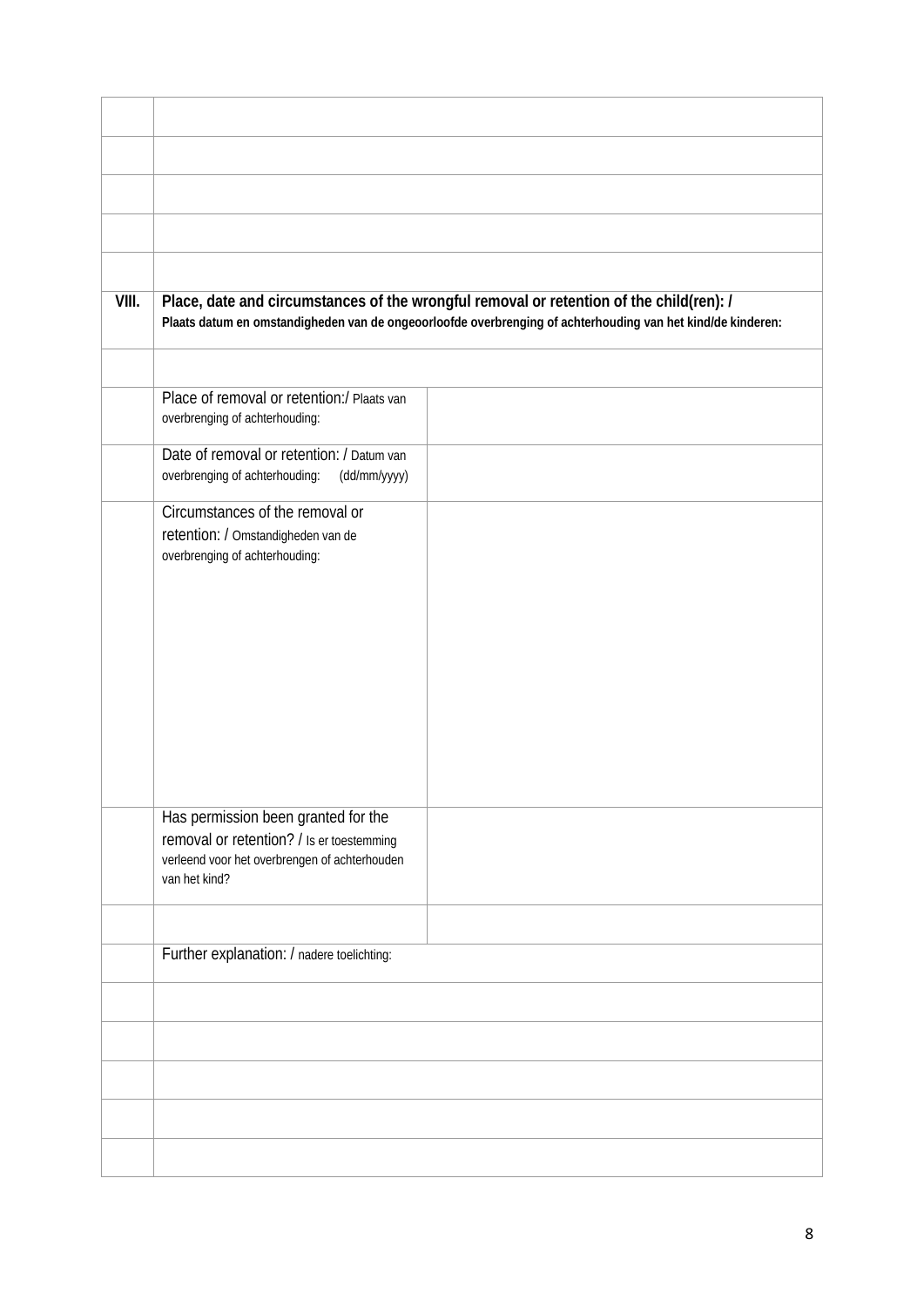|  |  |  |
|---|---|---|
|  |  |  |
|  |  |  |
|  |  |  |
|  |  |  |
|  |  |  |
| **VIII.** | **Place, date and circumstances of the wrongful removal or retention of the child(ren): / Plaats datum en omstandigheden van de ongeoorloofde overbrenging of achterhouding van het kind/de kinderen:** |  |
|  |  |  |
|  | Place of removal or retention:/ Plaats van overbrenging of achterhouding: |  |
|  | Date of removal or retention: / Datum van overbrenging of achterhouding: (dd/mm/yyyy) |  |
|  | Circumstances of the removal or retention: / Omstandigheden van de overbrenging of achterhouding: |  |
|  | Has permission been granted for the removal or retention? / Is er toestemming verleend voor het overbrengen of achterhouden van het kind? |  |
|  |  |  |
|  | Further explanation: / nadere toelichting: |  |
|  |  |  |
|  |  |  |
|  |  |  |
|  |  |  |
|  |  |  |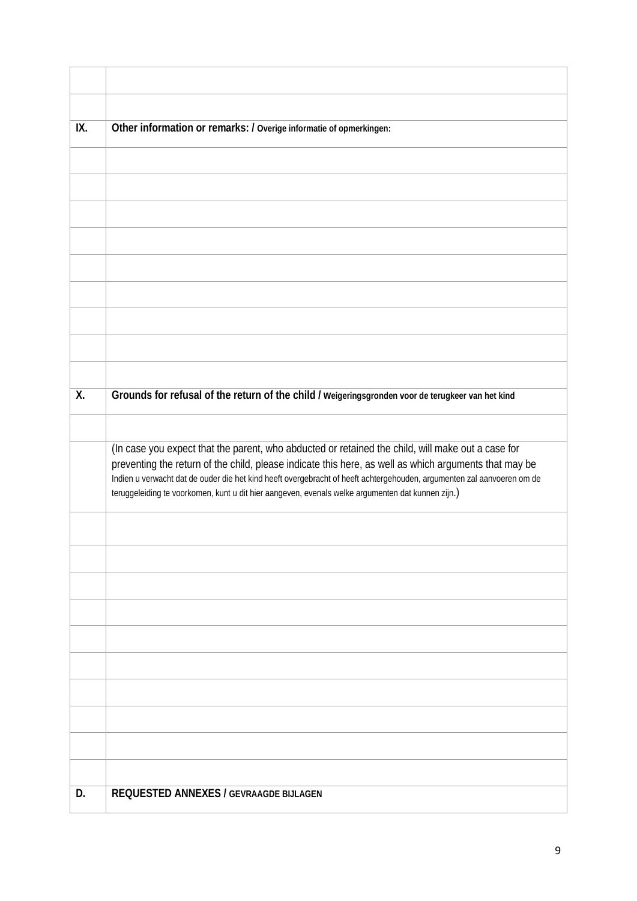| | |
|---|---|
| | |
| **IX.** | **Other information or remarks: / Overige informatie of opmerkingen:** |
| | |
| | |
| | |
| | |
| | |
| | |
| | |
| | |
| | |
| **X.** | **Grounds for refusal of the return of the child / Weigeringsgronden voor de terugkeer van het kind** |
| | |
| | (In case you expect that the parent, who abducted or retained the child, will make out a case for preventing the return of the child, please indicate this here, as well as which arguments that may be Indien u verwacht dat de ouder die het kind heeft overgebracht of heeft achtergehouden, argumenten zal aanvoeren om de teruggeleiding te voorkomen, kunt u dit hier aangeven, evenals welke argumenten dat kunnen zijn.) |
| | |
| | |
| | |
| | |
| | |
| | |
| | |
| | |
| | |
| | |
| **D.** | **REQUESTED ANNEXES / GEVRAAGDE BIJLAGEN** |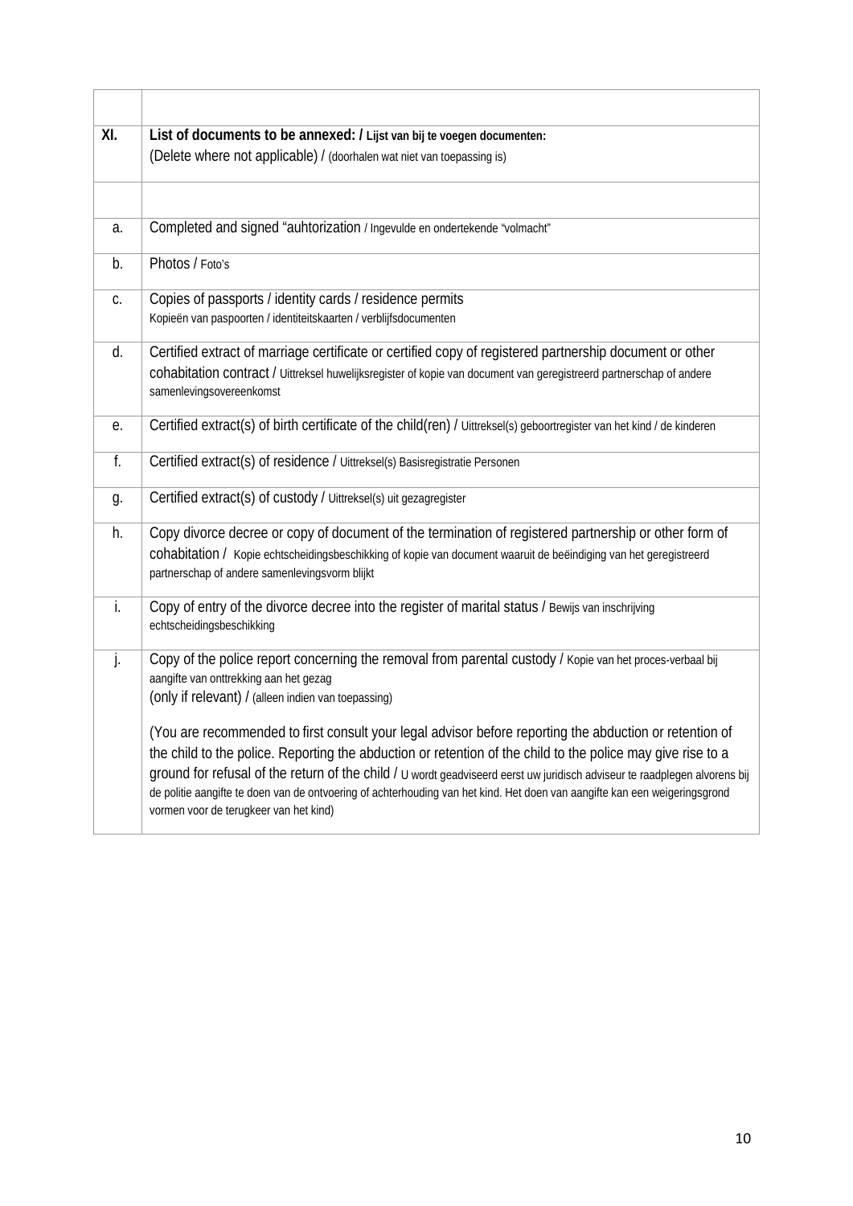| | |
|---|---|
| XI. | **List of documents to be annexed: / Lijst van bij te voegen documenten:**<br>(Delete where not applicable) / (doorhalen wat niet van toepassing is) |
| | |
| a. | Completed and signed "auhtorization / Ingevulde en ondertekende "volmacht" |
| b. | Photos / Foto's |
| c. | Copies of passports / identity cards / residence permits<br>Kopieën van paspoorten / identiteitskaarten / verblijfsdocumenten |
| d. | Certified extract of marriage certificate or certified copy of registered partnership document or other cohabitation contract / Uittreksel huwelijksregister of kopie van document van geregistreerd partnerschap of andere samenlevingsovereenkomst |
| e. | Certified extract(s) of birth certificate of the child(ren) / Uittreksel(s) geboortregister van het kind / de kinderen |
| f. | Certified extract(s) of residence / Uittreksel(s) Basisregistratie Personen |
| g. | Certified extract(s) of custody / Uittreksel(s) uit gezagregister |
| h. | Copy divorce decree or copy of document of the termination of registered partnership or other form of cohabitation / Kopie echtscheidingsbeschikking of kopie van document waaruit de beëindiging van het geregistreerd partnerschap of andere samenlevingsvorm blijkt |
| i. | Copy of entry of the divorce decree into the register of marital status / Bewijs van inschrijving echtscheidingsbeschikking |
| j. | Copy of the police report concerning the removal from parental custody / Kopie van het proces-verbaal bij aangifte van onttrekking aan het gezag<br>(only if relevant) / (alleen indien van toepassing)<br><br>(You are recommended to first consult your legal advisor before reporting the abduction or retention of the child to the police. Reporting the abduction or retention of the child to the police may give rise to a ground for refusal of the return of the child / U wordt geadviseerd eerst uw juridisch adviseur te raadplegen alvorens bij de politie aangifte te doen van de ontvoering of achterhouding van het kind. Het doen van aangifte kan een weigeringsgrond vormen voor de terugkeer van het kind) |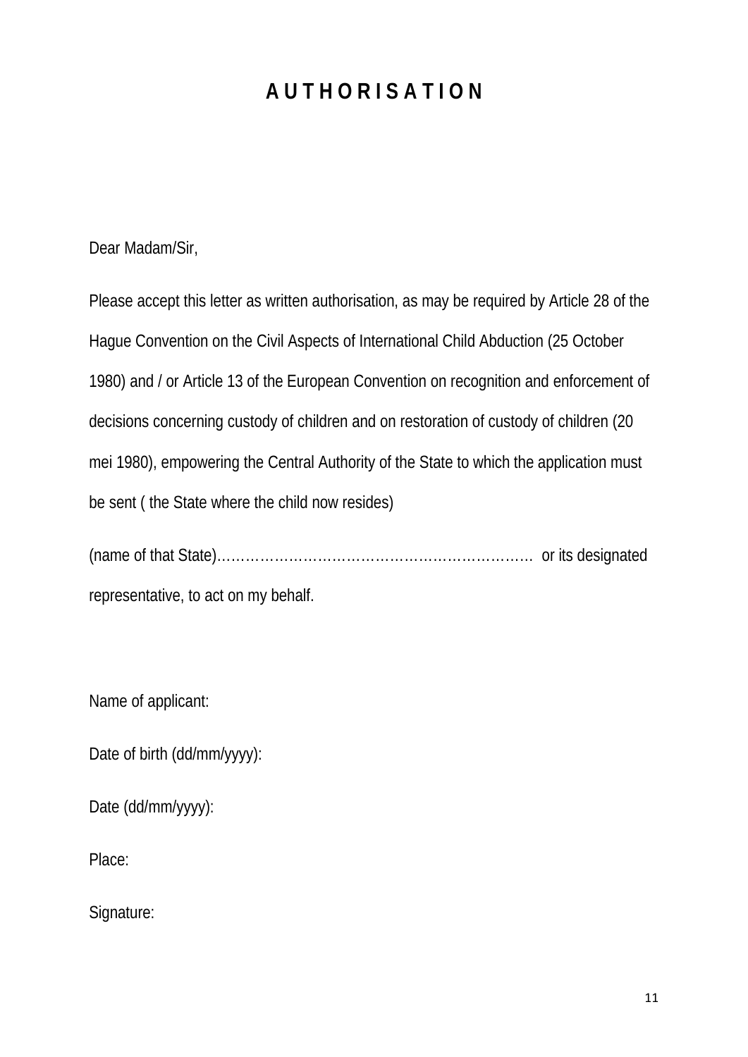# A U T H O R I S A T I O N

Dear Madam/Sir,

Please accept this letter as written authorisation, as may be required by Article 28 of the Hague Convention on the Civil Aspects of International Child Abduction (25 October 1980) and / or Article 13 of the European Convention on recognition and enforcement of decisions concerning custody of children and on restoration of custody of children (20 mei 1980), empowering the Central Authority of the State to which the application must be sent ( the State where the child now resides)

(name of that State)…………………………………………………………. or its designated representative, to act on my behalf.

Name of applicant:

Date of birth (dd/mm/yyyy):

Date (dd/mm/yyyy):

Place:

Signature: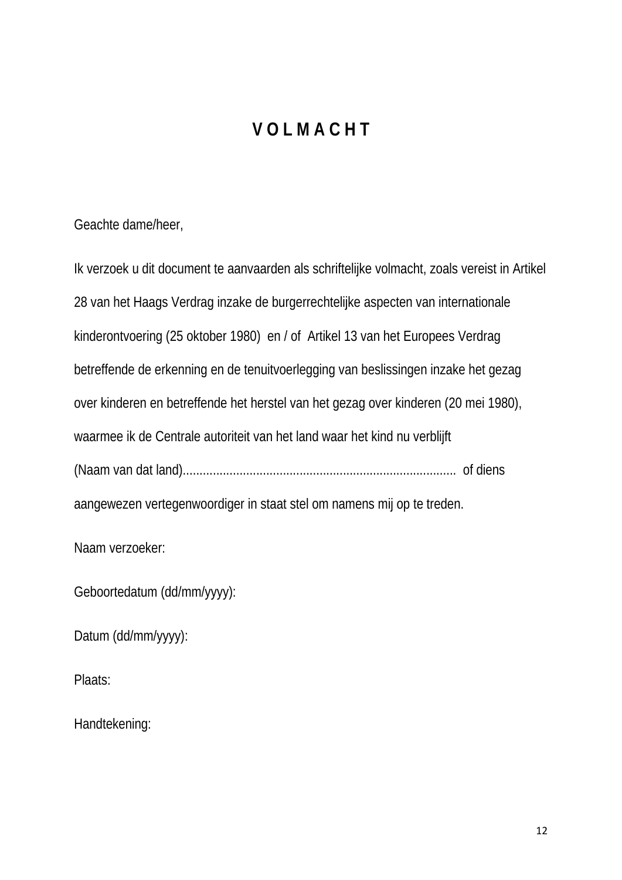# V O L M A C H T

Geachte dame/heer,

Ik verzoek u dit document te aanvaarden als schriftelijke volmacht, zoals vereist in Artikel 28 van het Haags Verdrag inzake de burgerrechtelijke aspecten van internationale kinderontvoering (25 oktober 1980) en / of Artikel 13 van het Europees Verdrag betreffende de erkenning en de tenuitvoerlegging van beslissingen inzake het gezag over kinderen en betreffende het herstel van het gezag over kinderen (20 mei 1980), waarmee ik de Centrale autoriteit van het land waar het kind nu verblijft (Naam van dat land)................................................................................ of diens aangewezen vertegenwoordiger in staat stel om namens mij op te treden.

Naam verzoeker:

Geboortedatum (dd/mm/yyyy):

Datum (dd/mm/yyyy):

Plaats:

Handtekening: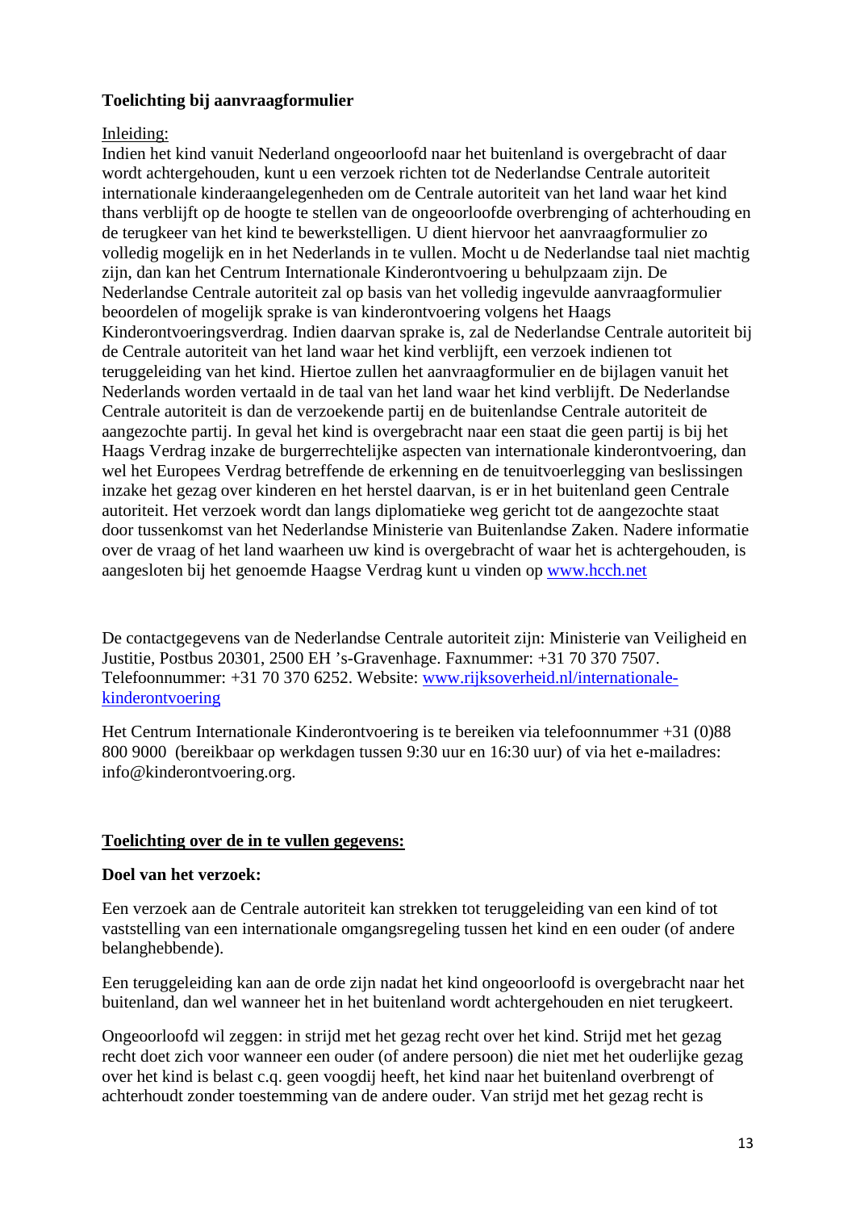**Toelichting bij aanvraagformulier**

Inleiding:

Indien het kind vanuit Nederland ongeoorloofd naar het buitenland is overgebracht of daar wordt achtergehouden, kunt u een verzoek richten tot de Nederlandse Centrale autoriteit internationale kinderaangelegenheden om de Centrale autoriteit van het land waar het kind thans verblijft op de hoogte te stellen van de ongeoorloofde overbrenging of achterhouding en de terugkeer van het kind te bewerkstelligen. U dient hiervoor het aanvraagformulier zo volledig mogelijk en in het Nederlands in te vullen. Mocht u de Nederlandse taal niet machtig zijn, dan kan het Centrum Internationale Kinderontvoering u behulpzaam zijn. De Nederlandse Centrale autoriteit zal op basis van het volledig ingevulde aanvraagformulier beoordelen of mogelijk sprake is van kinderontvoering volgens het Haags Kinderontvoeringsverdrag. Indien daarvan sprake is, zal de Nederlandse Centrale autoriteit bij de Centrale autoriteit van het land waar het kind verblijft, een verzoek indienen tot teruggeleiding van het kind. Hiertoe zullen het aanvraagformulier en de bijlagen vanuit het Nederlands worden vertaald in de taal van het land waar het kind verblijft. De Nederlandse Centrale autoriteit is dan de verzoekende partij en de buitenlandse Centrale autoriteit de aangezochte partij. In geval het kind is overgebracht naar een staat die geen partij is bij het Haags Verdrag inzake de burgerrechtelijke aspecten van internationale kinderontvoering, dan wel het Europees Verdrag betreffende de erkenning en de tenuitvoerlegging van beslissingen inzake het gezag over kinderen en het herstel daarvan, is er in het buitenland geen Centrale autoriteit. Het verzoek wordt dan langs diplomatieke weg gericht tot de aangezochte staat door tussenkomst van het Nederlandse Ministerie van Buitenlandse Zaken. Nadere informatie over de vraag of het land waarheen uw kind is overgebracht of waar het is achtergehouden, is aangesloten bij het genoemde Haagse Verdrag kunt u vinden op www.hcch.net

De contactgegevens van de Nederlandse Centrale autoriteit zijn: Ministerie van Veiligheid en Justitie, Postbus 20301, 2500 EH ’s-Gravenhage. Faxnummer: +31 70 370 7507. Telefoonnummer: +31 70 370 6252. Website: www.rijksoverheid.nl/internationale-kinderontvoering

Het Centrum Internationale Kinderontvoering is te bereiken via telefoonnummer +31 (0)88 800 9000 (bereikbaar op werkdagen tussen 9:30 uur en 16:30 uur) of via het e-mailadres: info@kinderontvoering.org.

**Toelichting over de in te vullen gegevens:**

**Doel van het verzoek:**

Een verzoek aan de Centrale autoriteit kan strekken tot teruggeleiding van een kind of tot vaststelling van een internationale omgangsregeling tussen het kind en een ouder (of andere belanghebbende).

Een teruggeleiding kan aan de orde zijn nadat het kind ongeoorloofd is overgebracht naar het buitenland, dan wel wanneer het in het buitenland wordt achtergehouden en niet terugkeert.

Ongeoorloofd wil zeggen: in strijd met het gezag recht over het kind. Strijd met het gezag recht doet zich voor wanneer een ouder (of andere persoon) die niet met het ouderlijke gezag over het kind is belast c.q. geen voogdij heeft, het kind naar het buitenland overbrengt of achterhoudt zonder toestemming van de andere ouder. Van strijd met het gezag recht is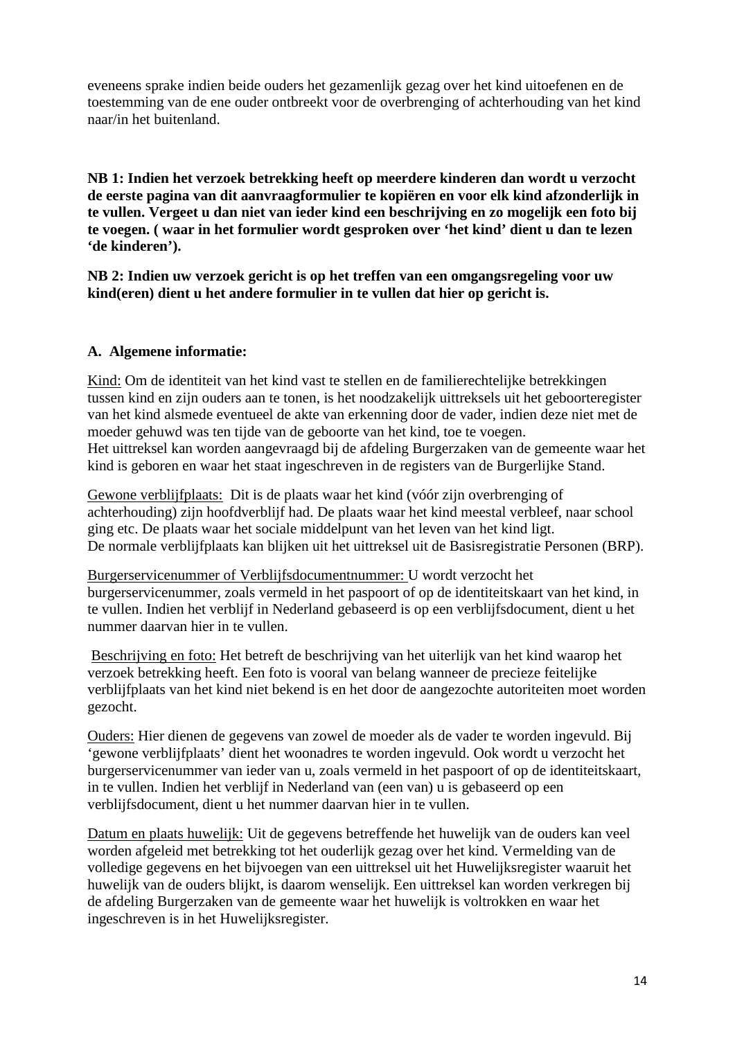eveneens sprake indien beide ouders het gezamenlijk gezag over het kind uitoefenen en de toestemming van de ene ouder ontbreekt voor de overbrenging of achterhouding van het kind naar/in het buitenland.

**NB 1: Indien het verzoek betrekking heeft op meerdere kinderen dan wordt u verzocht de eerste pagina van dit aanvraagformulier te kopiëren en voor elk kind afzonderlijk in te vullen. Vergeet u dan niet van ieder kind een beschrijving en zo mogelijk een foto bij te voegen. ( waar in het formulier wordt gesproken over 'het kind' dient u dan te lezen 'de kinderen').**

**NB 2: Indien uw verzoek gericht is op het treffen van een omgangsregeling voor uw kind(eren) dient u het andere formulier in te vullen dat hier op gericht is.**

**A. Algemene informatie:**

Kind: Om de identiteit van het kind vast te stellen en de familierechtelijke betrekkingen tussen kind en zijn ouders aan te tonen, is het noodzakelijk uittreksels uit het geboorteregister van het kind alsmede eventueel de akte van erkenning door de vader, indien deze niet met de moeder gehuwd was ten tijde van de geboorte van het kind, toe te voegen.
Het uittreksel kan worden aangevraagd bij de afdeling Burgerzaken van de gemeente waar het kind is geboren en waar het staat ingeschreven in de registers van de Burgerlijke Stand.

Gewone verblijfplaats: Dit is de plaats waar het kind (vóór zijn overbrenging of achterhouding) zijn hoofdverblijf had. De plaats waar het kind meestal verbleef, naar school ging etc. De plaats waar het sociale middelpunt van het leven van het kind ligt.
De normale verblijfplaats kan blijken uit het uittreksel uit de Basisregistratie Personen (BRP).

Burgerservicenummer of Verblijfsdocumentnummer: U wordt verzocht het burgerservicenummer, zoals vermeld in het paspoort of op de identiteitskaart van het kind, in te vullen. Indien het verblijf in Nederland gebaseerd is op een verblijfsdocument, dient u het nummer daarvan hier in te vullen.

Beschrijving en foto: Het betreft de beschrijving van het uiterlijk van het kind waarop het verzoek betrekking heeft. Een foto is vooral van belang wanneer de precieze feitelijke verblijfplaats van het kind niet bekend is en het door de aangezochte autoriteiten moet worden gezocht.

Ouders: Hier dienen de gegevens van zowel de moeder als de vader te worden ingevuld. Bij 'gewone verblijfplaats' dient het woonadres te worden ingevuld. Ook wordt u verzocht het burgerservicenummer van ieder van u, zoals vermeld in het paspoort of op de identiteitskaart, in te vullen. Indien het verblijf in Nederland van (een van) u is gebaseerd op een verblijfsdocument, dient u het nummer daarvan hier in te vullen.

Datum en plaats huwelijk: Uit de gegevens betreffende het huwelijk van de ouders kan veel worden afgeleid met betrekking tot het ouderlijk gezag over het kind. Vermelding van de volledige gegevens en het bijvoegen van een uittreksel uit het Huwelijksregister waaruit het huwelijk van de ouders blijkt, is daarom wenselijk. Een uittreksel kan worden verkregen bij de afdeling Burgerzaken van de gemeente waar het huwelijk is voltrokken en waar het ingeschreven is in het Huwelijksregister.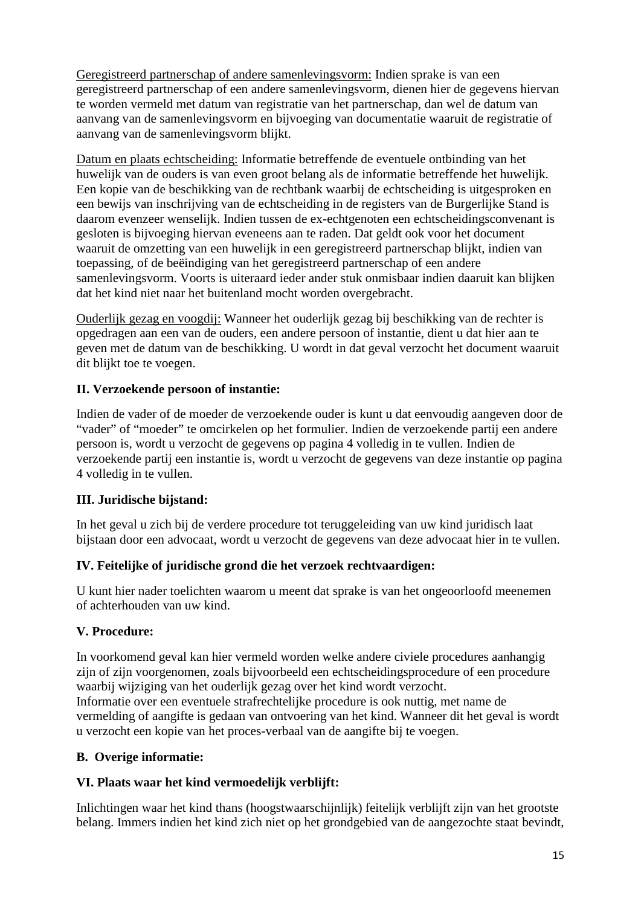Geregistreerd partnerschap of andere samenlevingsvorm: Indien sprake is van een geregistreerd partnerschap of een andere samenlevingsvorm, dienen hier de gegevens hiervan te worden vermeld met datum van registratie van het partnerschap, dan wel de datum van aanvang van de samenlevingsvorm en bijvoeging van documentatie waaruit de registratie of aanvang van de samenlevingsvorm blijkt.

Datum en plaats echtscheiding: Informatie betreffende de eventuele ontbinding van het huwelijk van de ouders is van even groot belang als de informatie betreffende het huwelijk. Een kopie van de beschikking van de rechtbank waarbij de echtscheiding is uitgesproken en een bewijs van inschrijving van de echtscheiding in de registers van de Burgerlijke Stand is daarom evenzeer wenselijk. Indien tussen de ex-echtgenoten een echtscheidingsconvenant is gesloten is bijvoeging hiervan eveneens aan te raden. Dat geldt ook voor het document waaruit de omzetting van een huwelijk in een geregistreerd partnerschap blijkt, indien van toepassing, of de beëindiging van het geregistreerd partnerschap of een andere samenlevingsvorm. Voorts is uiteraard ieder ander stuk onmisbaar indien daaruit kan blijken dat het kind niet naar het buitenland mocht worden overgebracht.

Ouderlijk gezag en voogdij: Wanneer het ouderlijk gezag bij beschikking van de rechter is opgedragen aan een van de ouders, een andere persoon of instantie, dient u dat hier aan te geven met de datum van de beschikking. U wordt in dat geval verzocht het document waaruit dit blijkt toe te voegen.

### II. Verzoekende persoon of instantie:

Indien de vader of de moeder de verzoekende ouder is kunt u dat eenvoudig aangeven door de "vader" of "moeder" te omcirkelen op het formulier. Indien de verzoekende partij een andere persoon is, wordt u verzocht de gegevens op pagina 4 volledig in te vullen. Indien de verzoekende partij een instantie is, wordt u verzocht de gegevens van deze instantie op pagina 4 volledig in te vullen.

### III. Juridische bijstand:

In het geval u zich bij de verdere procedure tot teruggeleiding van uw kind juridisch laat bijstaan door een advocaat, wordt u verzocht de gegevens van deze advocaat hier in te vullen.

### IV. Feitelijke of juridische grond die het verzoek rechtvaardigen:

U kunt hier nader toelichten waarom u meent dat sprake is van het ongeoorloofd meenemen of achterhouden van uw kind.

### V. Procedure:

In voorkomend geval kan hier vermeld worden welke andere civiele procedures aanhangig zijn of zijn voorgenomen, zoals bijvoorbeeld een echtscheidingsprocedure of een procedure waarbij wijziging van het ouderlijk gezag over het kind wordt verzocht.
Informatie over een eventuele strafrechtelijke procedure is ook nuttig, met name de vermelding of aangifte is gedaan van ontvoering van het kind. Wanneer dit het geval is wordt u verzocht een kopie van het proces-verbaal van de aangifte bij te voegen.

## B. Overige informatie:

### VI. Plaats waar het kind vermoedelijk verblijft:

Inlichtingen waar het kind thans (hoogstwaarschijnlijk) feitelijk verblijft zijn van het grootste belang. Immers indien het kind zich niet op het grondgebied van de aangezochte staat bevindt,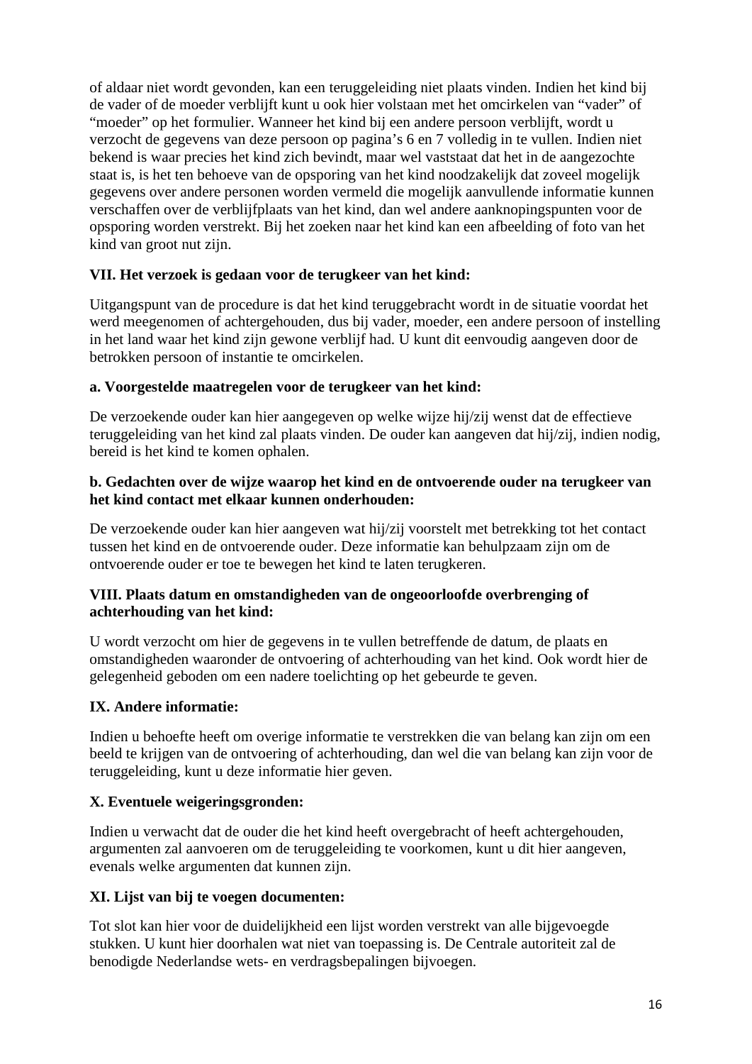of aldaar niet wordt gevonden, kan een teruggeleiding niet plaats vinden. Indien het kind bij de vader of de moeder verblijft kunt u ook hier volstaan met het omcirkelen van "vader" of "moeder" op het formulier. Wanneer het kind bij een andere persoon verblijft, wordt u verzocht de gegevens van deze persoon op pagina's 6 en 7 volledig in te vullen. Indien niet bekend is waar precies het kind zich bevindt, maar wel vaststaat dat het in de aangezochte staat is, is het ten behoeve van de opsporing van het kind noodzakelijk dat zoveel mogelijk gegevens over andere personen worden vermeld die mogelijk aanvullende informatie kunnen verschaffen over de verblijfplaats van het kind, dan wel andere aanknopingspunten voor de opsporing worden verstrekt. Bij het zoeken naar het kind kan een afbeelding of foto van het kind van groot nut zijn.

**VII. Het verzoek is gedaan voor de terugkeer van het kind:**

Uitgangspunt van de procedure is dat het kind teruggebracht wordt in de situatie voordat het werd meegenomen of achtergehouden, dus bij vader, moeder, een andere persoon of instelling in het land waar het kind zijn gewone verblijf had. U kunt dit eenvoudig aangeven door de betrokken persoon of instantie te omcirkelen.

**a. Voorgestelde maatregelen voor de terugkeer van het kind:**

De verzoekende ouder kan hier aangegeven op welke wijze hij/zij wenst dat de effectieve teruggeleiding van het kind zal plaats vinden. De ouder kan aangeven dat hij/zij, indien nodig, bereid is het kind te komen ophalen.

**b. Gedachten over de wijze waarop het kind en de ontvoerende ouder na terugkeer van het kind contact met elkaar kunnen onderhouden:**

De verzoekende ouder kan hier aangeven wat hij/zij voorstelt met betrekking tot het contact tussen het kind en de ontvoerende ouder. Deze informatie kan behulpzaam zijn om de ontvoerende ouder er toe te bewegen het kind te laten terugkeren.

**VIII. Plaats datum en omstandigheden van de ongeoorloofde overbrenging of achterhouding van het kind:**

U wordt verzocht om hier de gegevens in te vullen betreffende de datum, de plaats en omstandigheden waaronder de ontvoering of achterhouding van het kind. Ook wordt hier de gelegenheid geboden om een nadere toelichting op het gebeurde te geven.

**IX. Andere informatie:**

Indien u behoefte heeft om overige informatie te verstrekken die van belang kan zijn om een beeld te krijgen van de ontvoering of achterhouding, dan wel die van belang kan zijn voor de teruggeleiding, kunt u deze informatie hier geven.

**X. Eventuele weigeringsgronden:**

Indien u verwacht dat de ouder die het kind heeft overgebracht of heeft achtergehouden, argumenten zal aanvoeren om de teruggeleiding te voorkomen, kunt u dit hier aangeven, evenals welke argumenten dat kunnen zijn.

**XI. Lijst van bij te voegen documenten:**

Tot slot kan hier voor de duidelijkheid een lijst worden verstrekt van alle bijgevoegde stukken. U kunt hier doorhalen wat niet van toepassing is. De Centrale autoriteit zal de benodigde Nederlandse wets- en verdragsbepalingen bijvoegen.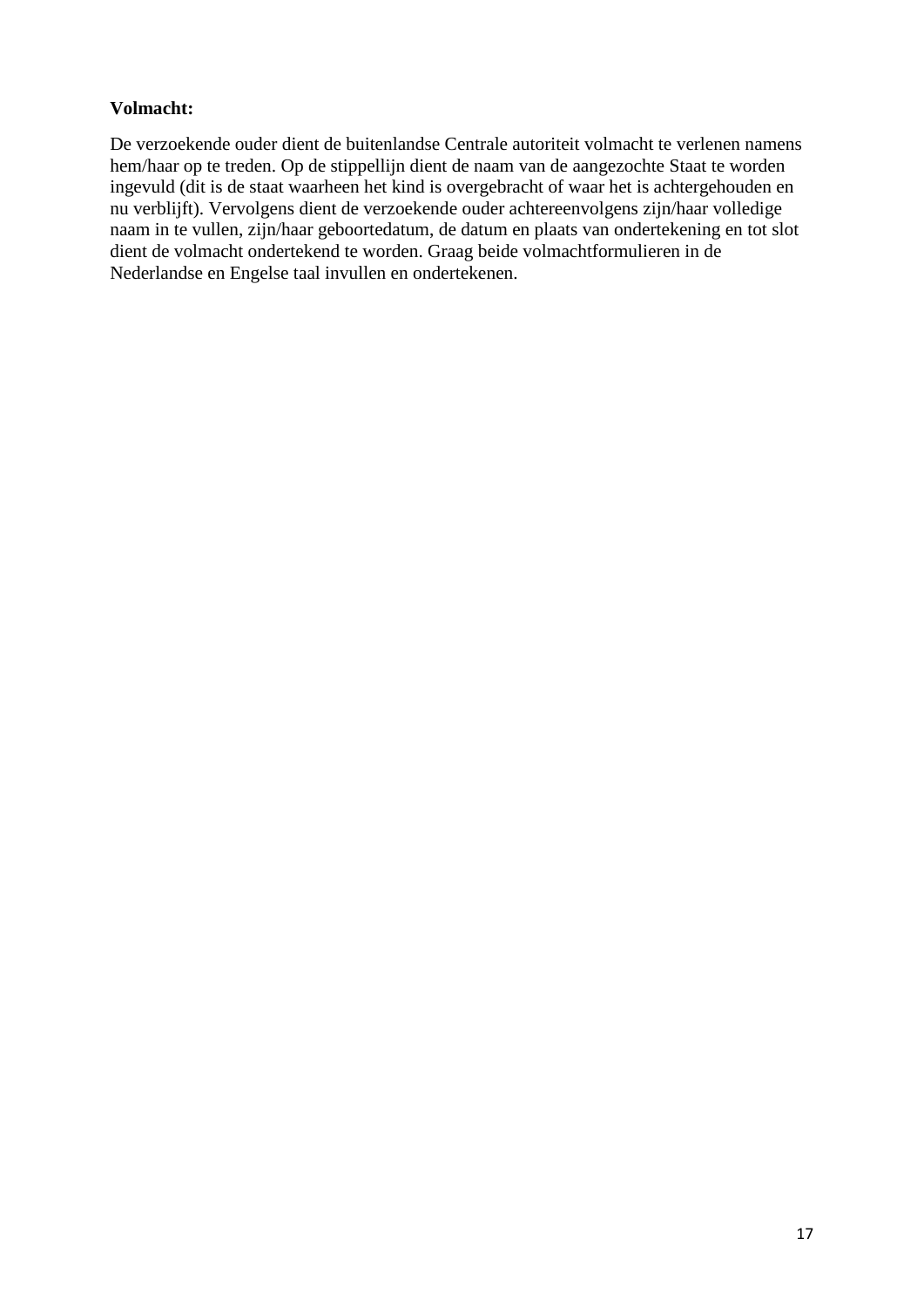**Volmacht:**

De verzoekende ouder dient de buitenlandse Centrale autoriteit volmacht te verlenen namens hem/haar op te treden. Op de stippellijn dient de naam van de aangezochte Staat te worden ingevuld (dit is de staat waarheen het kind is overgebracht of waar het is achtergehouden en nu verblijft). Vervolgens dient de verzoekende ouder achtereenvolgens zijn/haar volledige naam in te vullen, zijn/haar geboortedatum, de datum en plaats van ondertekening en tot slot dient de volmacht ondertekend te worden. Graag beide volmachtformulieren in de Nederlandse en Engelse taal invullen en ondertekenen.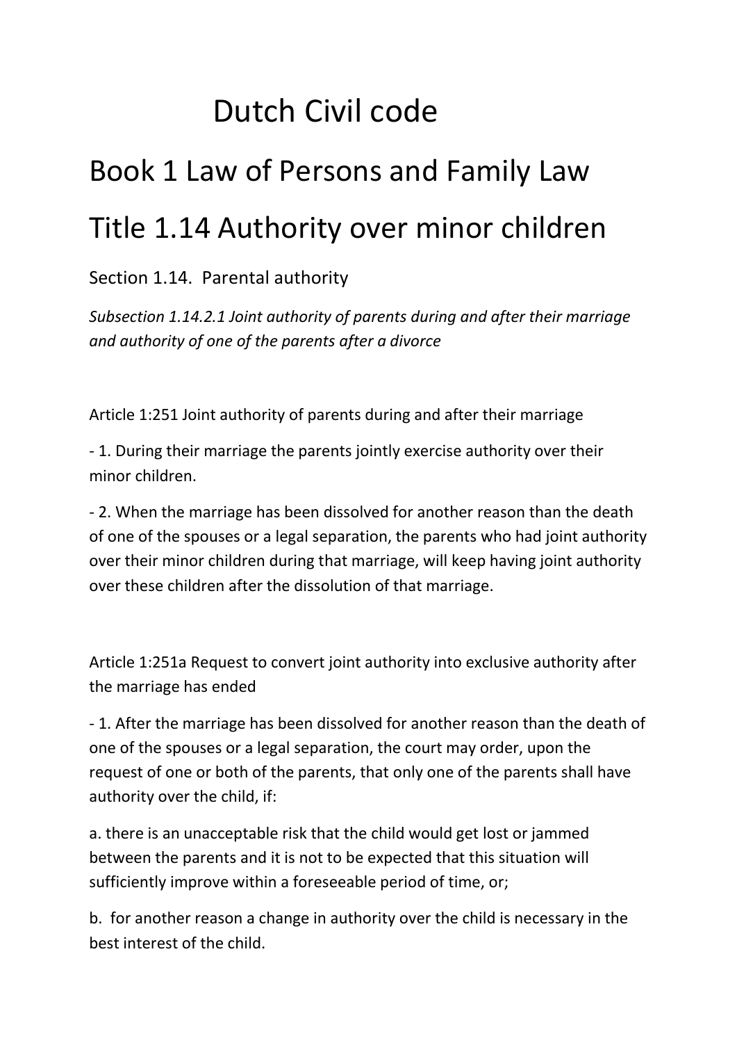# Dutch Civil code

# Book 1 Law of Persons and Family Law

# Title 1.14 Authority over minor children

## Section 1.14. Parental authority

*Subsection 1.14.2.1 Joint authority of parents during and after their marriage and authority of one of the parents after a divorce*

Article 1:251 Joint authority of parents during and after their marriage

- 1. During their marriage the parents jointly exercise authority over their minor children.

- 2. When the marriage has been dissolved for another reason than the death of one of the spouses or a legal separation, the parents who had joint authority over their minor children during that marriage, will keep having joint authority over these children after the dissolution of that marriage.

Article 1:251a Request to convert joint authority into exclusive authority after the marriage has ended

- 1. After the marriage has been dissolved for another reason than the death of one of the spouses or a legal separation, the court may order, upon the request of one or both of the parents, that only one of the parents shall have authority over the child, if:

a. there is an unacceptable risk that the child would get lost or jammed between the parents and it is not to be expected that this situation will sufficiently improve within a foreseeable period of time, or;

b. for another reason a change in authority over the child is necessary in the best interest of the child.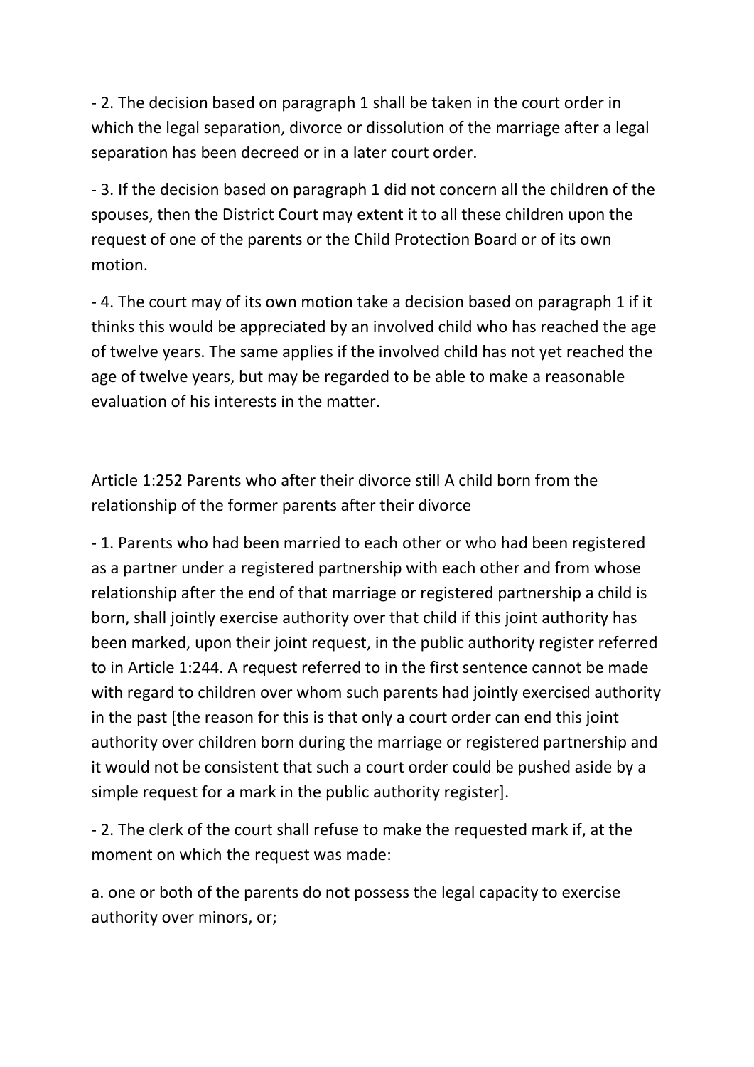- 2. The decision based on paragraph 1 shall be taken in the court order in which the legal separation, divorce or dissolution of the marriage after a legal separation has been decreed or in a later court order.

- 3. If the decision based on paragraph 1 did not concern all the children of the spouses, then the District Court may extent it to all these children upon the request of one of the parents or the Child Protection Board or of its own motion.

- 4. The court may of its own motion take a decision based on paragraph 1 if it thinks this would be appreciated by an involved child who has reached the age of twelve years. The same applies if the involved child has not yet reached the age of twelve years, but may be regarded to be able to make a reasonable evaluation of his interests in the matter.

Article 1:252 Parents who after their divorce still A child born from the relationship of the former parents after their divorce

- 1. Parents who had been married to each other or who had been registered as a partner under a registered partnership with each other and from whose relationship after the end of that marriage or registered partnership a child is born, shall jointly exercise authority over that child if this joint authority has been marked, upon their joint request, in the public authority register referred to in Article 1:244. A request referred to in the first sentence cannot be made with regard to children over whom such parents had jointly exercised authority in the past [the reason for this is that only a court order can end this joint authority over children born during the marriage or registered partnership and it would not be consistent that such a court order could be pushed aside by a simple request for a mark in the public authority register].

- 2. The clerk of the court shall refuse to make the requested mark if, at the moment on which the request was made:

a. one or both of the parents do not possess the legal capacity to exercise authority over minors, or;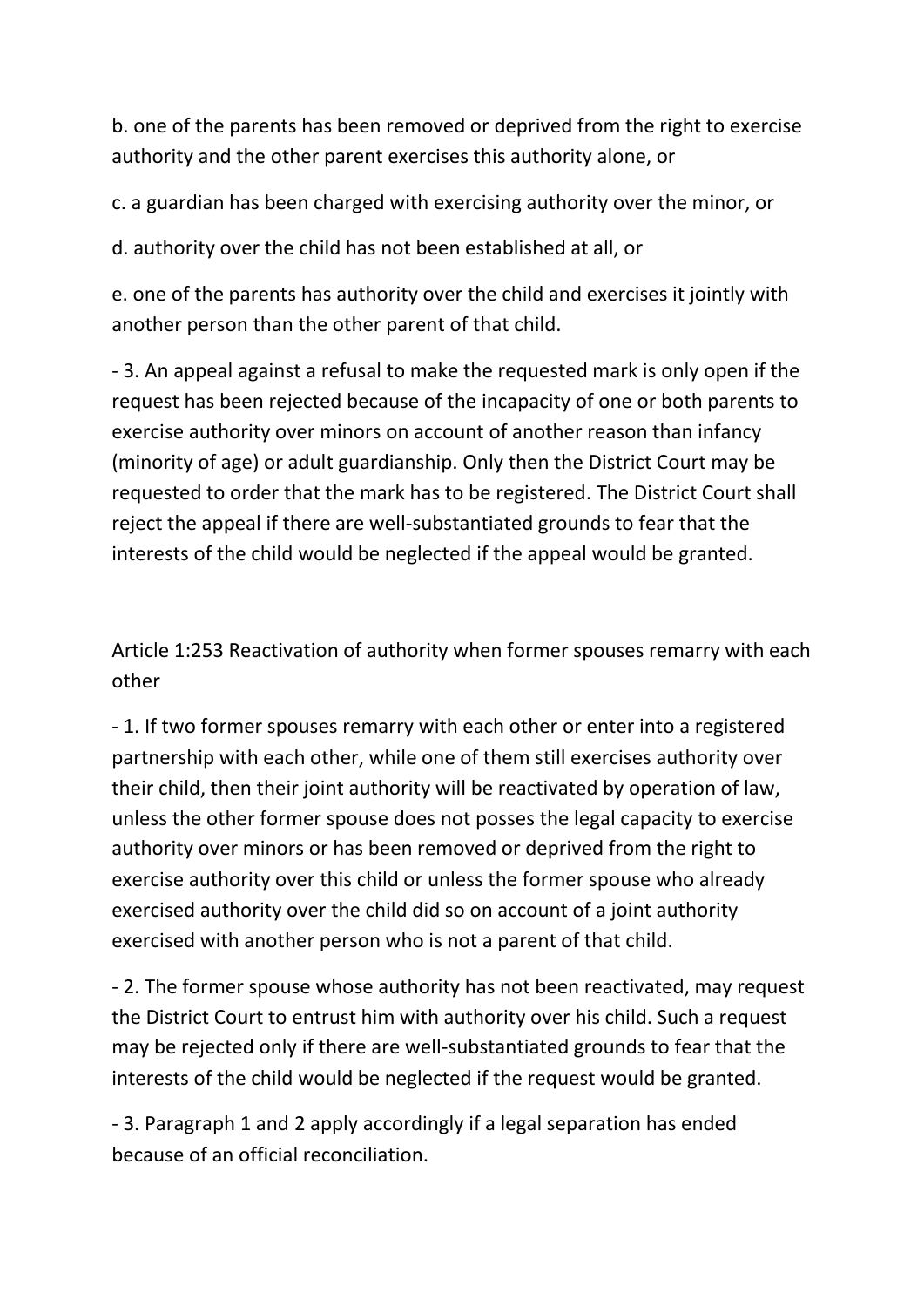b. one of the parents has been removed or deprived from the right to exercise authority and the other parent exercises this authority alone, or

c. a guardian has been charged with exercising authority over the minor, or

d. authority over the child has not been established at all, or

e. one of the parents has authority over the child and exercises it jointly with another person than the other parent of that child.

- 3. An appeal against a refusal to make the requested mark is only open if the request has been rejected because of the incapacity of one or both parents to exercise authority over minors on account of another reason than infancy (minority of age) or adult guardianship. Only then the District Court may be requested to order that the mark has to be registered. The District Court shall reject the appeal if there are well-substantiated grounds to fear that the interests of the child would be neglected if the appeal would be granted.

Article 1:253 Reactivation of authority when former spouses remarry with each other

- 1. If two former spouses remarry with each other or enter into a registered partnership with each other, while one of them still exercises authority over their child, then their joint authority will be reactivated by operation of law, unless the other former spouse does not posses the legal capacity to exercise authority over minors or has been removed or deprived from the right to exercise authority over this child or unless the former spouse who already exercised authority over the child did so on account of a joint authority exercised with another person who is not a parent of that child.

- 2. The former spouse whose authority has not been reactivated, may request the District Court to entrust him with authority over his child. Such a request may be rejected only if there are well-substantiated grounds to fear that the interests of the child would be neglected if the request would be granted.

- 3. Paragraph 1 and 2 apply accordingly if a legal separation has ended because of an official reconciliation.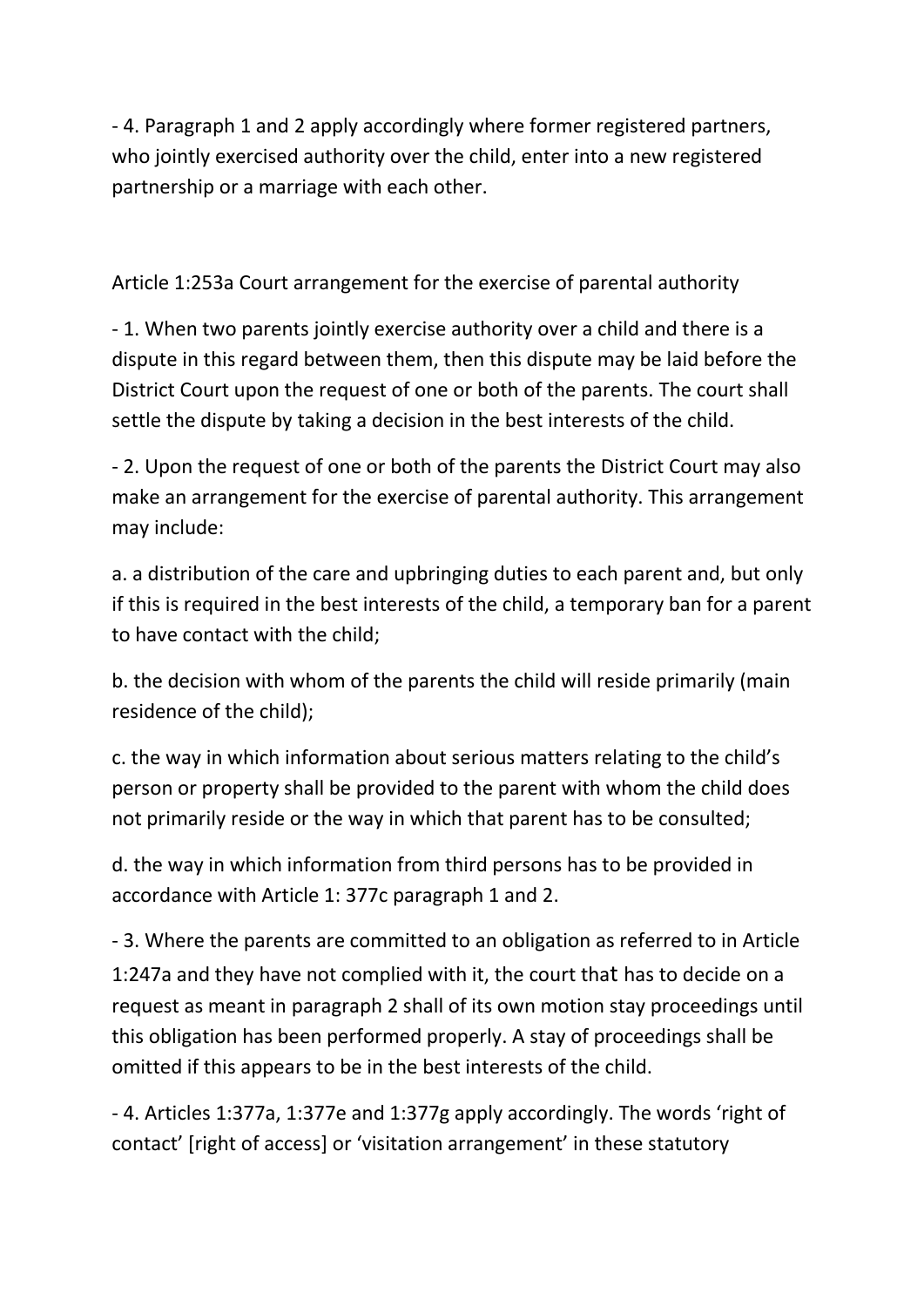- 4. Paragraph 1 and 2 apply accordingly where former registered partners, who jointly exercised authority over the child, enter into a new registered partnership or a marriage with each other.

Article 1:253a Court arrangement for the exercise of parental authority

- 1. When two parents jointly exercise authority over a child and there is a dispute in this regard between them, then this dispute may be laid before the District Court upon the request of one or both of the parents. The court shall settle the dispute by taking a decision in the best interests of the child.

- 2. Upon the request of one or both of the parents the District Court may also make an arrangement for the exercise of parental authority. This arrangement may include:

a. a distribution of the care and upbringing duties to each parent and, but only if this is required in the best interests of the child, a temporary ban for a parent to have contact with the child;

b. the decision with whom of the parents the child will reside primarily (main residence of the child);

c. the way in which information about serious matters relating to the child's person or property shall be provided to the parent with whom the child does not primarily reside or the way in which that parent has to be consulted;

d. the way in which information from third persons has to be provided in accordance with Article 1: 377c paragraph 1 and 2.

- 3. Where the parents are committed to an obligation as referred to in Article 1:247a and they have not complied with it, the court that has to decide on a request as meant in paragraph 2 shall of its own motion stay proceedings until this obligation has been performed properly. A stay of proceedings shall be omitted if this appears to be in the best interests of the child.

- 4. Articles 1:377a, 1:377e and 1:377g apply accordingly. The words 'right of contact' [right of access] or 'visitation arrangement' in these statutory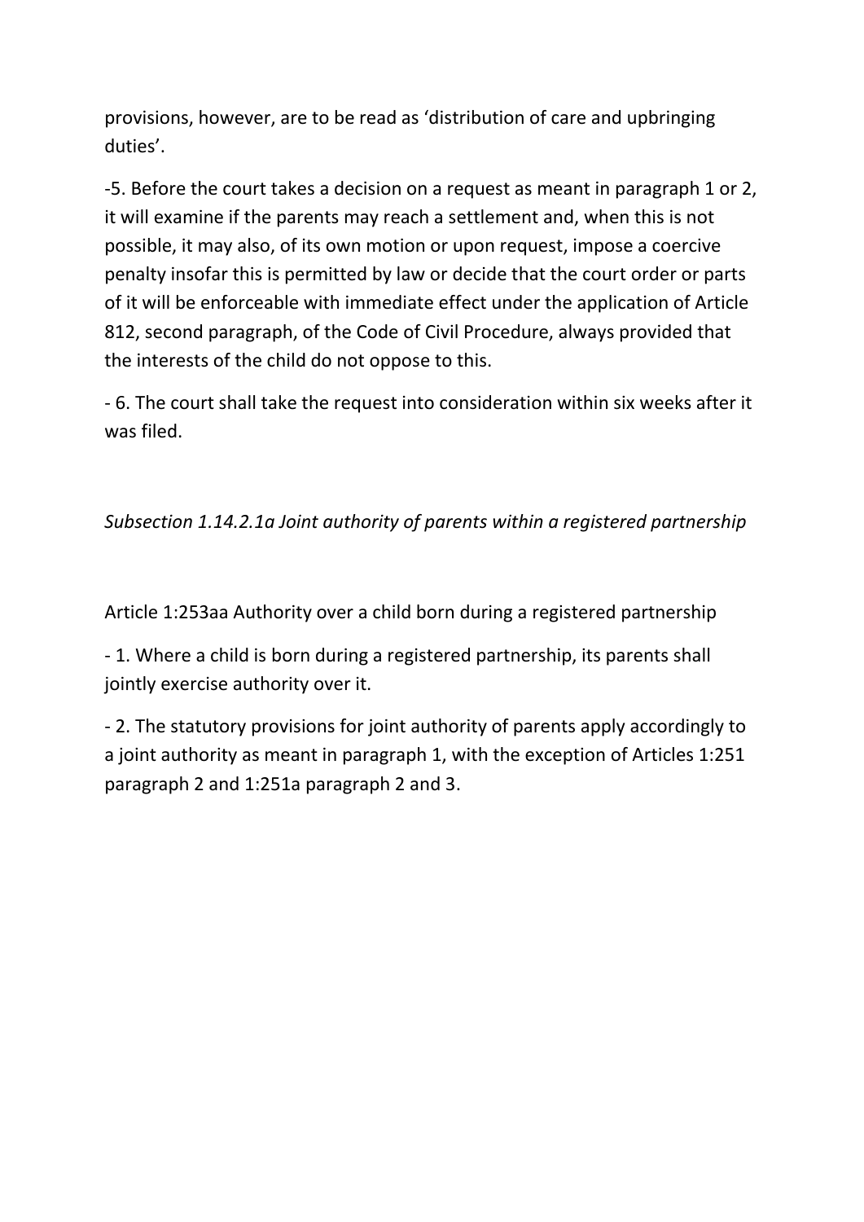provisions, however, are to be read as ‘distribution of care and upbringing duties’.

-5. Before the court takes a decision on a request as meant in paragraph 1 or 2, it will examine if the parents may reach a settlement and, when this is not possible, it may also, of its own motion or upon request, impose a coercive penalty insofar this is permitted by law or decide that the court order or parts of it will be enforceable with immediate effect under the application of Article 812, second paragraph, of the Code of Civil Procedure, always provided that the interests of the child do not oppose to this.

- 6. The court shall take the request into consideration within six weeks after it was filed.

*Subsection 1.14.2.1a Joint authority of parents within a registered partnership*

Article 1:253aa Authority over a child born during a registered partnership

- 1. Where a child is born during a registered partnership, its parents shall jointly exercise authority over it.

- 2. The statutory provisions for joint authority of parents apply accordingly to a joint authority as meant in paragraph 1, with the exception of Articles 1:251 paragraph 2 and 1:251a paragraph 2 and 3.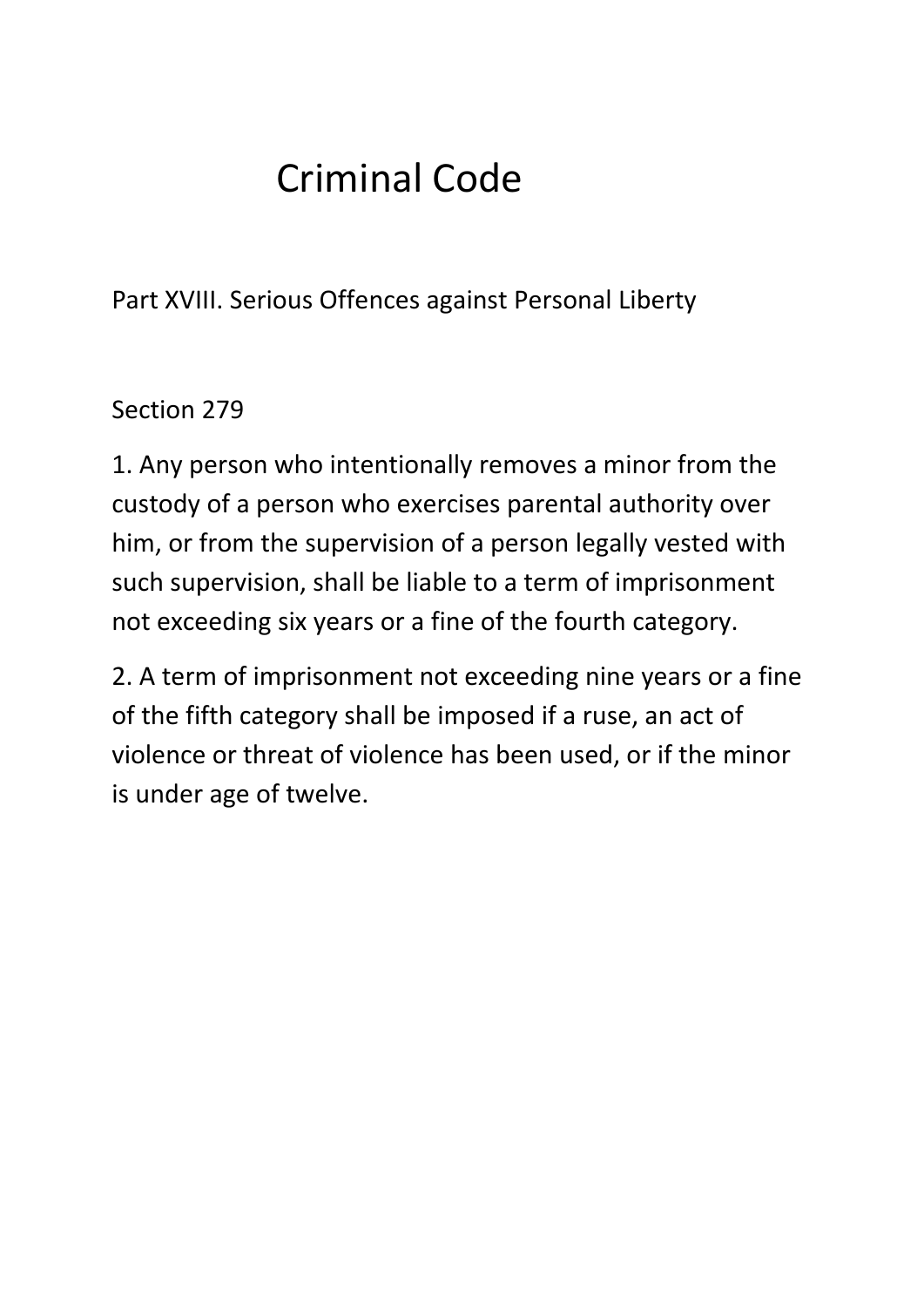# Criminal Code

## Part XVIII. Serious Offences against Personal Liberty

### Section 279

1. Any person who intentionally removes a minor from the custody of a person who exercises parental authority over him, or from the supervision of a person legally vested with such supervision, shall be liable to a term of imprisonment not exceeding six years or a fine of the fourth category.

2. A term of imprisonment not exceeding nine years or a fine of the fifth category shall be imposed if a ruse, an act of violence or threat of violence has been used, or if the minor is under age of twelve.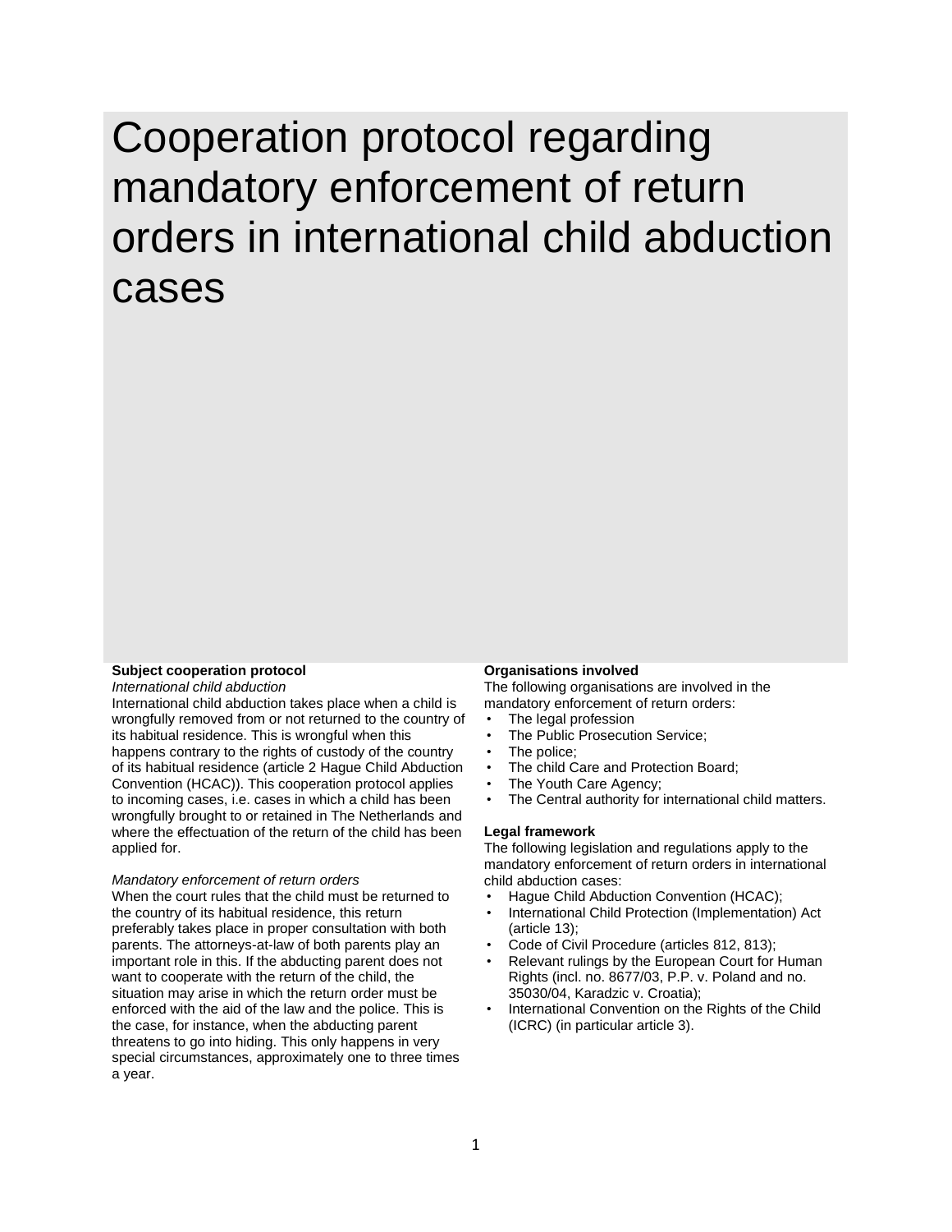# Cooperation protocol regarding mandatory enforcement of return orders in international child abduction cases

**Subject cooperation protocol**

*International child abduction*

International child abduction takes place when a child is wrongfully removed from or not returned to the country of its habitual residence. This is wrongful when this happens contrary to the rights of custody of the country of its habitual residence (article 2 Hague Child Abduction Convention (HCAC)). This cooperation protocol applies to incoming cases, i.e. cases in which a child has been wrongfully brought to or retained in The Netherlands and where the effectuation of the return of the child has been applied for.

*Mandatory enforcement of return orders*

When the court rules that the child must be returned to the country of its habitual residence, this return preferably takes place in proper consultation with both parents. The attorneys-at-law of both parents play an important role in this. If the abducting parent does not want to cooperate with the return of the child, the situation may arise in which the return order must be enforced with the aid of the law and the police. This is the case, for instance, when the abducting parent threatens to go into hiding. This only happens in very special circumstances, approximately one to three times a year.

**Organisations involved**

The following organisations are involved in the mandatory enforcement of return orders:

- The legal profession
- The Public Prosecution Service;
- The police;
- The child Care and Protection Board;
- The Youth Care Agency;
- The Central authority for international child matters.

**Legal framework**

The following legislation and regulations apply to the mandatory enforcement of return orders in international child abduction cases:

- Hague Child Abduction Convention (HCAC);
- International Child Protection (Implementation) Act (article 13);
- Code of Civil Procedure (articles 812, 813);
- Relevant rulings by the European Court for Human Rights (incl. no. 8677/03, P.P. v. Poland and no. 35030/04, Karadzic v. Croatia);
- International Convention on the Rights of the Child (ICRC) (in particular article 3).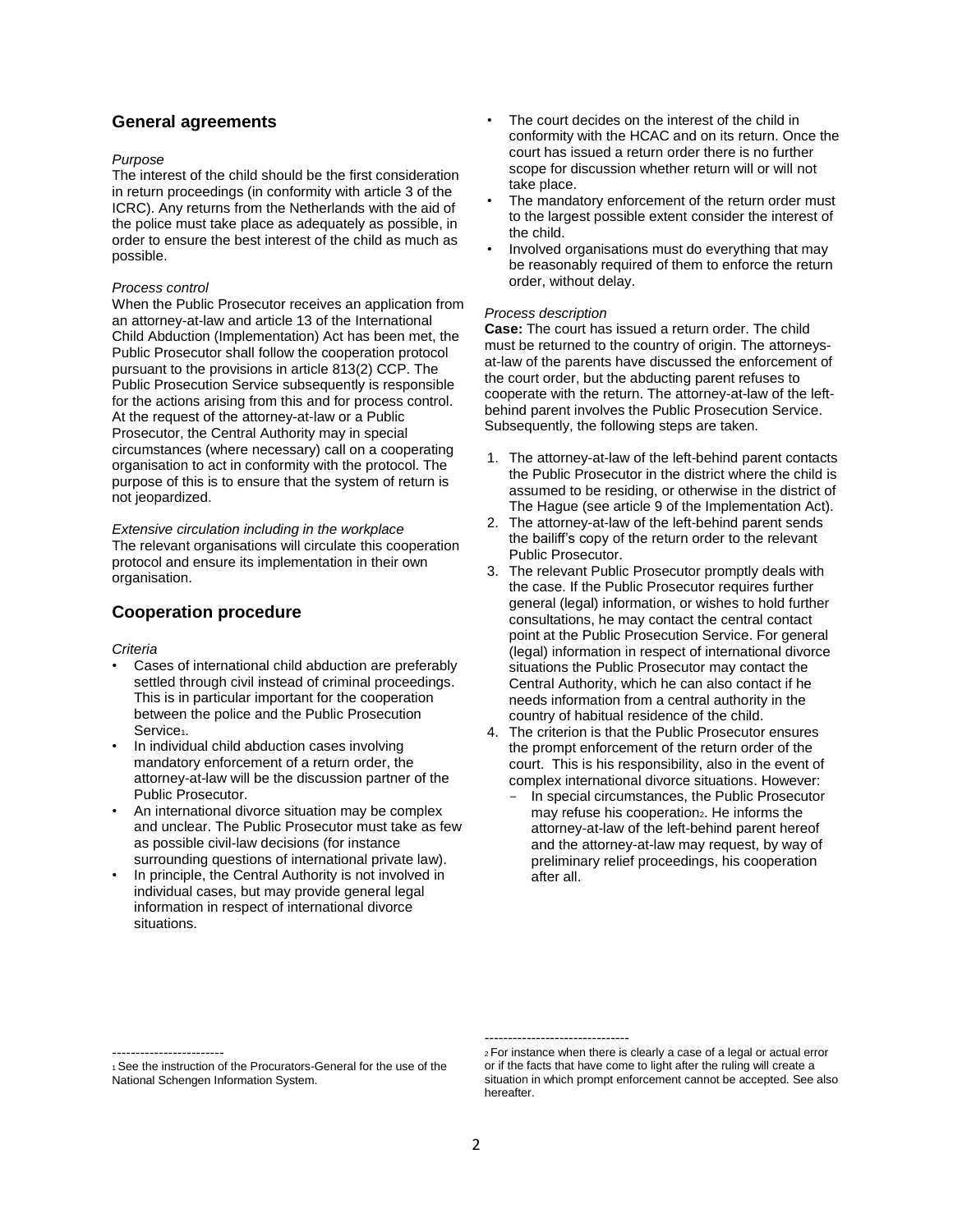## General agreements

*Purpose*
The interest of the child should be the first consideration in return proceedings (in conformity with article 3 of the ICRC). Any returns from the Netherlands with the aid of the police must take place as adequately as possible, in order to ensure the best interest of the child as much as possible.

*Process control*
When the Public Prosecutor receives an application from an attorney-at-law and article 13 of the International Child Abduction (Implementation) Act has been met, the Public Prosecutor shall follow the cooperation protocol pursuant to the provisions in article 813(2) CCP. The Public Prosecution Service subsequently is responsible for the actions arising from this and for process control. At the request of the attorney-at-law or a Public Prosecutor, the Central Authority may in special circumstances (where necessary) call on a cooperating organisation to act in conformity with the protocol. The purpose of this is to ensure that the system of return is not jeopardized.

*Extensive circulation including in the workplace*
The relevant organisations will circulate this cooperation protocol and ensure its implementation in their own organisation.

## Cooperation procedure

*Criteria*

- Cases of international child abduction are preferably settled through civil instead of criminal proceedings. This is in particular important for the cooperation between the police and the Public Prosecution Service[1].
- In individual child abduction cases involving mandatory enforcement of a return order, the attorney-at-law will be the discussion partner of the Public Prosecutor.
- An international divorce situation may be complex and unclear. The Public Prosecutor must take as few as possible civil-law decisions (for instance surrounding questions of international private law).
- In principle, the Central Authority is not involved in individual cases, but may provide general legal information in respect of international divorce situations.
- The court decides on the interest of the child in conformity with the HCAC and on its return. Once the court has issued a return order there is no further scope for discussion whether return will or will not take place.
- The mandatory enforcement of the return order must to the largest possible extent consider the interest of the child.
- Involved organisations must do everything that may be reasonably required of them to enforce the return order, without delay.

*Process description*
**Case:** The court has issued a return order. The child must be returned to the country of origin. The attorneys-at-law of the parents have discussed the enforcement of the court order, but the abducting parent refuses to cooperate with the return. The attorney-at-law of the left-behind parent involves the Public Prosecution Service. Subsequently, the following steps are taken.

1. The attorney-at-law of the left-behind parent contacts the Public Prosecutor in the district where the child is assumed to be residing, or otherwise in the district of The Hague (see article 9 of the Implementation Act).
2. The attorney-at-law of the left-behind parent sends the bailiff's copy of the return order to the relevant Public Prosecutor.
3. The relevant Public Prosecutor promptly deals with the case. If the Public Prosecutor requires further general (legal) information, or wishes to hold further consultations, he may contact the central contact point at the Public Prosecution Service. For general (legal) information in respect of international divorce situations the Public Prosecutor may contact the Central Authority, which he can also contact if he needs information from a central authority in the country of habitual residence of the child.
4. The criterion is that the Public Prosecutor ensures the prompt enforcement of the return order of the court. This is his responsibility, also in the event of complex international divorce situations. However:
   - In special circumstances, the Public Prosecutor may refuse his cooperation[2]. He informs the attorney-at-law of the left-behind parent hereof and the attorney-at-law may request, by way of preliminary relief proceedings, his cooperation after all.

---

[1] See the instruction of the Procurators-General for the use of the National Schengen Information System.

[2] For instance when there is clearly a case of a legal or actual error or if the facts that have come to light after the ruling will create a situation in which prompt enforcement cannot be accepted. See also hereafter.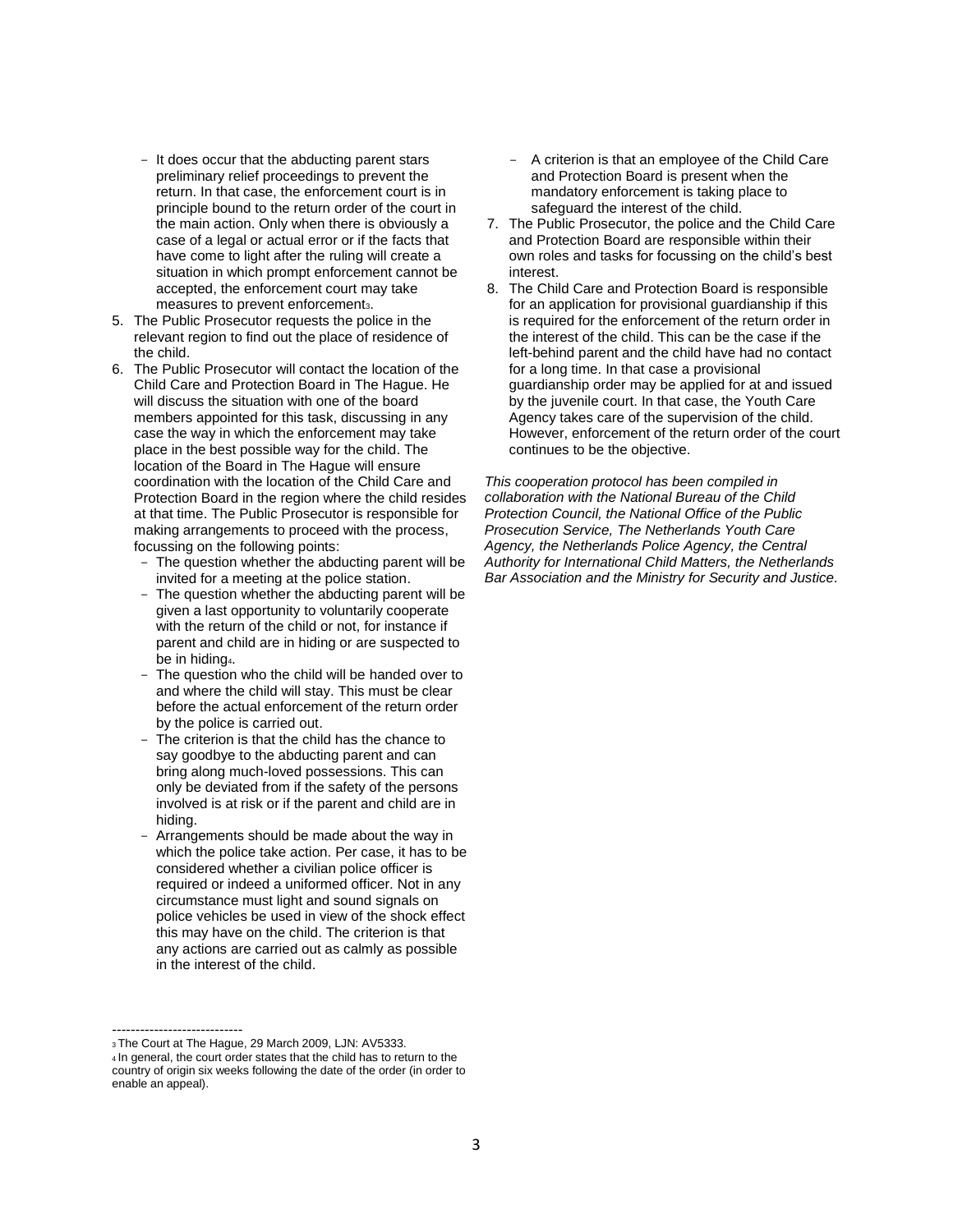- It does occur that the abducting parent stars preliminary relief proceedings to prevent the return. In that case, the enforcement court is in principle bound to the return order of the court in the main action. Only when there is obviously a case of a legal or actual error or if the facts that have come to light after the ruling will create a situation in which prompt enforcement cannot be accepted, the enforcement court may take measures to prevent enforcement[3].

5. The Public Prosecutor requests the police in the relevant region to find out the place of residence of the child.
6. The Public Prosecutor will contact the location of the Child Care and Protection Board in The Hague. He will discuss the situation with one of the board members appointed for this task, discussing in any case the way in which the enforcement may take place in the best possible way for the child. The location of the Board in The Hague will ensure coordination with the location of the Child Care and Protection Board in the region where the child resides at that time. The Public Prosecutor is responsible for making arrangements to proceed with the process, focussing on the following points:
   - The question whether the abducting parent will be invited for a meeting at the police station.
   - The question whether the abducting parent will be given a last opportunity to voluntarily cooperate with the return of the child or not, for instance if parent and child are in hiding or are suspected to be in hiding[4].
   - The question who the child will be handed over to and where the child will stay. This must be clear before the actual enforcement of the return order by the police is carried out.
   - The criterion is that the child has the chance to say goodbye to the abducting parent and can bring along much-loved possessions. This can only be deviated from if the safety of the persons involved is at risk or if the parent and child are in hiding.
   - Arrangements should be made about the way in which the police take action. Per case, it has to be considered whether a civilian police officer is required or indeed a uniformed officer. Not in any circumstance must light and sound signals on police vehicles be used in view of the shock effect this may have on the child. The criterion is that any actions are carried out as calmly as possible in the interest of the child.
   - A criterion is that an employee of the Child Care and Protection Board is present when the mandatory enforcement is taking place to safeguard the interest of the child.
7. The Public Prosecutor, the police and the Child Care and Protection Board are responsible within their own roles and tasks for focussing on the child's best interest.
8. The Child Care and Protection Board is responsible for an application for provisional guardianship if this is required for the enforcement of the return order in the interest of the child. This can be the case if the left-behind parent and the child have had no contact for a long time. In that case a provisional guardianship order may be applied for at and issued by the juvenile court. In that case, the Youth Care Agency takes care of the supervision of the child. However, enforcement of the return order of the court continues to be the objective.

*This cooperation protocol has been compiled in collaboration with the National Bureau of the Child Protection Council, the National Office of the Public Prosecution Service, The Netherlands Youth Care Agency, the Netherlands Police Agency, the Central Authority for International Child Matters, the Netherlands Bar Association and the Ministry for Security and Justice.*

---

[3] The Court at The Hague, 29 March 2009, LJN: AV5333.

[4] In general, the court order states that the child has to return to the country of origin six weeks following the date of the order (in order to enable an appeal).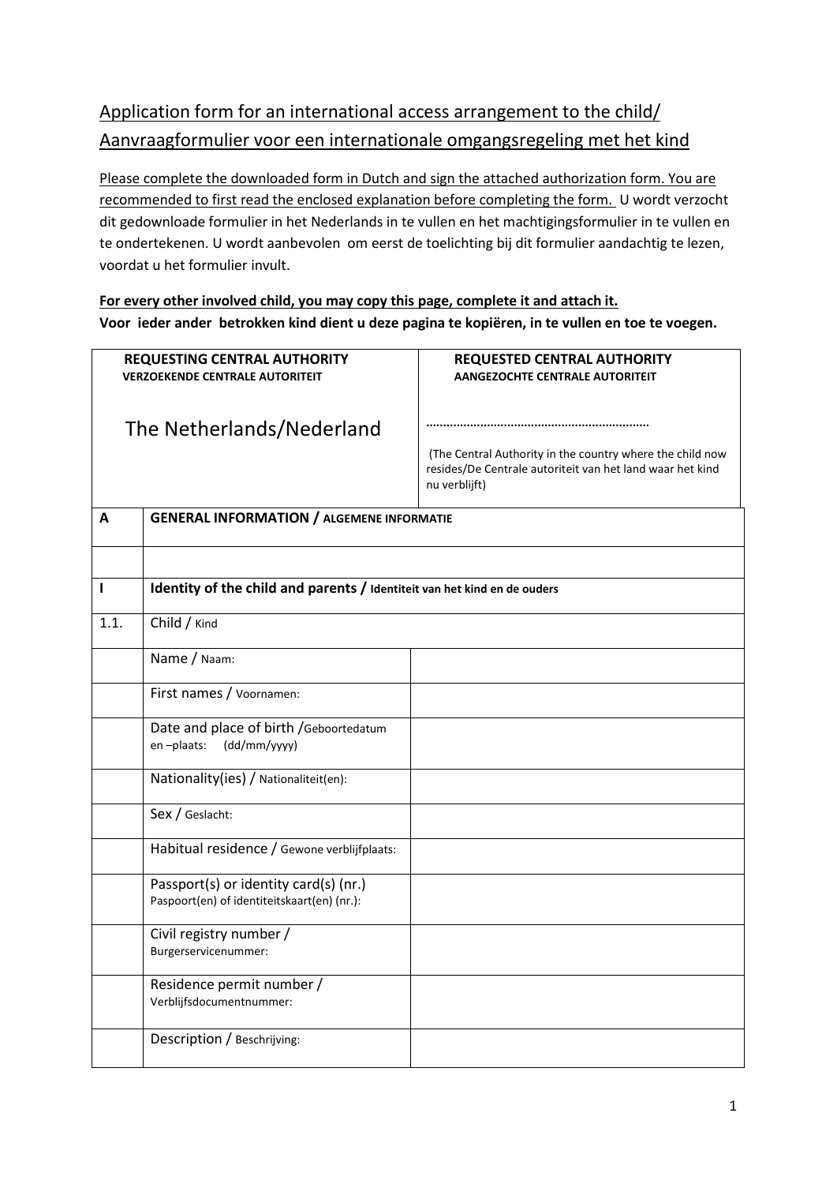# Application form for an international access arrangement to the child/ Aanvraagformulier voor een internationale omgangsregeling met het kind

Please complete the downloaded form in Dutch and sign the attached authorization form. You are recommended to first read the enclosed explanation before completing the form. U wordt verzocht dit gedownloade formulier in het Nederlands in te vullen en het machtigingsformulier in te vullen en te ondertekenen. U wordt aanbevolen om eerst de toelichting bij dit formulier aandachtig te lezen, voordat u het formulier invult.

**For every other involved child, you may copy this page, complete it and attach it.**
**Voor ieder ander betrokken kind dient u deze pagina te kopiëren, in te vullen en toe te voegen.**

| REQUESTING CENTRAL AUTHORITY / VERZOEKENDE CENTRALE AUTORITEIT | REQUESTED CENTRAL AUTHORITY / AANGEZOCHTE CENTRALE AUTORITEIT |
|---|---|
| The Netherlands/Nederland | ……………………………………………………… (The Central Authority in the country where the child now resides/De Centrale autoriteit van het land waar het kind nu verblijft) |

| | | |
|---|---|---|
| **A** | **GENERAL INFORMATION / ALGEMENE INFORMATIE** | |
| | | |
| **I** | **Identity of the child and parents / Identiteit van het kind en de ouders** | |
| 1.1. | Child / Kind | |
| | Name / Naam: | |
| | First names / Voornamen: | |
| | Date and place of birth /Geboortedatum en –plaats: (dd/mm/yyyy) | |
| | Nationality(ies) / Nationaliteit(en): | |
| | Sex / Geslacht: | |
| | Habitual residence / Gewone verblijfplaats: | |
| | Passport(s) or identity card(s) (nr.) Paspoort(en) of identiteitskaart(en) (nr.): | |
| | Civil registry number / Burgerservicenummer: | |
| | Residence permit number / Verblijfsdocumentnummer: | |
| | Description / Beschrijving: | |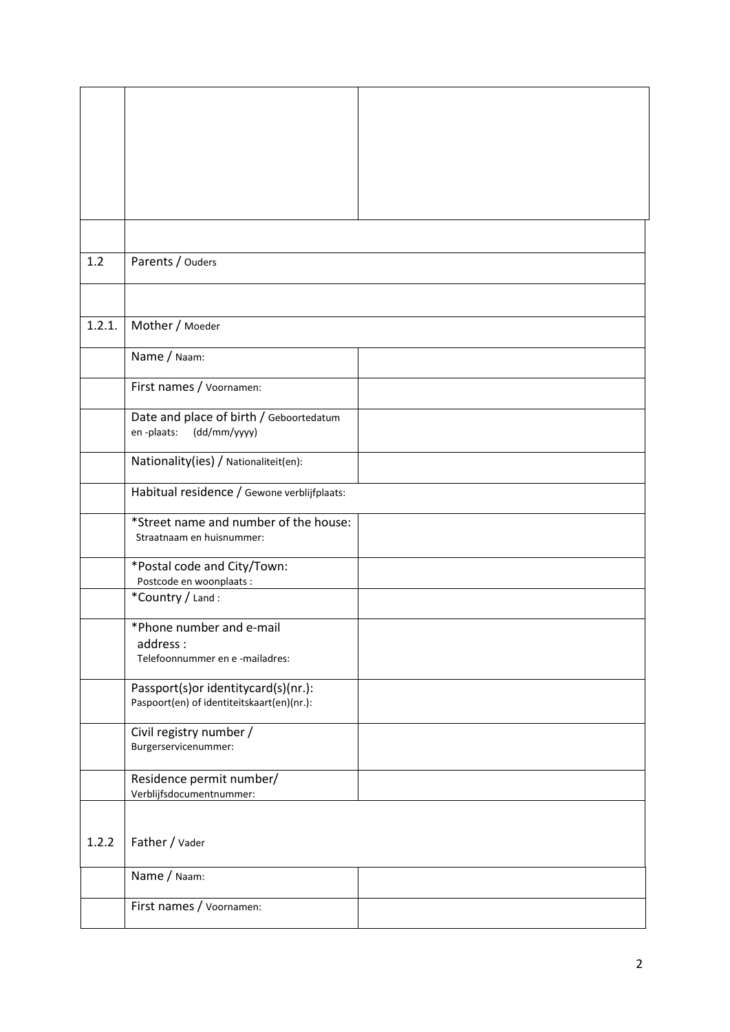| | | |
|---|---|---|
| | | |
| | | |
| 1.2 | Parents / Ouders | |
| | | |
| 1.2.1. | Mother / Moeder | |
| | Name / Naam: | |
| | First names / Voornamen: | |
| | Date and place of birth / Geboortedatum en -plaats: (dd/mm/yyyy) | |
| | Nationality(ies) / Nationaliteit(en): | |
| | Habitual residence / Gewone verblijfplaats: | |
| | *Street name and number of the house: Straatnaam en huisnummer: | |
| | *Postal code and City/Town: Postcode en woonplaats : | |
| | *Country / Land : | |
| | *Phone number and e-mail address : Telefoonnummer en e -mailadres: | |
| | Passport(s)or identitycard(s)(nr.): Paspoort(en) of identiteitskaart(en)(nr.): | |
| | Civil registry number / Burgerservicenummer: | |
| | Residence permit number/ Verblijfsdocumentnummer: | |
| 1.2.2 | Father / Vader | |
| | Name / Naam: | |
| | First names / Voornamen: | |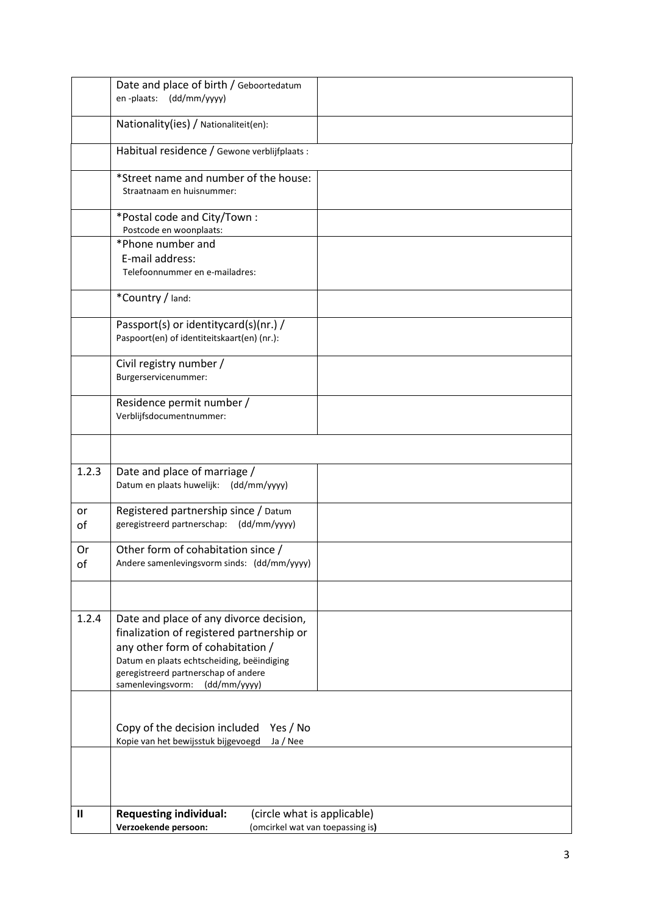|  |  |  |
|---|---|---|
|  | Date and place of birth / Geboortedatum en -plaats: (dd/mm/yyyy) |  |
|  | Nationality(ies) / Nationaliteit(en): |  |
|  | Habitual residence / Gewone verblijfplaats : |  |
|  | *Street name and number of the house: Straatnaam en huisnummer: |  |
|  | *Postal code and City/Town : Postcode en woonplaats: |  |
|  | *Phone number and E-mail address: Telefoonnummer en e-mailadres: |  |
|  | *Country / land: |  |
|  | Passport(s) or identitycard(s)(nr.) / Paspoort(en) of identiteitskaart(en) (nr.): |  |
|  | Civil registry number / Burgerservicenummer: |  |
|  | Residence permit number / Verblijfsdocumentnummer: |  |
|  |  |  |
| 1.2.3 | Date and place of marriage / Datum en plaats huwelijk: (dd/mm/yyyy) |  |
| or of | Registered partnership since / Datum geregistreerd partnerschap: (dd/mm/yyyy) |  |
| Or of | Other form of cohabitation since / Andere samenlevingsvorm sinds: (dd/mm/yyyy) |  |
|  |  |  |
| 1.2.4 | Date and place of any divorce decision, finalization of registered partnership or any other form of cohabitation / Datum en plaats echtscheiding, beëindiging geregistreerd partnerschap of andere samenlevingsvorm: (dd/mm/yyyy) |  |
|  | Copy of the decision included Yes / No Kopie van het bewijsstuk bijgevoegd Ja / Nee |  |
|  |  |  |
| **II** | **Requesting individual:** (circle what is applicable) **Verzoekende persoon:** (omcirkel wat van toepassing is) |  |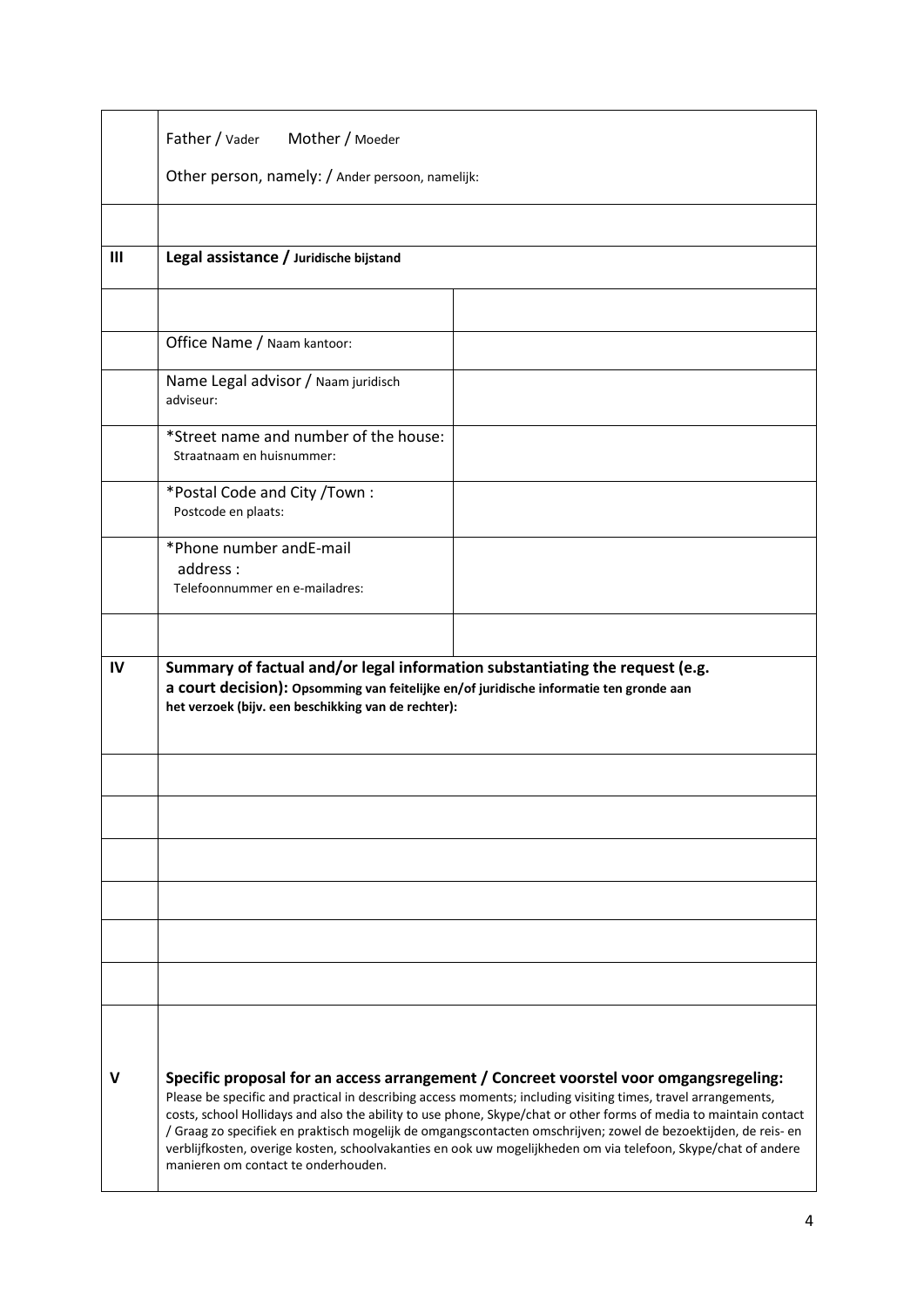| | | |
|---|---|---|
| | Father / Vader     Mother / Moeder<br><br>Other person, namely: / Ander persoon, namelijk: | |
| | | |
| **III** | **Legal assistance / Juridische bijstand** | |
| | | |
| | Office Name / Naam kantoor: | |
| | Name Legal advisor / Naam juridisch adviseur: | |
| | *Street name and number of the house:<br>Straatnaam en huisnummer: | |
| | *Postal Code and City /Town :<br>Postcode en plaats: | |
| | *Phone number andE-mail address :<br>Telefoonnummer en e-mailadres: | |
| | | |
| **IV** | **Summary of factual and/or legal information substantiating the request (e.g. a court decision): Opsomming van feitelijke en/of juridische informatie ten gronde aan het verzoek (bijv. een beschikking van de rechter):** | |
| | | |
| | | |
| | | |
| | | |
| | | |
| | | |
| **V** | **Specific proposal for an access arrangement / Concreet voorstel voor omgangsregeling:**<br>Please be specific and practical in describing access moments; including visiting times, travel arrangements, costs, school Hollidays and also the ability to use phone, Skype/chat or other forms of media to maintain contact / Graag zo specifiek en praktisch mogelijk de omgangscontacten omschrijven; zowel de bezoektijden, de reis- en verblijfkosten, overige kosten, schoolvakanties en ook uw mogelijkheden om via telefoon, Skype/chat of andere manieren om contact te onderhouden. | |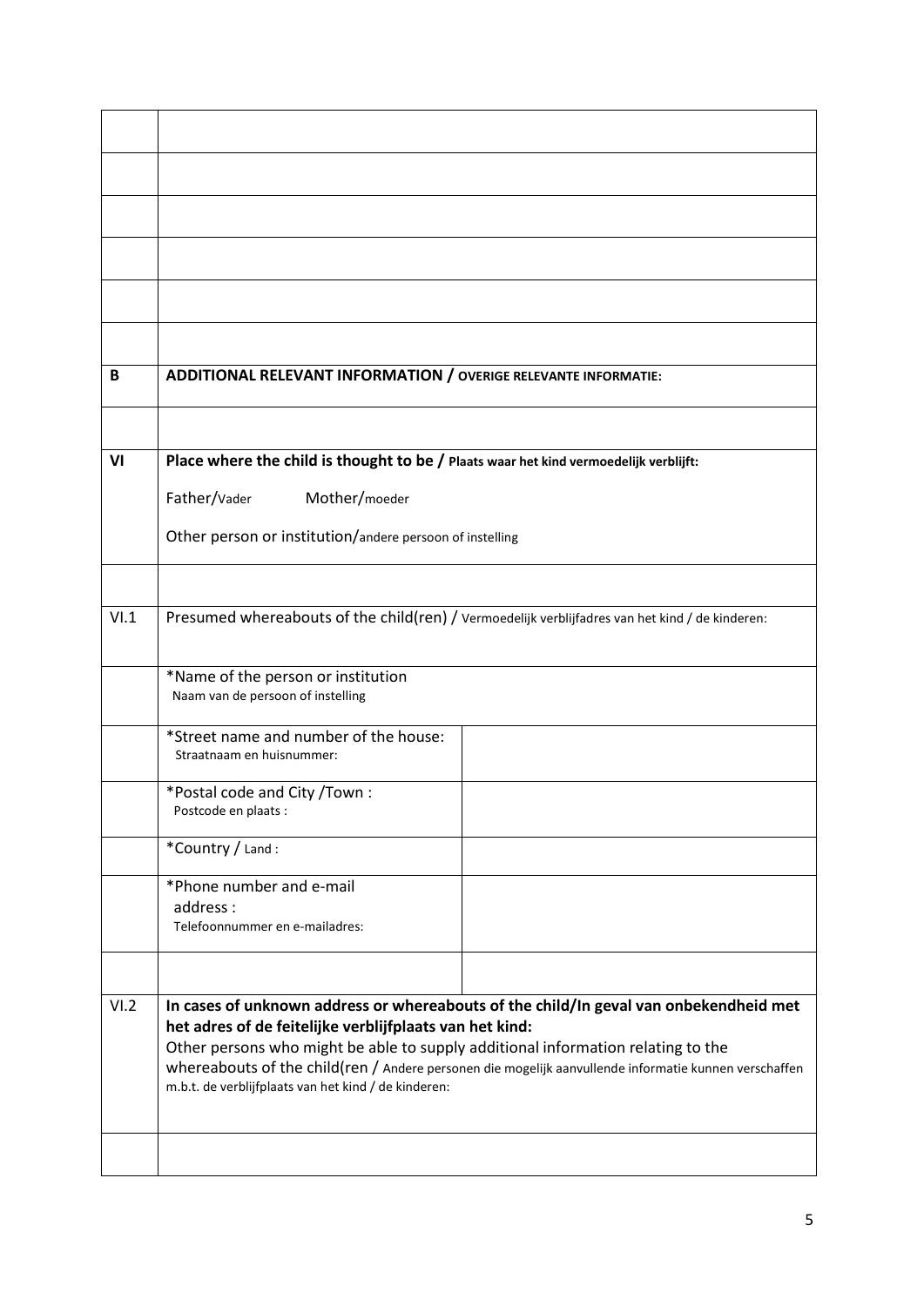| | | |
|---|---|---|
| | | |
| | | |
| | | |
| | | |
| | | |
| | | |
| **B** | **ADDITIONAL RELEVANT INFORMATION / OVERIGE RELEVANTE INFORMATIE:** | |
| | | |
| **VI** | **Place where the child is thought to be / Plaats waar het kind vermoedelijk verblijft:**<br><br>Father/Vader Mother/moeder<br><br>Other person or institution/andere persoon of instelling | |
| | | |
| VI.1 | Presumed whereabouts of the child(ren) / Vermoedelijk verblijfadres van het kind / de kinderen: | |
| | *Name of the person or institution<br>Naam van de persoon of instelling | |
| | *Street name and number of the house:<br>Straatnaam en huisnummer: | |
| | *Postal code and City /Town :<br>Postcode en plaats : | |
| | *Country / Land : | |
| | *Phone number and e-mail address :<br>Telefoonnummer en e-mailadres: | |
| | | |
| VI.2 | **In cases of unknown address or whereabouts of the child/In geval van onbekendheid met het adres of de feitelijke verblijfplaats van het kind:**<br>Other persons who might be able to supply additional information relating to the whereabouts of the child(ren / Andere personen die mogelijk aanvullende informatie kunnen verschaffen m.b.t. de verblijfplaats van het kind / de kinderen: | |
| | | |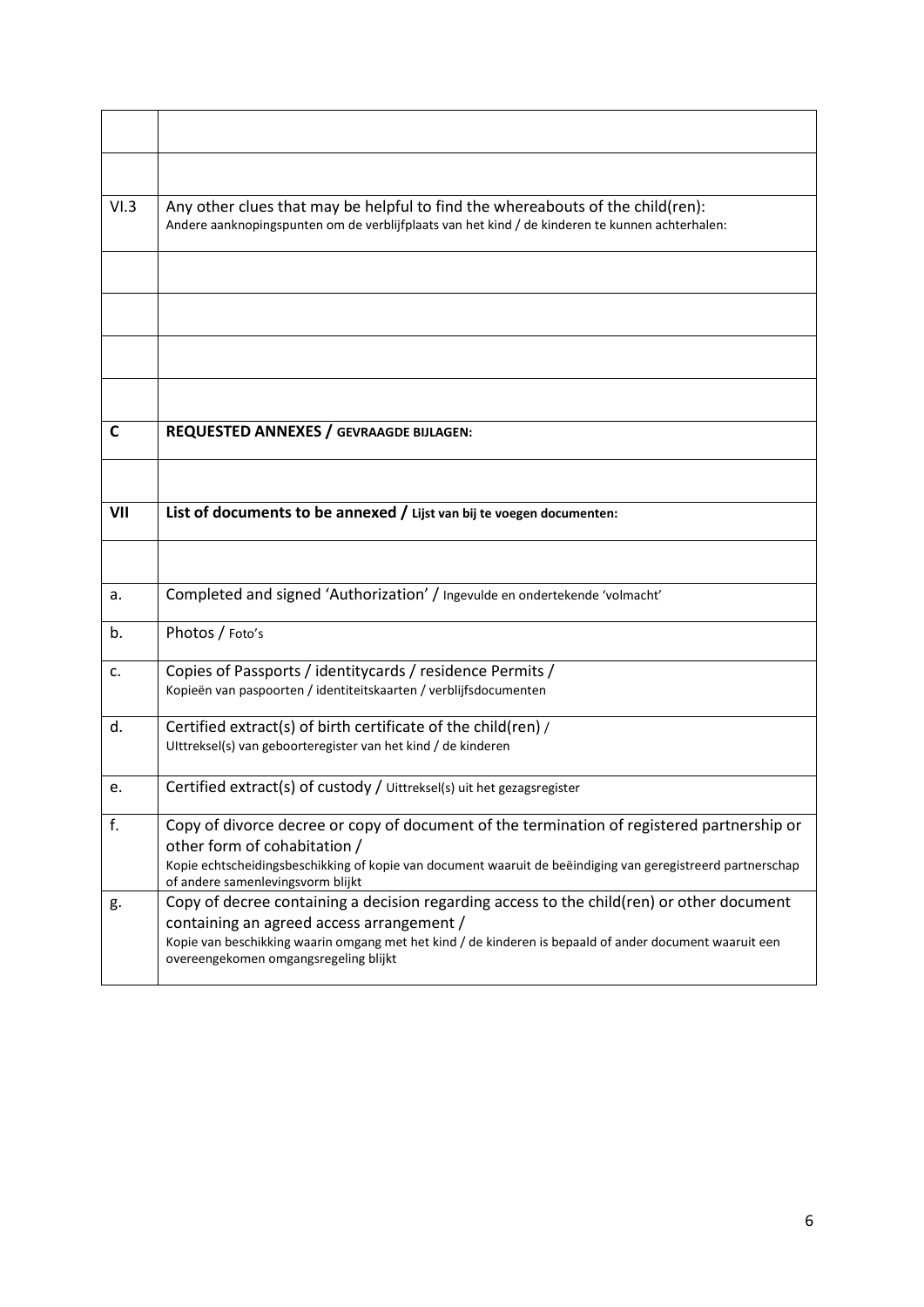|  |  |
|---|---|
|  |  |
|  |  |
| VI.3 | Any other clues that may be helpful to find the whereabouts of the child(ren):<br>Andere aanknopingspunten om de verblijfplaats van het kind / de kinderen te kunnen achterhalen: |
|  |  |
|  |  |
|  |  |
|  |  |
| **C** | **REQUESTED ANNEXES / GEVRAAGDE BIJLAGEN:** |
|  |  |
| **VII** | **List of documents to be annexed / Lijst van bij te voegen documenten:** |
|  |  |
| a. | Completed and signed 'Authorization' / Ingevulde en ondertekende 'volmacht' |
| b. | Photos / Foto's |
| c. | Copies of Passports / identitycards / residence Permits /<br>Kopieën van paspoorten / identiteitskaarten / verblijfsdocumenten |
| d. | Certified extract(s) of birth certificate of the child(ren) /<br>UIttreksel(s) van geboorteregister van het kind / de kinderen |
| e. | Certified extract(s) of custody / Uittreksel(s) uit het gezagsregister |
| f. | Copy of divorce decree or copy of document of the termination of registered partnership or other form of cohabitation /<br>Kopie echtscheidingsbeschikking of kopie van document waaruit de beëindiging van geregistreerd partnerschap of andere samenlevingsvorm blijkt |
| g. | Copy of decree containing a decision regarding access to the child(ren) or other document containing an agreed access arrangement /<br>Kopie van beschikking waarin omgang met het kind / de kinderen is bepaald of ander document waaruit een overeengekomen omgangsregeling blijkt |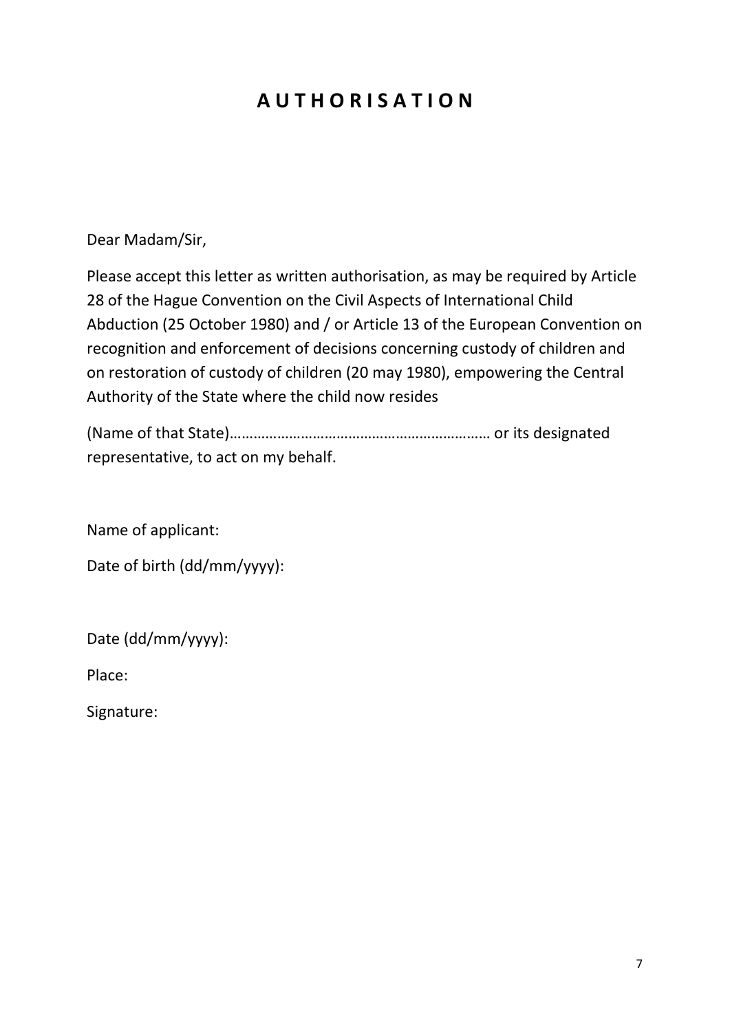# A U T H O R I S A T I O N

Dear Madam/Sir,

Please accept this letter as written authorisation, as may be required by Article 28 of the Hague Convention on the Civil Aspects of International Child Abduction (25 October 1980) and / or Article 13 of the European Convention on recognition and enforcement of decisions concerning custody of children and on restoration of custody of children (20 may 1980), empowering the Central Authority of the State where the child now resides

(Name of that State)………………………………………………………… or its designated representative, to act on my behalf.

Name of applicant:

Date of birth (dd/mm/yyyy):

Date (dd/mm/yyyy):

Place:

Signature: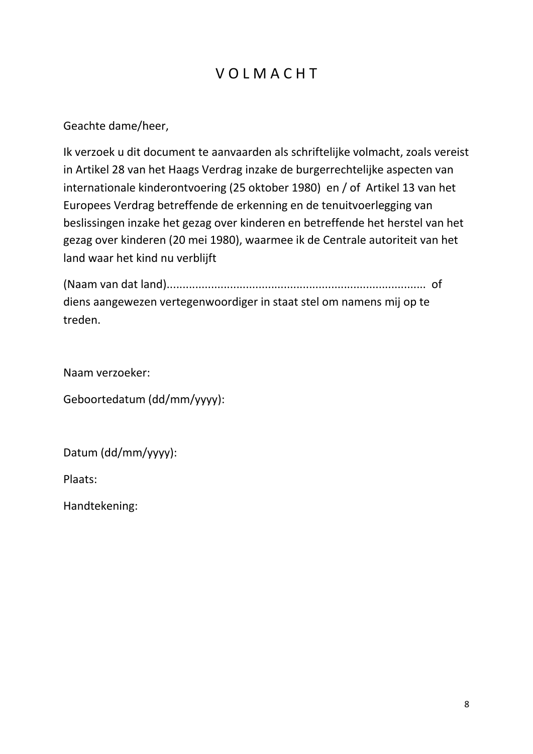# V O L M A C H T

Geachte dame/heer,

Ik verzoek u dit document te aanvaarden als schriftelijke volmacht, zoals vereist in Artikel 28 van het Haags Verdrag inzake de burgerrechtelijke aspecten van internationale kinderontvoering (25 oktober 1980) en / of Artikel 13 van het Europees Verdrag betreffende de erkenning en de tenuitvoerlegging van beslissingen inzake het gezag over kinderen en betreffende het herstel van het gezag over kinderen (20 mei 1980), waarmee ik de Centrale autoriteit van het land waar het kind nu verblijft

(Naam van dat land)................................................................................ of diens aangewezen vertegenwoordiger in staat stel om namens mij op te treden.

Naam verzoeker:

Geboortedatum (dd/mm/yyyy):

Datum (dd/mm/yyyy):

Plaats:

Handtekening: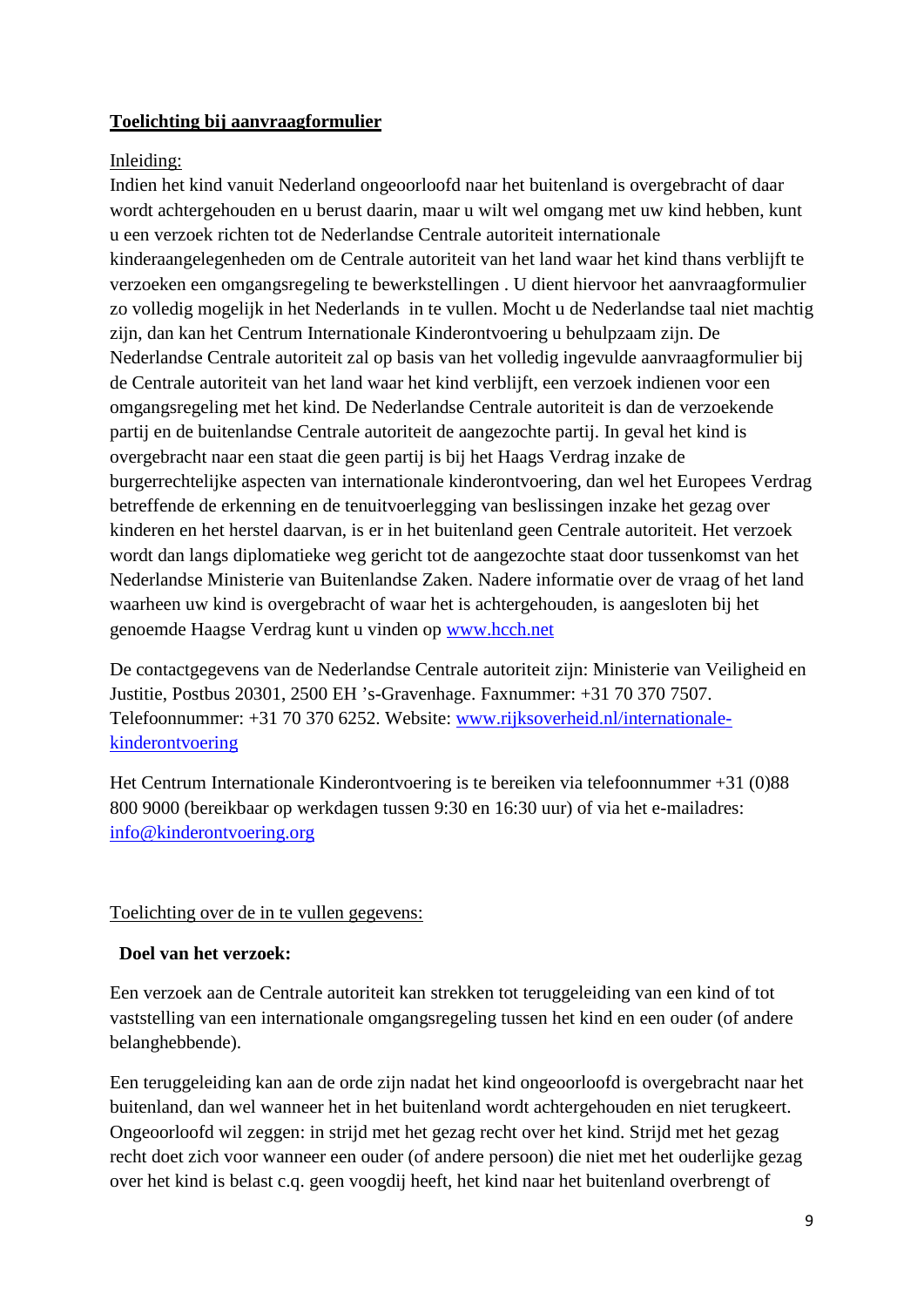**<u>Toelichting bij aanvraagformulier</u>**

<u>Inleiding:</u>
Indien het kind vanuit Nederland ongeoorloofd naar het buitenland is overgebracht of daar wordt achtergehouden en u berust daarin, maar u wilt wel omgang met uw kind hebben, kunt u een verzoek richten tot de Nederlandse Centrale autoriteit internationale kinderaangelegenheden om de Centrale autoriteit van het land waar het kind thans verblijft te verzoeken een omgangsregeling te bewerkstellingen . U dient hiervoor het aanvraagformulier zo volledig mogelijk in het Nederlands in te vullen. Mocht u de Nederlandse taal niet machtig zijn, dan kan het Centrum Internationale Kinderontvoering u behulpzaam zijn. De Nederlandse Centrale autoriteit zal op basis van het volledig ingevulde aanvraagformulier bij de Centrale autoriteit van het land waar het kind verblijft, een verzoek indienen voor een omgangsregeling met het kind. De Nederlandse Centrale autoriteit is dan de verzoekende partij en de buitenlandse Centrale autoriteit de aangezochte partij. In geval het kind is overgebracht naar een staat die geen partij is bij het Haags Verdrag inzake de burgerrechtelijke aspecten van internationale kinderontvoering, dan wel het Europees Verdrag betreffende de erkenning en de tenuitvoerlegging van beslissingen inzake het gezag over kinderen en het herstel daarvan, is er in het buitenland geen Centrale autoriteit. Het verzoek wordt dan langs diplomatieke weg gericht tot de aangezochte staat door tussenkomst van het Nederlandse Ministerie van Buitenlandse Zaken. Nadere informatie over de vraag of het land waarheen uw kind is overgebracht of waar het is achtergehouden, is aangesloten bij het genoemde Haagse Verdrag kunt u vinden op www.hcch.net

De contactgegevens van de Nederlandse Centrale autoriteit zijn: Ministerie van Veiligheid en Justitie, Postbus 20301, 2500 EH ’s-Gravenhage. Faxnummer: +31 70 370 7507. Telefoonnummer: +31 70 370 6252. Website: www.rijksoverheid.nl/internationale-kinderontvoering

Het Centrum Internationale Kinderontvoering is te bereiken via telefoonnummer +31 (0)88 800 9000 (bereikbaar op werkdagen tussen 9:30 en 16:30 uur) of via het e-mailadres: info@kinderontvoering.org

<u>Toelichting over de in te vullen gegevens:</u>

**Doel van het verzoek:**

Een verzoek aan de Centrale autoriteit kan strekken tot teruggeleiding van een kind of tot vaststelling van een internationale omgangsregeling tussen het kind en een ouder (of andere belanghebbende).

Een teruggeleiding kan aan de orde zijn nadat het kind ongeoorloofd is overgebracht naar het buitenland, dan wel wanneer het in het buitenland wordt achtergehouden en niet terugkeert. Ongeoorloofd wil zeggen: in strijd met het gezag recht over het kind. Strijd met het gezag recht doet zich voor wanneer een ouder (of andere persoon) die niet met het ouderlijke gezag over het kind is belast c.q. geen voogdij heeft, het kind naar het buitenland overbrengt of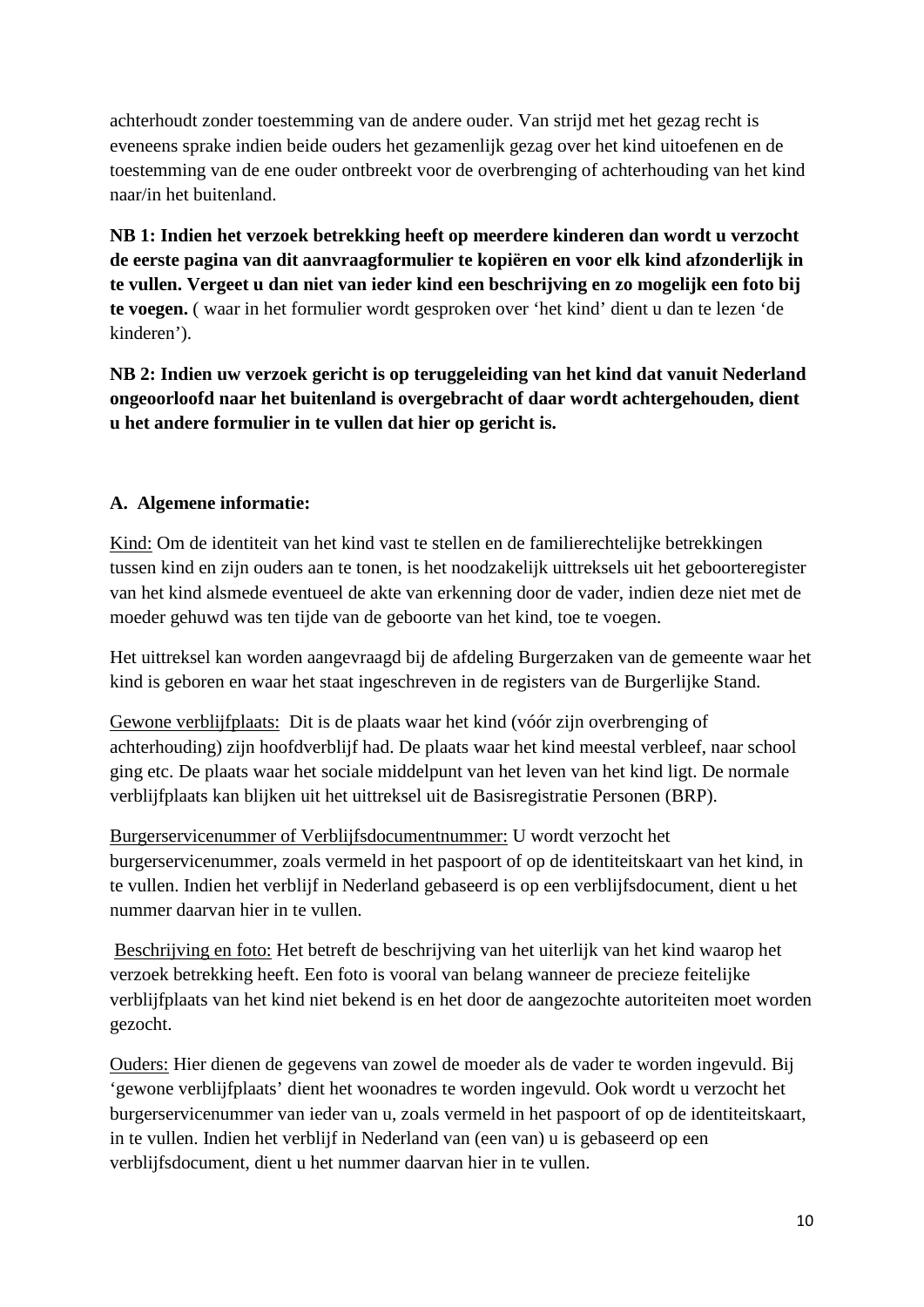achterhoudt zonder toestemming van de andere ouder. Van strijd met het gezag recht is eveneens sprake indien beide ouders het gezamenlijk gezag over het kind uitoefenen en de toestemming van de ene ouder ontbreekt voor de overbrenging of achterhouding van het kind naar/in het buitenland.

**NB 1: Indien het verzoek betrekking heeft op meerdere kinderen dan wordt u verzocht de eerste pagina van dit aanvraagformulier te kopiëren en voor elk kind afzonderlijk in te vullen. Vergeet u dan niet van ieder kind een beschrijving en zo mogelijk een foto bij te voegen.** ( waar in het formulier wordt gesproken over ‘het kind’ dient u dan te lezen ‘de kinderen’).

**NB 2: Indien uw verzoek gericht is op teruggeleiding van het kind dat vanuit Nederland ongeoorloofd naar het buitenland is overgebracht of daar wordt achtergehouden, dient u het andere formulier in te vullen dat hier op gericht is.**

**A. Algemene informatie:**

<u>Kind:</u> Om de identiteit van het kind vast te stellen en de familierechtelijke betrekkingen tussen kind en zijn ouders aan te tonen, is het noodzakelijk uittreksels uit het geboorteregister van het kind alsmede eventueel de akte van erkenning door de vader, indien deze niet met de moeder gehuwd was ten tijde van de geboorte van het kind, toe te voegen.

Het uittreksel kan worden aangevraagd bij de afdeling Burgerzaken van de gemeente waar het kind is geboren en waar het staat ingeschreven in de registers van de Burgerlijke Stand.

<u>Gewone verblijfplaats:</u> Dit is de plaats waar het kind (vóór zijn overbrenging of achterhouding) zijn hoofdverblijf had. De plaats waar het kind meestal verbleef, naar school ging etc. De plaats waar het sociale middelpunt van het leven van het kind ligt. De normale verblijfplaats kan blijken uit het uittreksel uit de Basisregistratie Personen (BRP).

<u>Burgerservicenummer of Verblijfsdocumentnummer:</u> U wordt verzocht het burgerservicenummer, zoals vermeld in het paspoort of op de identiteitskaart van het kind, in te vullen. Indien het verblijf in Nederland gebaseerd is op een verblijfsdocument, dient u het nummer daarvan hier in te vullen.

<u>Beschrijving en foto:</u> Het betreft de beschrijving van het uiterlijk van het kind waarop het verzoek betrekking heeft. Een foto is vooral van belang wanneer de precieze feitelijke verblijfplaats van het kind niet bekend is en het door de aangezochte autoriteiten moet worden gezocht.

<u>Ouders:</u> Hier dienen de gegevens van zowel de moeder als de vader te worden ingevuld. Bij ‘gewone verblijfplaats’ dient het woonadres te worden ingevuld. Ook wordt u verzocht het burgerservicenummer van ieder van u, zoals vermeld in het paspoort of op de identiteitskaart, in te vullen. Indien het verblijf in Nederland van (een van) u is gebaseerd op een verblijfsdocument, dient u het nummer daarvan hier in te vullen.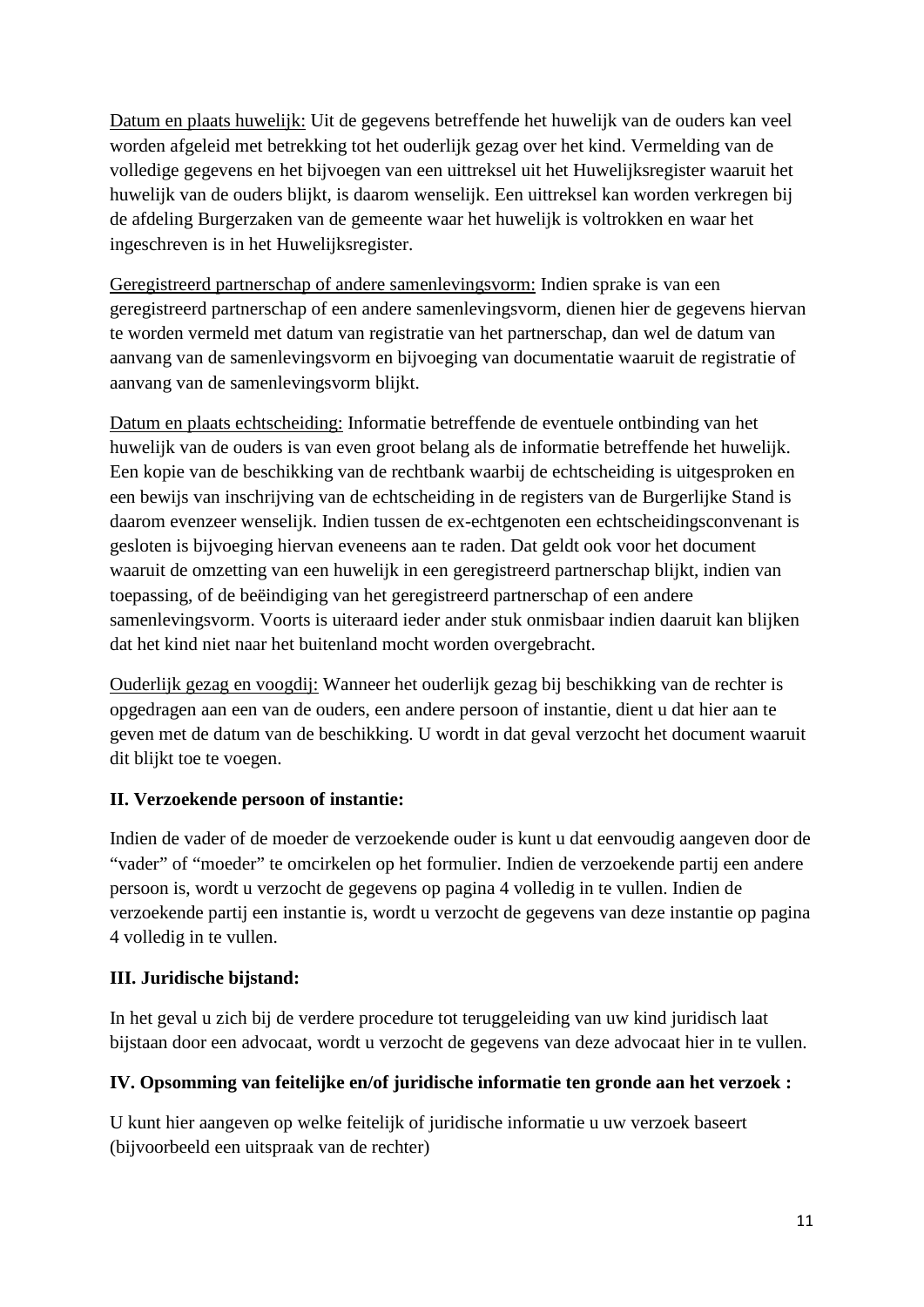<u>Datum en plaats huwelijk:</u> Uit de gegevens betreffende het huwelijk van de ouders kan veel worden afgeleid met betrekking tot het ouderlijk gezag over het kind. Vermelding van de volledige gegevens en het bijvoegen van een uittreksel uit het Huwelijksregister waaruit het huwelijk van de ouders blijkt, is daarom wenselijk. Een uittreksel kan worden verkregen bij de afdeling Burgerzaken van de gemeente waar het huwelijk is voltrokken en waar het ingeschreven is in het Huwelijksregister.

<u>Geregistreerd partnerschap of andere samenlevingsvorm:</u> Indien sprake is van een geregistreerd partnerschap of een andere samenlevingsvorm, dienen hier de gegevens hiervan te worden vermeld met datum van registratie van het partnerschap, dan wel de datum van aanvang van de samenlevingsvorm en bijvoeging van documentatie waaruit de registratie of aanvang van de samenlevingsvorm blijkt.

<u>Datum en plaats echtscheiding:</u> Informatie betreffende de eventuele ontbinding van het huwelijk van de ouders is van even groot belang als de informatie betreffende het huwelijk. Een kopie van de beschikking van de rechtbank waarbij de echtscheiding is uitgesproken en een bewijs van inschrijving van de echtscheiding in de registers van de Burgerlijke Stand is daarom evenzeer wenselijk. Indien tussen de ex-echtgenoten een echtscheidingsconvenant is gesloten is bijvoeging hiervan eveneens aan te raden. Dat geldt ook voor het document waaruit de omzetting van een huwelijk in een geregistreerd partnerschap blijkt, indien van toepassing, of de beëindiging van het geregistreerd partnerschap of een andere samenlevingsvorm. Voorts is uiteraard ieder ander stuk onmisbaar indien daaruit kan blijken dat het kind niet naar het buitenland mocht worden overgebracht.

<u>Ouderlijk gezag en voogdij:</u> Wanneer het ouderlijk gezag bij beschikking van de rechter is opgedragen aan een van de ouders, een andere persoon of instantie, dient u dat hier aan te geven met de datum van de beschikking. U wordt in dat geval verzocht het document waaruit dit blijkt toe te voegen.

**II. Verzoekende persoon of instantie:**

Indien de vader of de moeder de verzoekende ouder is kunt u dat eenvoudig aangeven door de “vader” of “moeder” te omcirkelen op het formulier. Indien de verzoekende partij een andere persoon is, wordt u verzocht de gegevens op pagina 4 volledig in te vullen. Indien de verzoekende partij een instantie is, wordt u verzocht de gegevens van deze instantie op pagina 4 volledig in te vullen.

**III. Juridische bijstand:**

In het geval u zich bij de verdere procedure tot teruggeleiding van uw kind juridisch laat bijstaan door een advocaat, wordt u verzocht de gegevens van deze advocaat hier in te vullen.

**IV. Opsomming van feitelijke en/of juridische informatie ten gronde aan het verzoek :**

U kunt hier aangeven op welke feitelijk of juridische informatie u uw verzoek baseert (bijvoorbeeld een uitspraak van de rechter)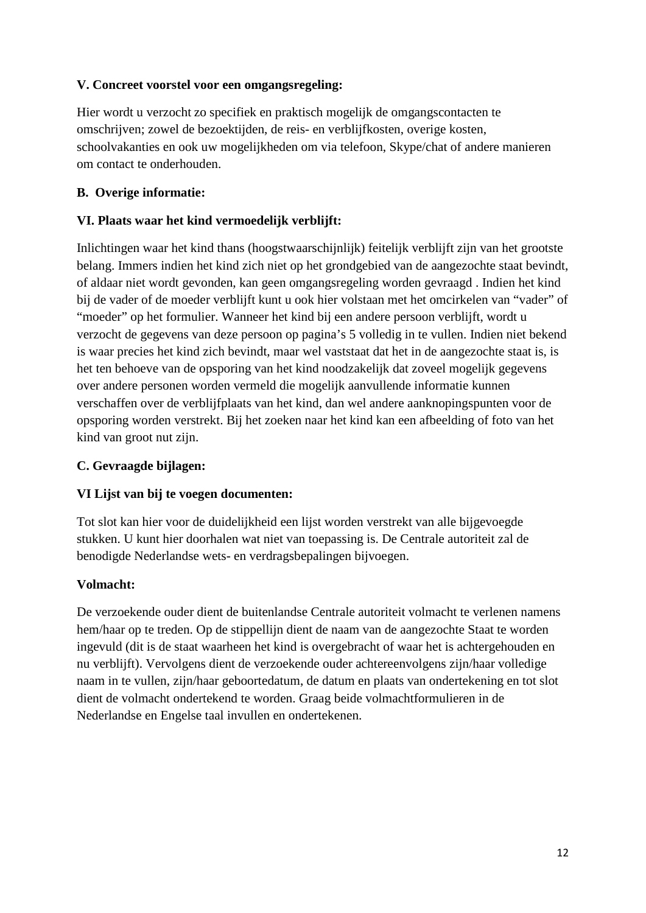**V. Concreet voorstel voor een omgangsregeling:**

Hier wordt u verzocht zo specifiek en praktisch mogelijk de omgangscontacten te omschrijven; zowel de bezoektijden, de reis- en verblijfkosten, overige kosten, schoolvakanties en ook uw mogelijkheden om via telefoon, Skype/chat of andere manieren om contact te onderhouden.

**B. Overige informatie:**

**VI. Plaats waar het kind vermoedelijk verblijft:**

Inlichtingen waar het kind thans (hoogstwaarschijnlijk) feitelijk verblijft zijn van het grootste belang. Immers indien het kind zich niet op het grondgebied van de aangezochte staat bevindt, of aldaar niet wordt gevonden, kan geen omgangsregeling worden gevraagd . Indien het kind bij de vader of de moeder verblijft kunt u ook hier volstaan met het omcirkelen van "vader" of "moeder" op het formulier. Wanneer het kind bij een andere persoon verblijft, wordt u verzocht de gegevens van deze persoon op pagina's 5 volledig in te vullen. Indien niet bekend is waar precies het kind zich bevindt, maar wel vaststaat dat het in de aangezochte staat is, is het ten behoeve van de opsporing van het kind noodzakelijk dat zoveel mogelijk gegevens over andere personen worden vermeld die mogelijk aanvullende informatie kunnen verschaffen over de verblijfplaats van het kind, dan wel andere aanknopingspunten voor de opsporing worden verstrekt. Bij het zoeken naar het kind kan een afbeelding of foto van het kind van groot nut zijn.

**C. Gevraagde bijlagen:**

**VI Lijst van bij te voegen documenten:**

Tot slot kan hier voor de duidelijkheid een lijst worden verstrekt van alle bijgevoegde stukken. U kunt hier doorhalen wat niet van toepassing is. De Centrale autoriteit zal de benodigde Nederlandse wets- en verdragsbepalingen bijvoegen.

**Volmacht:**

De verzoekende ouder dient de buitenlandse Centrale autoriteit volmacht te verlenen namens hem/haar op te treden. Op de stippellijn dient de naam van de aangezochte Staat te worden ingevuld (dit is de staat waarheen het kind is overgebracht of waar het is achtergehouden en nu verblijft). Vervolgens dient de verzoekende ouder achtereenvolgens zijn/haar volledige naam in te vullen, zijn/haar geboortedatum, de datum en plaats van ondertekening en tot slot dient de volmacht ondertekend te worden. Graag beide volmachtformulieren in de Nederlandse en Engelse taal invullen en ondertekenen.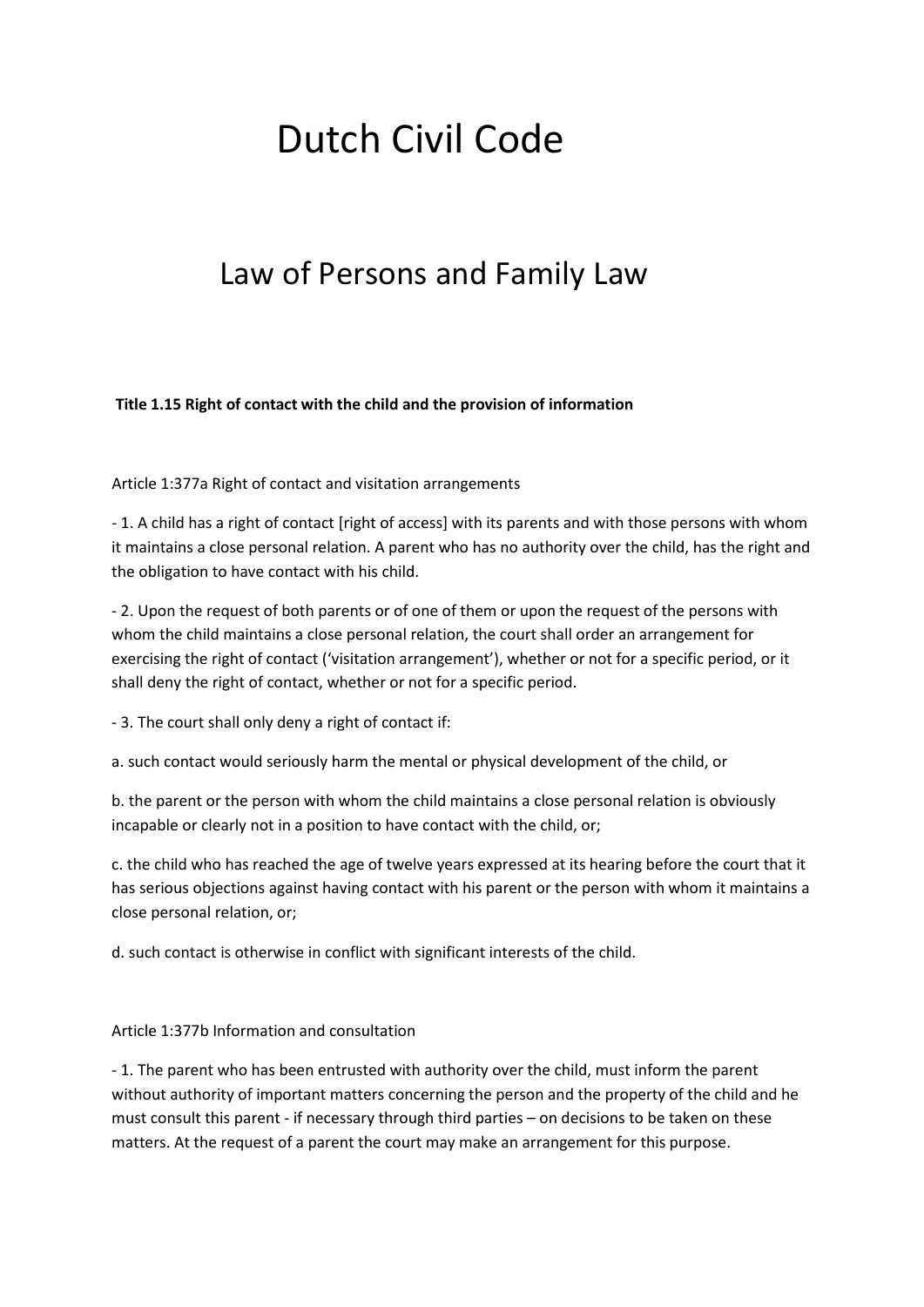# Dutch Civil Code

## Law of Persons and Family Law

**Title 1.15 Right of contact with the child and the provision of information**

Article 1:377a Right of contact and visitation arrangements

- 1. A child has a right of contact [right of access] with its parents and with those persons with whom it maintains a close personal relation. A parent who has no authority over the child, has the right and the obligation to have contact with his child.

- 2. Upon the request of both parents or of one of them or upon the request of the persons with whom the child maintains a close personal relation, the court shall order an arrangement for exercising the right of contact ('visitation arrangement'), whether or not for a specific period, or it shall deny the right of contact, whether or not for a specific period.

- 3. The court shall only deny a right of contact if:

a. such contact would seriously harm the mental or physical development of the child, or

b. the parent or the person with whom the child maintains a close personal relation is obviously incapable or clearly not in a position to have contact with the child, or;

c. the child who has reached the age of twelve years expressed at its hearing before the court that it has serious objections against having contact with his parent or the person with whom it maintains a close personal relation, or;

d. such contact is otherwise in conflict with significant interests of the child.

Article 1:377b Information and consultation

- 1. The parent who has been entrusted with authority over the child, must inform the parent without authority of important matters concerning the person and the property of the child and he must consult this parent - if necessary through third parties – on decisions to be taken on these matters. At the request of a parent the court may make an arrangement for this purpose.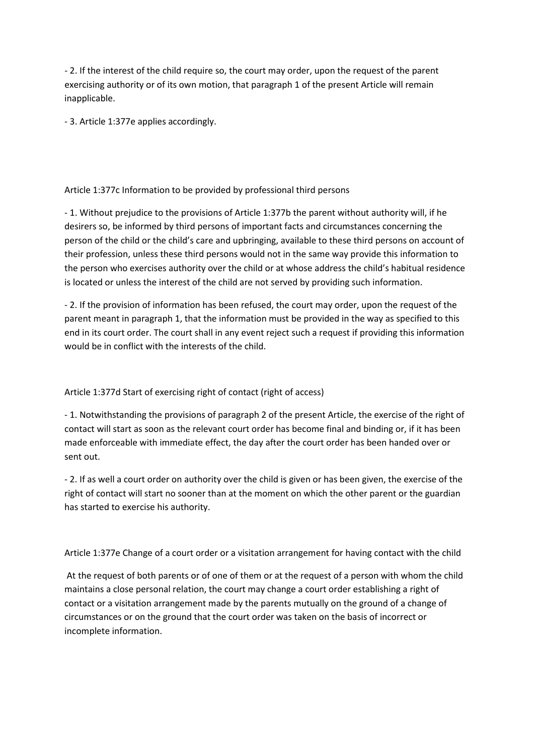- 2. If the interest of the child require so, the court may order, upon the request of the parent exercising authority or of its own motion, that paragraph 1 of the present Article will remain inapplicable.

- 3. Article 1:377e applies accordingly.

Article 1:377c Information to be provided by professional third persons

- 1. Without prejudice to the provisions of Article 1:377b the parent without authority will, if he desirers so, be informed by third persons of important facts and circumstances concerning the person of the child or the child's care and upbringing, available to these third persons on account of their profession, unless these third persons would not in the same way provide this information to the person who exercises authority over the child or at whose address the child's habitual residence is located or unless the interest of the child are not served by providing such information.

- 2. If the provision of information has been refused, the court may order, upon the request of the parent meant in paragraph 1, that the information must be provided in the way as specified to this end in its court order. The court shall in any event reject such a request if providing this information would be in conflict with the interests of the child.

Article 1:377d Start of exercising right of contact (right of access)

- 1. Notwithstanding the provisions of paragraph 2 of the present Article, the exercise of the right of contact will start as soon as the relevant court order has become final and binding or, if it has been made enforceable with immediate effect, the day after the court order has been handed over or sent out.

- 2. If as well a court order on authority over the child is given or has been given, the exercise of the right of contact will start no sooner than at the moment on which the other parent or the guardian has started to exercise his authority.

Article 1:377e Change of a court order or a visitation arrangement for having contact with the child

At the request of both parents or of one of them or at the request of a person with whom the child maintains a close personal relation, the court may change a court order establishing a right of contact or a visitation arrangement made by the parents mutually on the ground of a change of circumstances or on the ground that the court order was taken on the basis of incorrect or incomplete information.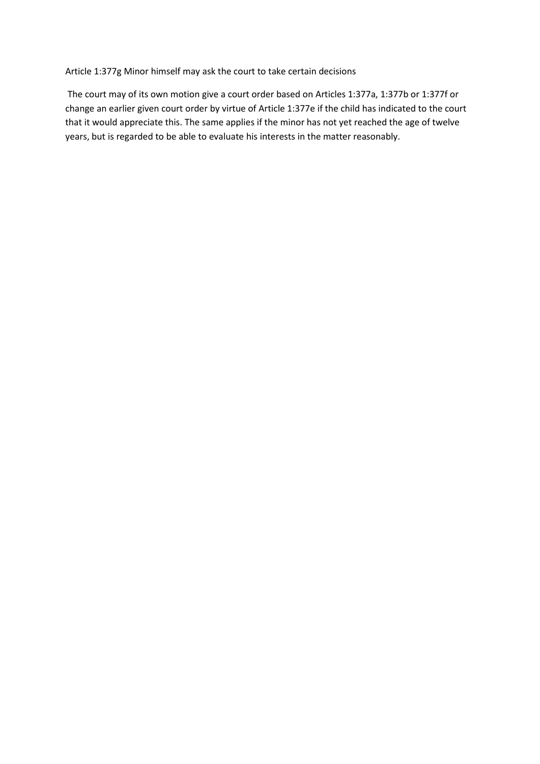Article 1:377g Minor himself may ask the court to take certain decisions

The court may of its own motion give a court order based on Articles 1:377a, 1:377b or 1:377f or change an earlier given court order by virtue of Article 1:377e if the child has indicated to the court that it would appreciate this. The same applies if the minor has not yet reached the age of twelve years, but is regarded to be able to evaluate his interests in the matter reasonably.